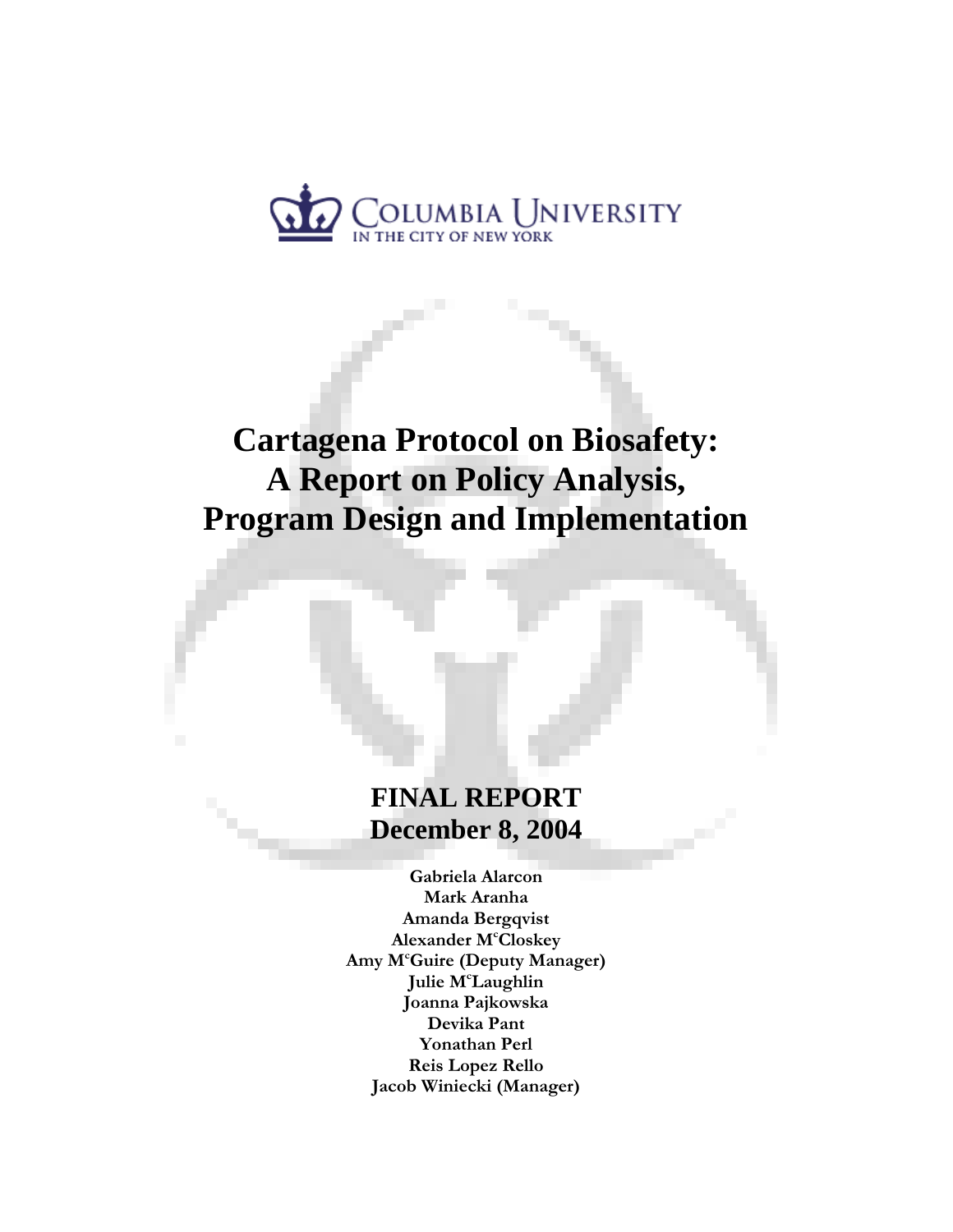COLUMBIA UNIVERSITY
IN THE CITY OF NEW YORK

# Cartagena Protocol on Biosafety: A Report on Policy Analysis, Program Design and Implementation

## FINAL REPORT
## December 8, 2004

**Gabriela Alarcon**
**Mark Aranha**
**Amanda Bergqvist**
**Alexander McCloskey**
**Amy McGuire (Deputy Manager)**
**Julie McLaughlin**
**Joanna Pajkowska**
**Devika Pant**
**Yonathan Perl**
**Reis Lopez Rello**
**Jacob Winiecki (Manager)**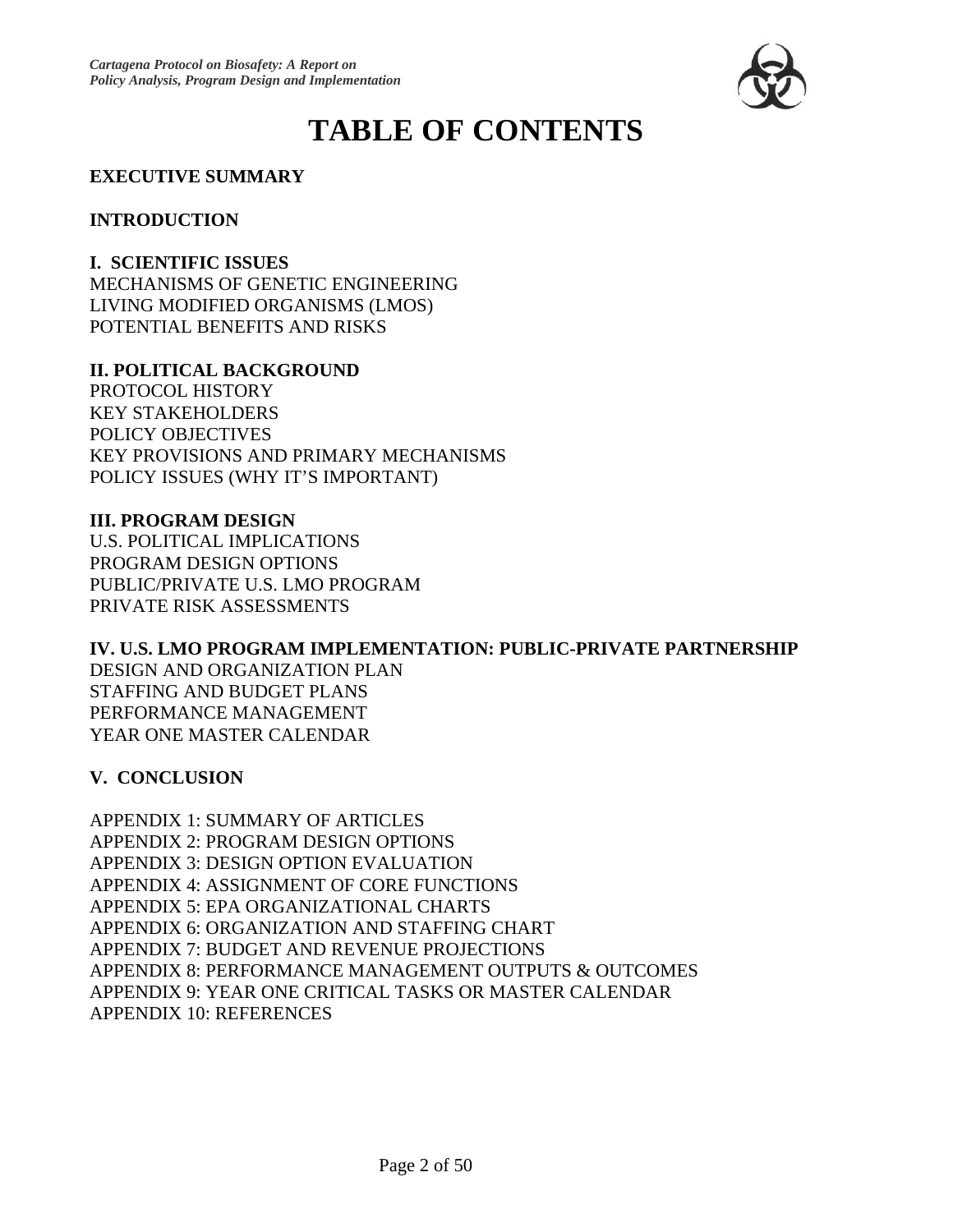# TABLE OF CONTENTS

**EXECUTIVE SUMMARY**

**INTRODUCTION**

**I. SCIENTIFIC ISSUES**
MECHANISMS OF GENETIC ENGINEERING
LIVING MODIFIED ORGANISMS (LMOS)
POTENTIAL BENEFITS AND RISKS

**II. POLITICAL BACKGROUND**
PROTOCOL HISTORY
KEY STAKEHOLDERS
POLICY OBJECTIVES
KEY PROVISIONS AND PRIMARY MECHANISMS
POLICY ISSUES (WHY IT'S IMPORTANT)

**III. PROGRAM DESIGN**
U.S. POLITICAL IMPLICATIONS
PROGRAM DESIGN OPTIONS
PUBLIC/PRIVATE U.S. LMO PROGRAM
PRIVATE RISK ASSESSMENTS

**IV. U.S. LMO PROGRAM IMPLEMENTATION: PUBLIC-PRIVATE PARTNERSHIP**
DESIGN AND ORGANIZATION PLAN
STAFFING AND BUDGET PLANS
PERFORMANCE MANAGEMENT
YEAR ONE MASTER CALENDAR

**V. CONCLUSION**

APPENDIX 1: SUMMARY OF ARTICLES
APPENDIX 2: PROGRAM DESIGN OPTIONS
APPENDIX 3: DESIGN OPTION EVALUATION
APPENDIX 4: ASSIGNMENT OF CORE FUNCTIONS
APPENDIX 5: EPA ORGANIZATIONAL CHARTS
APPENDIX 6: ORGANIZATION AND STAFFING CHART
APPENDIX 7: BUDGET AND REVENUE PROJECTIONS
APPENDIX 8: PERFORMANCE MANAGEMENT OUTPUTS & OUTCOMES
APPENDIX 9: YEAR ONE CRITICAL TASKS OR MASTER CALENDAR
APPENDIX 10: REFERENCES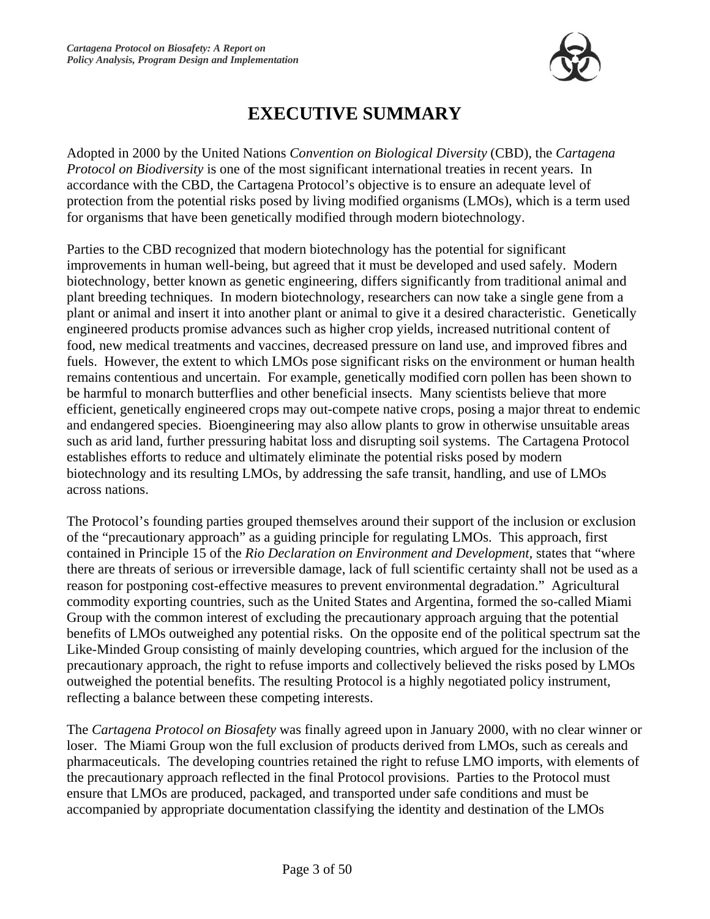# EXECUTIVE SUMMARY

Adopted in 2000 by the United Nations *Convention on Biological Diversity* (CBD), the *Cartagena Protocol on Biodiversity* is one of the most significant international treaties in recent years. In accordance with the CBD, the Cartagena Protocol's objective is to ensure an adequate level of protection from the potential risks posed by living modified organisms (LMOs), which is a term used for organisms that have been genetically modified through modern biotechnology.

Parties to the CBD recognized that modern biotechnology has the potential for significant improvements in human well-being, but agreed that it must be developed and used safely. Modern biotechnology, better known as genetic engineering, differs significantly from traditional animal and plant breeding techniques. In modern biotechnology, researchers can now take a single gene from a plant or animal and insert it into another plant or animal to give it a desired characteristic. Genetically engineered products promise advances such as higher crop yields, increased nutritional content of food, new medical treatments and vaccines, decreased pressure on land use, and improved fibres and fuels. However, the extent to which LMOs pose significant risks on the environment or human health remains contentious and uncertain. For example, genetically modified corn pollen has been shown to be harmful to monarch butterflies and other beneficial insects. Many scientists believe that more efficient, genetically engineered crops may out-compete native crops, posing a major threat to endemic and endangered species. Bioengineering may also allow plants to grow in otherwise unsuitable areas such as arid land, further pressuring habitat loss and disrupting soil systems. The Cartagena Protocol establishes efforts to reduce and ultimately eliminate the potential risks posed by modern biotechnology and its resulting LMOs, by addressing the safe transit, handling, and use of LMOs across nations.

The Protocol's founding parties grouped themselves around their support of the inclusion or exclusion of the "precautionary approach" as a guiding principle for regulating LMOs. This approach, first contained in Principle 15 of the *Rio Declaration on Environment and Development*, states that "where there are threats of serious or irreversible damage, lack of full scientific certainty shall not be used as a reason for postponing cost-effective measures to prevent environmental degradation." Agricultural commodity exporting countries, such as the United States and Argentina, formed the so-called Miami Group with the common interest of excluding the precautionary approach arguing that the potential benefits of LMOs outweighed any potential risks. On the opposite end of the political spectrum sat the Like-Minded Group consisting of mainly developing countries, which argued for the inclusion of the precautionary approach, the right to refuse imports and collectively believed the risks posed by LMOs outweighed the potential benefits. The resulting Protocol is a highly negotiated policy instrument, reflecting a balance between these competing interests.

The *Cartagena Protocol on Biosafety* was finally agreed upon in January 2000, with no clear winner or loser. The Miami Group won the full exclusion of products derived from LMOs, such as cereals and pharmaceuticals. The developing countries retained the right to refuse LMO imports, with elements of the precautionary approach reflected in the final Protocol provisions. Parties to the Protocol must ensure that LMOs are produced, packaged, and transported under safe conditions and must be accompanied by appropriate documentation classifying the identity and destination of the LMOs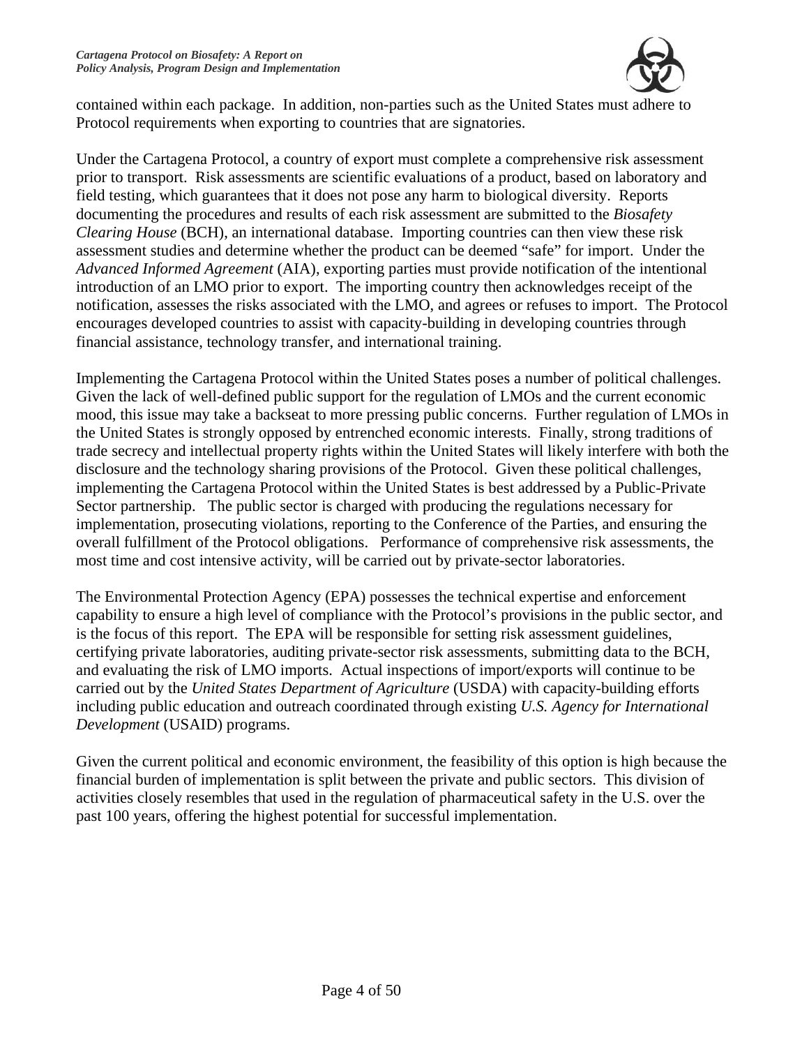contained within each package. In addition, non-parties such as the United States must adhere to Protocol requirements when exporting to countries that are signatories.

Under the Cartagena Protocol, a country of export must complete a comprehensive risk assessment prior to transport. Risk assessments are scientific evaluations of a product, based on laboratory and field testing, which guarantees that it does not pose any harm to biological diversity. Reports documenting the procedures and results of each risk assessment are submitted to the *Biosafety Clearing House* (BCH), an international database. Importing countries can then view these risk assessment studies and determine whether the product can be deemed "safe" for import. Under the *Advanced Informed Agreement* (AIA), exporting parties must provide notification of the intentional introduction of an LMO prior to export. The importing country then acknowledges receipt of the notification, assesses the risks associated with the LMO, and agrees or refuses to import. The Protocol encourages developed countries to assist with capacity-building in developing countries through financial assistance, technology transfer, and international training.

Implementing the Cartagena Protocol within the United States poses a number of political challenges. Given the lack of well-defined public support for the regulation of LMOs and the current economic mood, this issue may take a backseat to more pressing public concerns. Further regulation of LMOs in the United States is strongly opposed by entrenched economic interests. Finally, strong traditions of trade secrecy and intellectual property rights within the United States will likely interfere with both the disclosure and the technology sharing provisions of the Protocol. Given these political challenges, implementing the Cartagena Protocol within the United States is best addressed by a Public-Private Sector partnership. The public sector is charged with producing the regulations necessary for implementation, prosecuting violations, reporting to the Conference of the Parties, and ensuring the overall fulfillment of the Protocol obligations. Performance of comprehensive risk assessments, the most time and cost intensive activity, will be carried out by private-sector laboratories.

The Environmental Protection Agency (EPA) possesses the technical expertise and enforcement capability to ensure a high level of compliance with the Protocol's provisions in the public sector, and is the focus of this report. The EPA will be responsible for setting risk assessment guidelines, certifying private laboratories, auditing private-sector risk assessments, submitting data to the BCH, and evaluating the risk of LMO imports. Actual inspections of import/exports will continue to be carried out by the *United States Department of Agriculture* (USDA) with capacity-building efforts including public education and outreach coordinated through existing *U.S. Agency for International Development* (USAID) programs.

Given the current political and economic environment, the feasibility of this option is high because the financial burden of implementation is split between the private and public sectors. This division of activities closely resembles that used in the regulation of pharmaceutical safety in the U.S. over the past 100 years, offering the highest potential for successful implementation.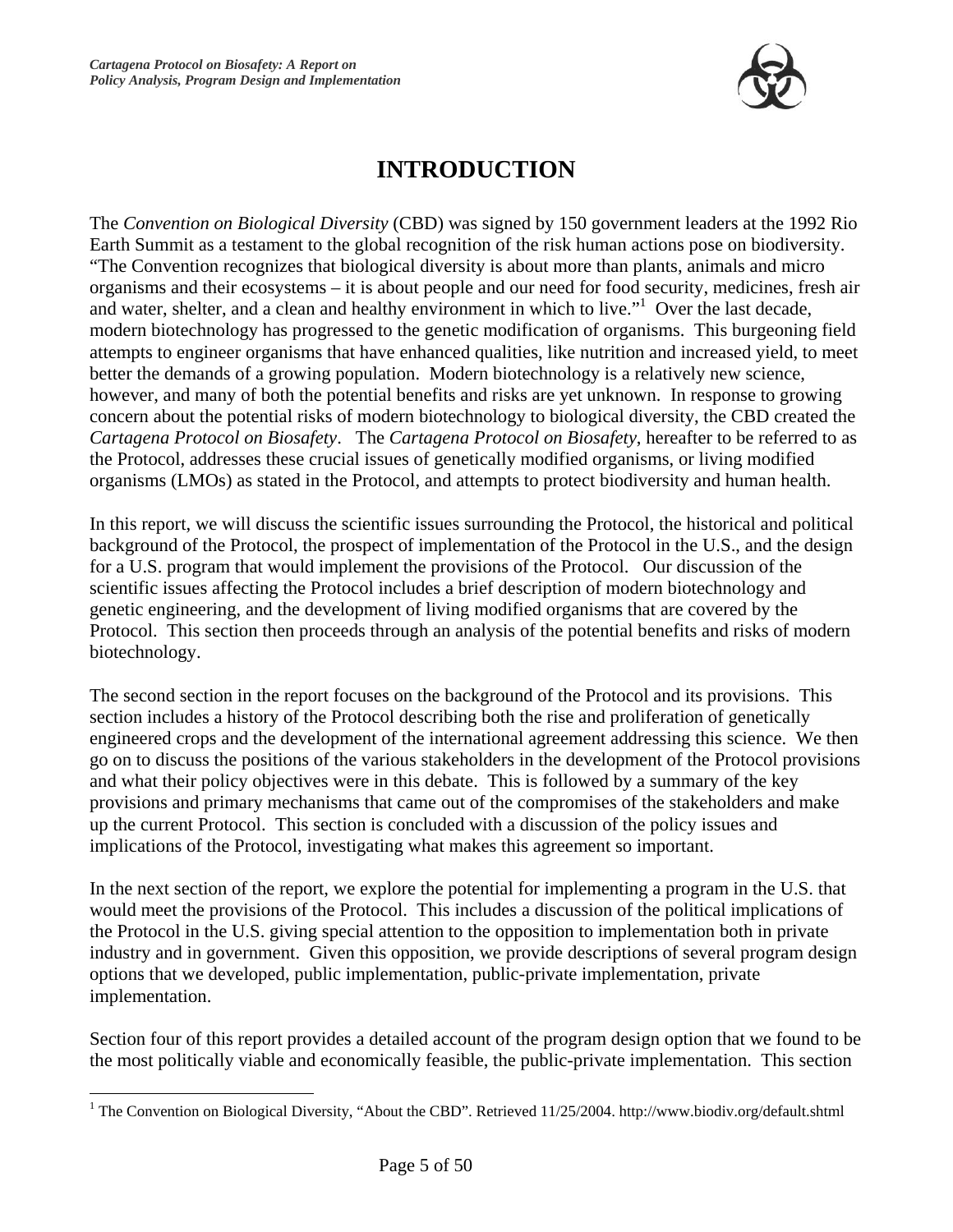# INTRODUCTION

The *Convention on Biological Diversity* (CBD) was signed by 150 government leaders at the 1992 Rio Earth Summit as a testament to the global recognition of the risk human actions pose on biodiversity. "The Convention recognizes that biological diversity is about more than plants, animals and micro organisms and their ecosystems – it is about people and our need for food security, medicines, fresh air and water, shelter, and a clean and healthy environment in which to live."[1] Over the last decade, modern biotechnology has progressed to the genetic modification of organisms. This burgeoning field attempts to engineer organisms that have enhanced qualities, like nutrition and increased yield, to meet better the demands of a growing population. Modern biotechnology is a relatively new science, however, and many of both the potential benefits and risks are yet unknown. In response to growing concern about the potential risks of modern biotechnology to biological diversity, the CBD created the *Cartagena Protocol on Biosafety*. The *Cartagena Protocol on Biosafety*, hereafter to be referred to as the Protocol, addresses these crucial issues of genetically modified organisms, or living modified organisms (LMOs) as stated in the Protocol, and attempts to protect biodiversity and human health.

In this report, we will discuss the scientific issues surrounding the Protocol, the historical and political background of the Protocol, the prospect of implementation of the Protocol in the U.S., and the design for a U.S. program that would implement the provisions of the Protocol. Our discussion of the scientific issues affecting the Protocol includes a brief description of modern biotechnology and genetic engineering, and the development of living modified organisms that are covered by the Protocol. This section then proceeds through an analysis of the potential benefits and risks of modern biotechnology.

The second section in the report focuses on the background of the Protocol and its provisions. This section includes a history of the Protocol describing both the rise and proliferation of genetically engineered crops and the development of the international agreement addressing this science. We then go on to discuss the positions of the various stakeholders in the development of the Protocol provisions and what their policy objectives were in this debate. This is followed by a summary of the key provisions and primary mechanisms that came out of the compromises of the stakeholders and make up the current Protocol. This section is concluded with a discussion of the policy issues and implications of the Protocol, investigating what makes this agreement so important.

In the next section of the report, we explore the potential for implementing a program in the U.S. that would meet the provisions of the Protocol. This includes a discussion of the political implications of the Protocol in the U.S. giving special attention to the opposition to implementation both in private industry and in government. Given this opposition, we provide descriptions of several program design options that we developed, public implementation, public-private implementation, private implementation.

Section four of this report provides a detailed account of the program design option that we found to be the most politically viable and economically feasible, the public-private implementation. This section

---

[1] The Convention on Biological Diversity, "About the CBD". Retrieved 11/25/2004. http://www.biodiv.org/default.shtml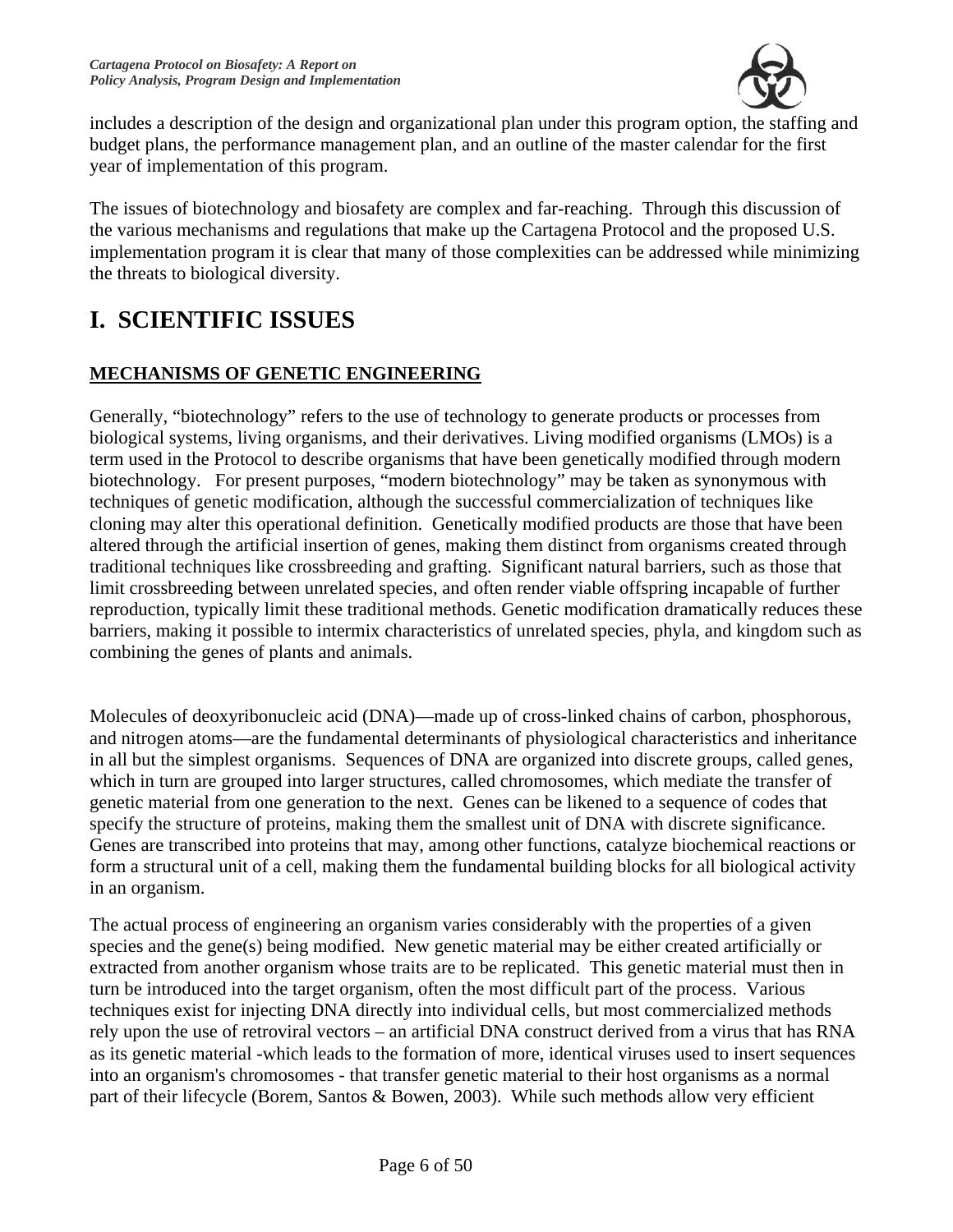includes a description of the design and organizational plan under this program option, the staffing and budget plans, the performance management plan, and an outline of the master calendar for the first year of implementation of this program.

The issues of biotechnology and biosafety are complex and far-reaching. Through this discussion of the various mechanisms and regulations that make up the Cartagena Protocol and the proposed U.S. implementation program it is clear that many of those complexities can be addressed while minimizing the threats to biological diversity.

# I. SCIENTIFIC ISSUES

## MECHANISMS OF GENETIC ENGINEERING

Generally, "biotechnology" refers to the use of technology to generate products or processes from biological systems, living organisms, and their derivatives. Living modified organisms (LMOs) is a term used in the Protocol to describe organisms that have been genetically modified through modern biotechnology. For present purposes, "modern biotechnology" may be taken as synonymous with techniques of genetic modification, although the successful commercialization of techniques like cloning may alter this operational definition. Genetically modified products are those that have been altered through the artificial insertion of genes, making them distinct from organisms created through traditional techniques like crossbreeding and grafting. Significant natural barriers, such as those that limit crossbreeding between unrelated species, and often render viable offspring incapable of further reproduction, typically limit these traditional methods. Genetic modification dramatically reduces these barriers, making it possible to intermix characteristics of unrelated species, phyla, and kingdom such as combining the genes of plants and animals.

Molecules of deoxyribonucleic acid (DNA)—made up of cross-linked chains of carbon, phosphorous, and nitrogen atoms—are the fundamental determinants of physiological characteristics and inheritance in all but the simplest organisms. Sequences of DNA are organized into discrete groups, called genes, which in turn are grouped into larger structures, called chromosomes, which mediate the transfer of genetic material from one generation to the next. Genes can be likened to a sequence of codes that specify the structure of proteins, making them the smallest unit of DNA with discrete significance. Genes are transcribed into proteins that may, among other functions, catalyze biochemical reactions or form a structural unit of a cell, making them the fundamental building blocks for all biological activity in an organism.

The actual process of engineering an organism varies considerably with the properties of a given species and the gene(s) being modified. New genetic material may be either created artificially or extracted from another organism whose traits are to be replicated. This genetic material must then in turn be introduced into the target organism, often the most difficult part of the process. Various techniques exist for injecting DNA directly into individual cells, but most commercialized methods rely upon the use of retroviral vectors – an artificial DNA construct derived from a virus that has RNA as its genetic material -which leads to the formation of more, identical viruses used to insert sequences into an organism's chromosomes - that transfer genetic material to their host organisms as a normal part of their lifecycle (Borem, Santos & Bowen, 2003). While such methods allow very efficient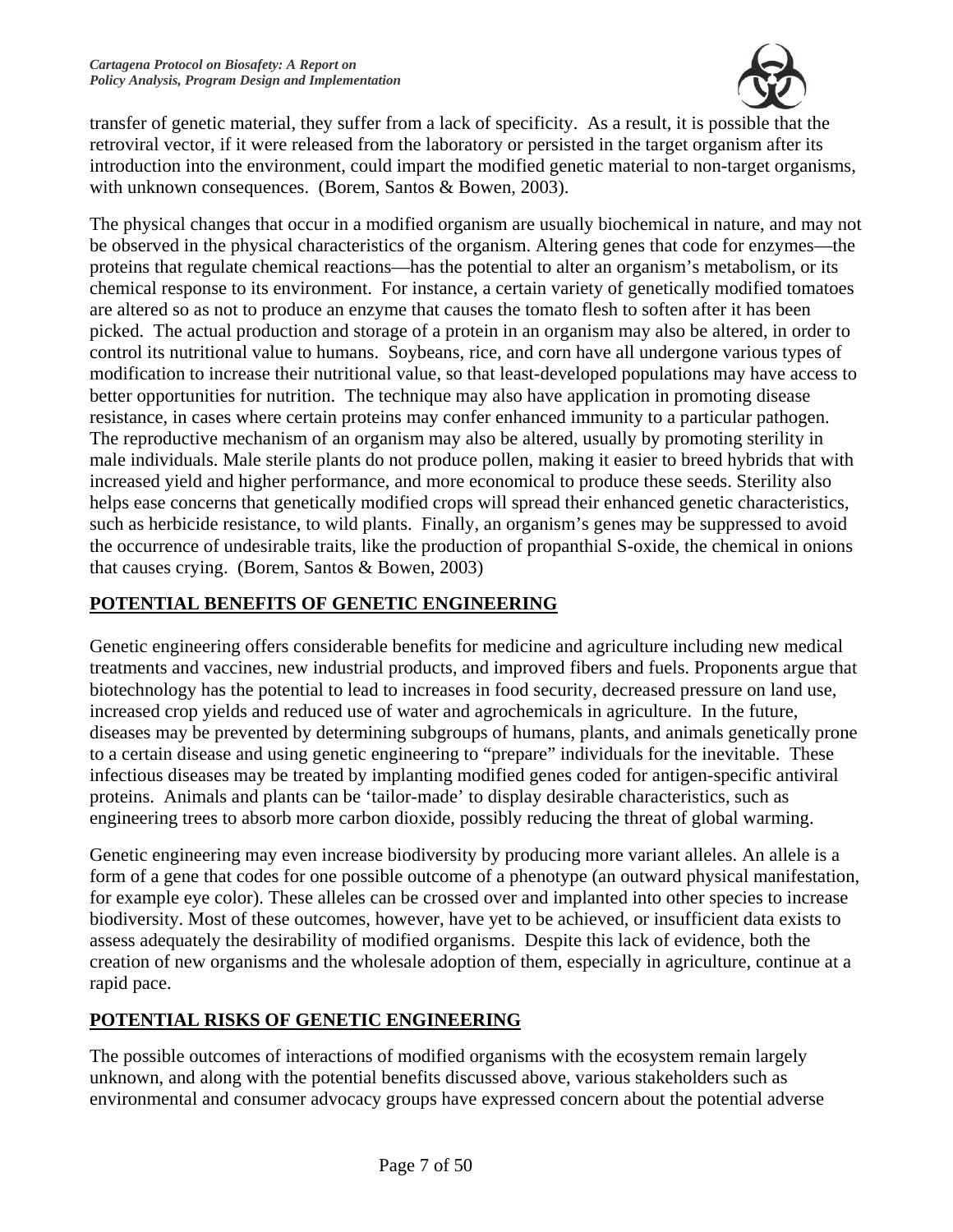transfer of genetic material, they suffer from a lack of specificity. As a result, it is possible that the retroviral vector, if it were released from the laboratory or persisted in the target organism after its introduction into the environment, could impart the modified genetic material to non-target organisms, with unknown consequences. (Borem, Santos & Bowen, 2003).

The physical changes that occur in a modified organism are usually biochemical in nature, and may not be observed in the physical characteristics of the organism. Altering genes that code for enzymes—the proteins that regulate chemical reactions—has the potential to alter an organism's metabolism, or its chemical response to its environment. For instance, a certain variety of genetically modified tomatoes are altered so as not to produce an enzyme that causes the tomato flesh to soften after it has been picked. The actual production and storage of a protein in an organism may also be altered, in order to control its nutritional value to humans. Soybeans, rice, and corn have all undergone various types of modification to increase their nutritional value, so that least-developed populations may have access to better opportunities for nutrition. The technique may also have application in promoting disease resistance, in cases where certain proteins may confer enhanced immunity to a particular pathogen. The reproductive mechanism of an organism may also be altered, usually by promoting sterility in male individuals. Male sterile plants do not produce pollen, making it easier to breed hybrids that with increased yield and higher performance, and more economical to produce these seeds. Sterility also helps ease concerns that genetically modified crops will spread their enhanced genetic characteristics, such as herbicide resistance, to wild plants. Finally, an organism's genes may be suppressed to avoid the occurrence of undesirable traits, like the production of propanthial S-oxide, the chemical in onions that causes crying. (Borem, Santos & Bowen, 2003)

## POTENTIAL BENEFITS OF GENETIC ENGINEERING

Genetic engineering offers considerable benefits for medicine and agriculture including new medical treatments and vaccines, new industrial products, and improved fibers and fuels. Proponents argue that biotechnology has the potential to lead to increases in food security, decreased pressure on land use, increased crop yields and reduced use of water and agrochemicals in agriculture. In the future, diseases may be prevented by determining subgroups of humans, plants, and animals genetically prone to a certain disease and using genetic engineering to "prepare" individuals for the inevitable. These infectious diseases may be treated by implanting modified genes coded for antigen-specific antiviral proteins. Animals and plants can be 'tailor-made' to display desirable characteristics, such as engineering trees to absorb more carbon dioxide, possibly reducing the threat of global warming.

Genetic engineering may even increase biodiversity by producing more variant alleles. An allele is a form of a gene that codes for one possible outcome of a phenotype (an outward physical manifestation, for example eye color). These alleles can be crossed over and implanted into other species to increase biodiversity. Most of these outcomes, however, have yet to be achieved, or insufficient data exists to assess adequately the desirability of modified organisms. Despite this lack of evidence, both the creation of new organisms and the wholesale adoption of them, especially in agriculture, continue at a rapid pace.

## POTENTIAL RISKS OF GENETIC ENGINEERING

The possible outcomes of interactions of modified organisms with the ecosystem remain largely unknown, and along with the potential benefits discussed above, various stakeholders such as environmental and consumer advocacy groups have expressed concern about the potential adverse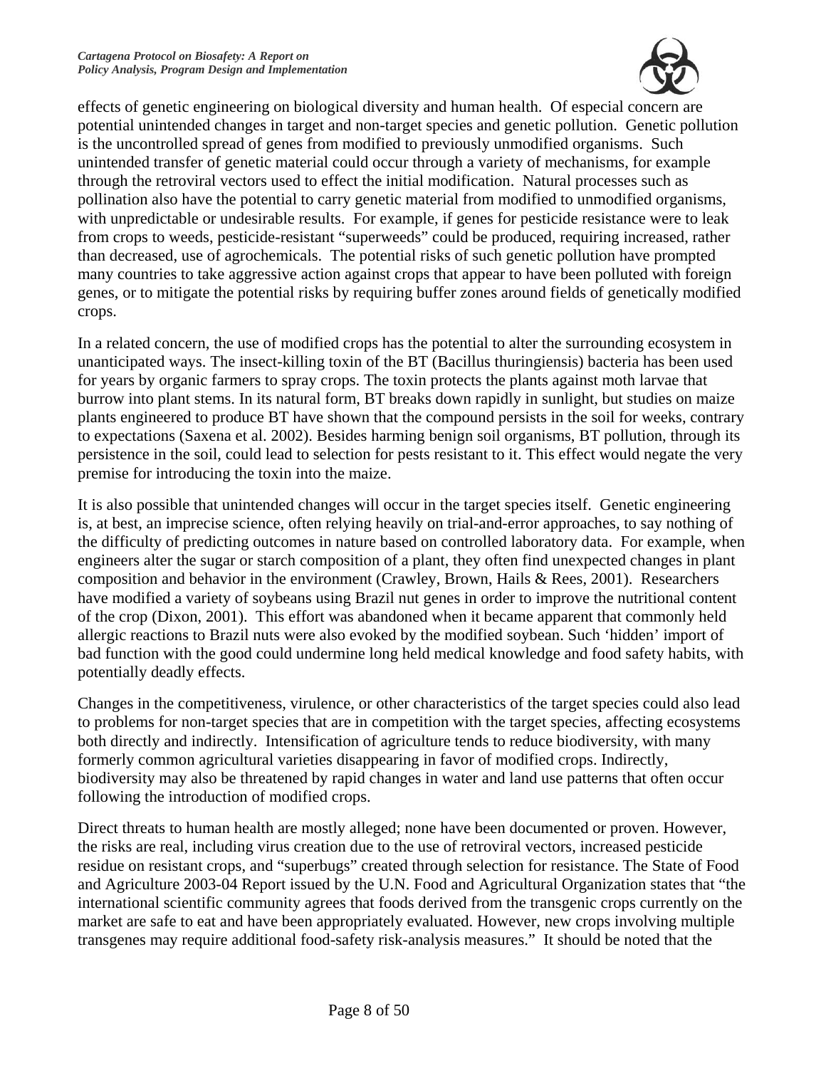effects of genetic engineering on biological diversity and human health. Of especial concern are potential unintended changes in target and non-target species and genetic pollution. Genetic pollution is the uncontrolled spread of genes from modified to previously unmodified organisms. Such unintended transfer of genetic material could occur through a variety of mechanisms, for example through the retroviral vectors used to effect the initial modification. Natural processes such as pollination also have the potential to carry genetic material from modified to unmodified organisms, with unpredictable or undesirable results. For example, if genes for pesticide resistance were to leak from crops to weeds, pesticide-resistant "superweeds" could be produced, requiring increased, rather than decreased, use of agrochemicals. The potential risks of such genetic pollution have prompted many countries to take aggressive action against crops that appear to have been polluted with foreign genes, or to mitigate the potential risks by requiring buffer zones around fields of genetically modified crops.

In a related concern, the use of modified crops has the potential to alter the surrounding ecosystem in unanticipated ways. The insect-killing toxin of the BT (Bacillus thuringiensis) bacteria has been used for years by organic farmers to spray crops. The toxin protects the plants against moth larvae that burrow into plant stems. In its natural form, BT breaks down rapidly in sunlight, but studies on maize plants engineered to produce BT have shown that the compound persists in the soil for weeks, contrary to expectations (Saxena et al. 2002). Besides harming benign soil organisms, BT pollution, through its persistence in the soil, could lead to selection for pests resistant to it. This effect would negate the very premise for introducing the toxin into the maize.

It is also possible that unintended changes will occur in the target species itself. Genetic engineering is, at best, an imprecise science, often relying heavily on trial-and-error approaches, to say nothing of the difficulty of predicting outcomes in nature based on controlled laboratory data. For example, when engineers alter the sugar or starch composition of a plant, they often find unexpected changes in plant composition and behavior in the environment (Crawley, Brown, Hails & Rees, 2001). Researchers have modified a variety of soybeans using Brazil nut genes in order to improve the nutritional content of the crop (Dixon, 2001). This effort was abandoned when it became apparent that commonly held allergic reactions to Brazil nuts were also evoked by the modified soybean. Such 'hidden' import of bad function with the good could undermine long held medical knowledge and food safety habits, with potentially deadly effects.

Changes in the competitiveness, virulence, or other characteristics of the target species could also lead to problems for non-target species that are in competition with the target species, affecting ecosystems both directly and indirectly. Intensification of agriculture tends to reduce biodiversity, with many formerly common agricultural varieties disappearing in favor of modified crops. Indirectly, biodiversity may also be threatened by rapid changes in water and land use patterns that often occur following the introduction of modified crops.

Direct threats to human health are mostly alleged; none have been documented or proven. However, the risks are real, including virus creation due to the use of retroviral vectors, increased pesticide residue on resistant crops, and "superbugs" created through selection for resistance. The State of Food and Agriculture 2003-04 Report issued by the U.N. Food and Agricultural Organization states that "the international scientific community agrees that foods derived from the transgenic crops currently on the market are safe to eat and have been appropriately evaluated. However, new crops involving multiple transgenes may require additional food-safety risk-analysis measures." It should be noted that the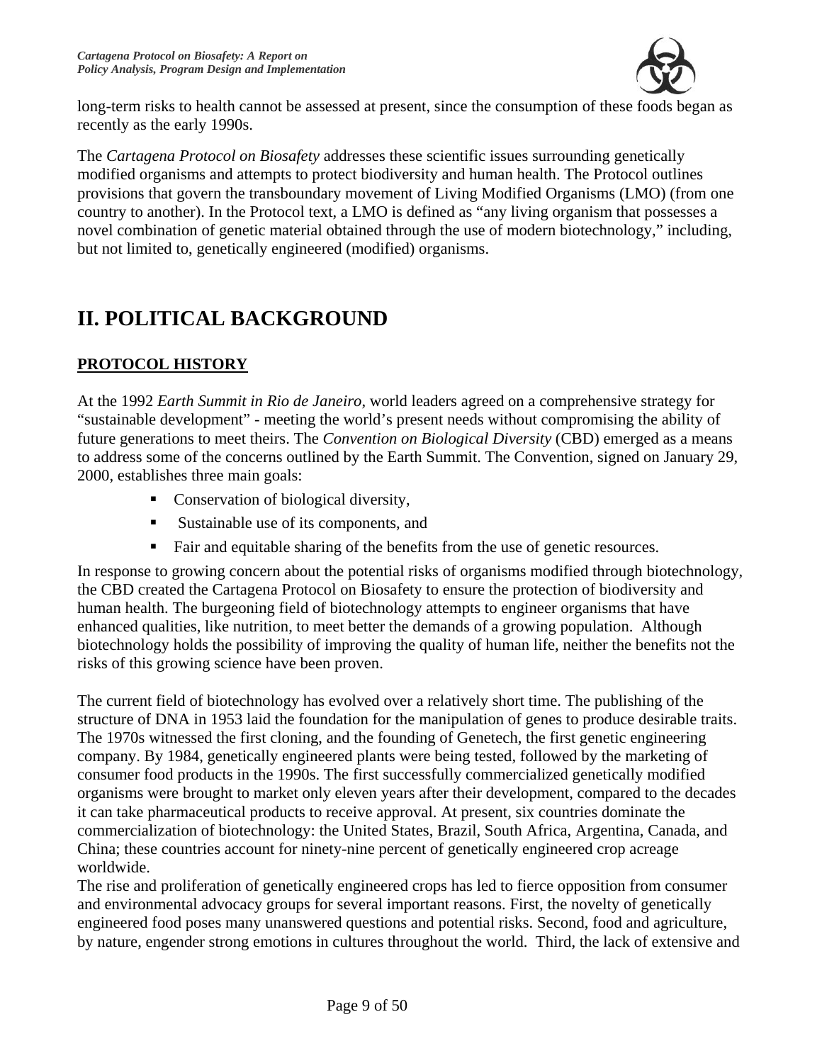long-term risks to health cannot be assessed at present, since the consumption of these foods began as recently as the early 1990s.

The *Cartagena Protocol on Biosafety* addresses these scientific issues surrounding genetically modified organisms and attempts to protect biodiversity and human health. The Protocol outlines provisions that govern the transboundary movement of Living Modified Organisms (LMO) (from one country to another). In the Protocol text, a LMO is defined as "any living organism that possesses a novel combination of genetic material obtained through the use of modern biotechnology," including, but not limited to, genetically engineered (modified) organisms.

# II. POLITICAL BACKGROUND

## PROTOCOL HISTORY

At the 1992 *Earth Summit in Rio de Janeiro,* world leaders agreed on a comprehensive strategy for "sustainable development" - meeting the world's present needs without compromising the ability of future generations to meet theirs. The *Convention on Biological Diversity* (CBD) emerged as a means to address some of the concerns outlined by the Earth Summit. The Convention, signed on January 29, 2000, establishes three main goals:

- Conservation of biological diversity,
- Sustainable use of its components, and
- Fair and equitable sharing of the benefits from the use of genetic resources.

In response to growing concern about the potential risks of organisms modified through biotechnology, the CBD created the Cartagena Protocol on Biosafety to ensure the protection of biodiversity and human health. The burgeoning field of biotechnology attempts to engineer organisms that have enhanced qualities, like nutrition, to meet better the demands of a growing population. Although biotechnology holds the possibility of improving the quality of human life, neither the benefits not the risks of this growing science have been proven.

The current field of biotechnology has evolved over a relatively short time. The publishing of the structure of DNA in 1953 laid the foundation for the manipulation of genes to produce desirable traits. The 1970s witnessed the first cloning, and the founding of Genetech, the first genetic engineering company. By 1984, genetically engineered plants were being tested, followed by the marketing of consumer food products in the 1990s. The first successfully commercialized genetically modified organisms were brought to market only eleven years after their development, compared to the decades it can take pharmaceutical products to receive approval. At present, six countries dominate the commercialization of biotechnology: the United States, Brazil, South Africa, Argentina, Canada, and China; these countries account for ninety-nine percent of genetically engineered crop acreage worldwide.

The rise and proliferation of genetically engineered crops has led to fierce opposition from consumer and environmental advocacy groups for several important reasons. First, the novelty of genetically engineered food poses many unanswered questions and potential risks. Second, food and agriculture, by nature, engender strong emotions in cultures throughout the world. Third, the lack of extensive and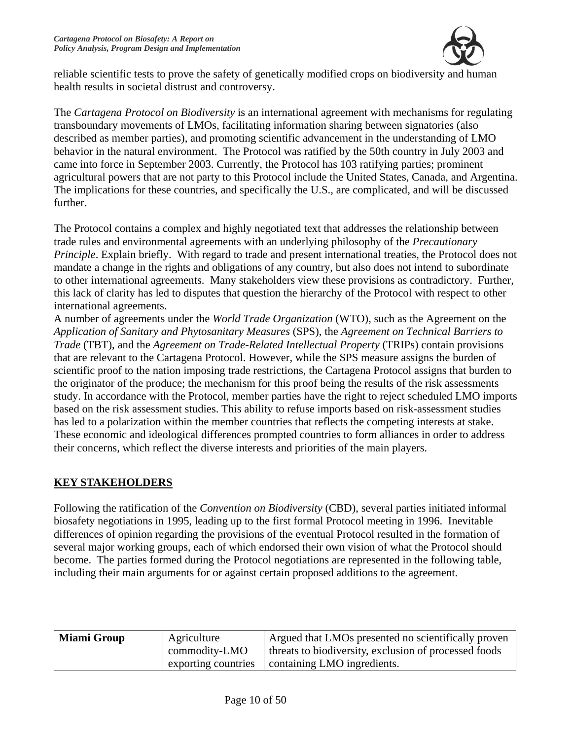reliable scientific tests to prove the safety of genetically modified crops on biodiversity and human health results in societal distrust and controversy.

The *Cartagena Protocol on Biodiversity* is an international agreement with mechanisms for regulating transboundary movements of LMOs, facilitating information sharing between signatories (also described as member parties), and promoting scientific advancement in the understanding of LMO behavior in the natural environment. The Protocol was ratified by the 50th country in July 2003 and came into force in September 2003. Currently, the Protocol has 103 ratifying parties; prominent agricultural powers that are not party to this Protocol include the United States, Canada, and Argentina. The implications for these countries, and specifically the U.S., are complicated, and will be discussed further.

The Protocol contains a complex and highly negotiated text that addresses the relationship between trade rules and environmental agreements with an underlying philosophy of the *Precautionary Principle*. Explain briefly. With regard to trade and present international treaties, the Protocol does not mandate a change in the rights and obligations of any country, but also does not intend to subordinate to other international agreements. Many stakeholders view these provisions as contradictory. Further, this lack of clarity has led to disputes that question the hierarchy of the Protocol with respect to other international agreements.

A number of agreements under the *World Trade Organization* (WTO), such as the Agreement on the *Application of Sanitary and Phytosanitary Measures* (SPS), the *Agreement on Technical Barriers to Trade* (TBT), and the *Agreement on Trade-Related Intellectual Property* (TRIPs) contain provisions that are relevant to the Cartagena Protocol. However, while the SPS measure assigns the burden of scientific proof to the nation imposing trade restrictions, the Cartagena Protocol assigns that burden to the originator of the produce; the mechanism for this proof being the results of the risk assessments study. In accordance with the Protocol, member parties have the right to reject scheduled LMO imports based on the risk assessment studies. This ability to refuse imports based on risk-assessment studies has led to a polarization within the member countries that reflects the competing interests at stake. These economic and ideological differences prompted countries to form alliances in order to address their concerns, which reflect the diverse interests and priorities of the main players.

## KEY STAKEHOLDERS

Following the ratification of the *Convention on Biodiversity* (CBD), several parties initiated informal biosafety negotiations in 1995, leading up to the first formal Protocol meeting in 1996. Inevitable differences of opinion regarding the provisions of the eventual Protocol resulted in the formation of several major working groups, each of which endorsed their own vision of what the Protocol should become. The parties formed during the Protocol negotiations are represented in the following table, including their main arguments for or against certain proposed additions to the agreement.

| | | |
|---|---|---|
| **Miami Group** | Agriculture commodity-LMO exporting countries | Argued that LMOs presented no scientifically proven threats to biodiversity, exclusion of processed foods containing LMO ingredients. |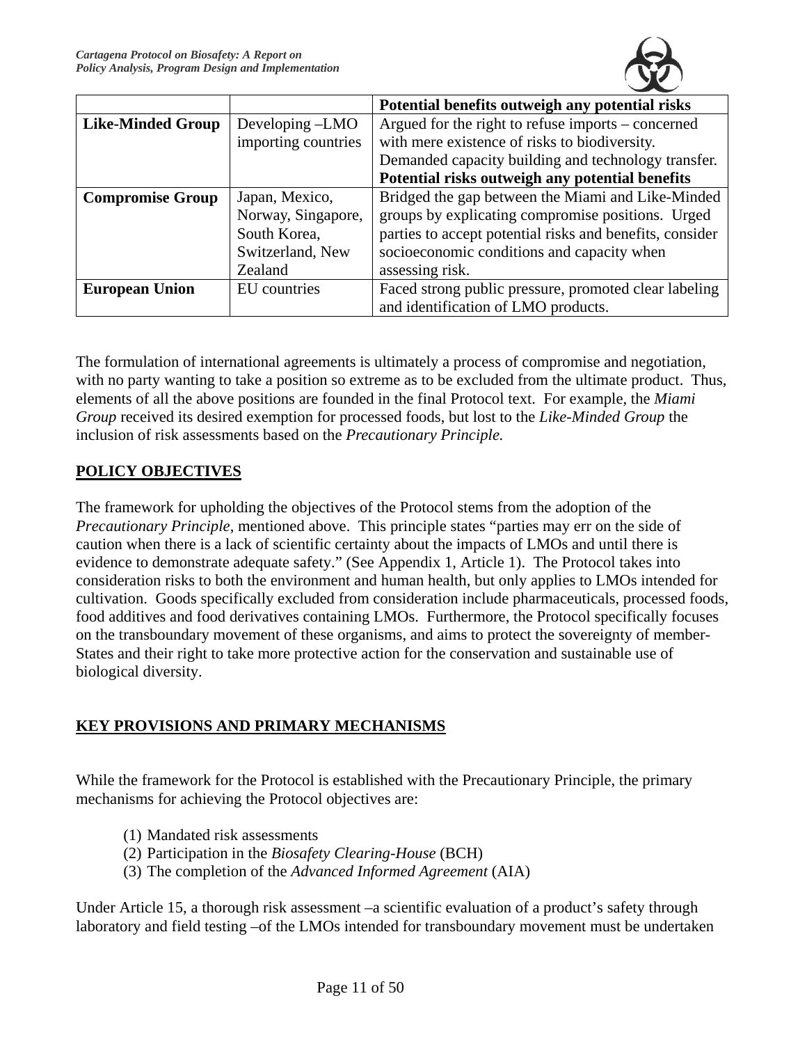| | | Potential benefits outweigh any potential risks |
|---|---|---|
| **Like-Minded Group** | Developing –LMO importing countries | Argued for the right to refuse imports – concerned with mere existence of risks to biodiversity. Demanded capacity building and technology transfer. **Potential risks outweigh any potential benefits** |
| **Compromise Group** | Japan, Mexico, Norway, Singapore, South Korea, Switzerland, New Zealand | Bridged the gap between the Miami and Like-Minded groups by explicating compromise positions. Urged parties to accept potential risks and benefits, consider socioeconomic conditions and capacity when assessing risk. |
| **European Union** | EU countries | Faced strong public pressure, promoted clear labeling and identification of LMO products. |

The formulation of international agreements is ultimately a process of compromise and negotiation, with no party wanting to take a position so extreme as to be excluded from the ultimate product. Thus, elements of all the above positions are founded in the final Protocol text. For example, the *Miami Group* received its desired exemption for processed foods, but lost to the *Like-Minded Group* the inclusion of risk assessments based on the *Precautionary Principle.*

## POLICY OBJECTIVES

The framework for upholding the objectives of the Protocol stems from the adoption of the *Precautionary Principle*, mentioned above. This principle states "parties may err on the side of caution when there is a lack of scientific certainty about the impacts of LMOs and until there is evidence to demonstrate adequate safety." (See Appendix 1, Article 1). The Protocol takes into consideration risks to both the environment and human health, but only applies to LMOs intended for cultivation. Goods specifically excluded from consideration include pharmaceuticals, processed foods, food additives and food derivatives containing LMOs. Furthermore, the Protocol specifically focuses on the transboundary movement of these organisms, and aims to protect the sovereignty of member-States and their right to take more protective action for the conservation and sustainable use of biological diversity.

## KEY PROVISIONS AND PRIMARY MECHANISMS

While the framework for the Protocol is established with the Precautionary Principle, the primary mechanisms for achieving the Protocol objectives are:

(1) Mandated risk assessments
(2) Participation in the *Biosafety Clearing-House* (BCH)
(3) The completion of the *Advanced Informed Agreement* (AIA)

Under Article 15, a thorough risk assessment –a scientific evaluation of a product's safety through laboratory and field testing –of the LMOs intended for transboundary movement must be undertaken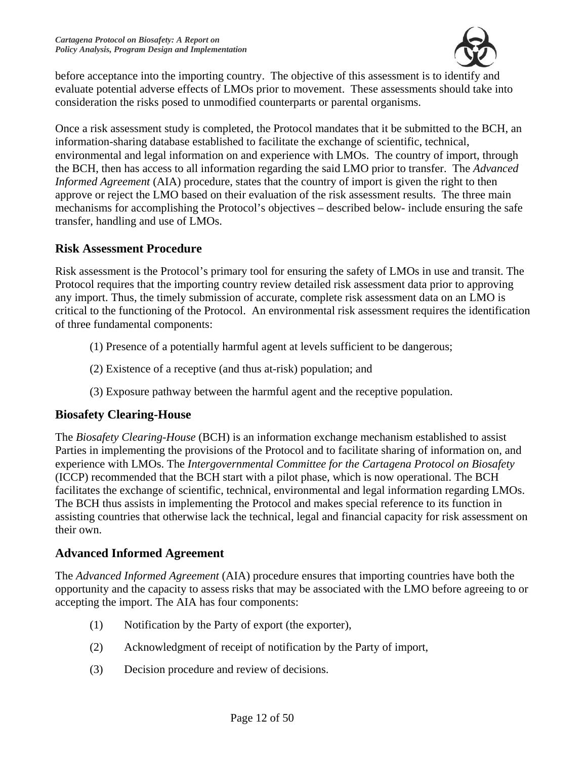before acceptance into the importing country. The objective of this assessment is to identify and evaluate potential adverse effects of LMOs prior to movement. These assessments should take into consideration the risks posed to unmodified counterparts or parental organisms.

Once a risk assessment study is completed, the Protocol mandates that it be submitted to the BCH, an information-sharing database established to facilitate the exchange of scientific, technical, environmental and legal information on and experience with LMOs. The country of import, through the BCH, then has access to all information regarding the said LMO prior to transfer. The *Advanced Informed Agreement* (AIA) procedure, states that the country of import is given the right to then approve or reject the LMO based on their evaluation of the risk assessment results. The three main mechanisms for accomplishing the Protocol's objectives – described below- include ensuring the safe transfer, handling and use of LMOs.

## Risk Assessment Procedure

Risk assessment is the Protocol's primary tool for ensuring the safety of LMOs in use and transit. The Protocol requires that the importing country review detailed risk assessment data prior to approving any import. Thus, the timely submission of accurate, complete risk assessment data on an LMO is critical to the functioning of the Protocol. An environmental risk assessment requires the identification of three fundamental components:

(1) Presence of a potentially harmful agent at levels sufficient to be dangerous;

(2) Existence of a receptive (and thus at-risk) population; and

(3) Exposure pathway between the harmful agent and the receptive population.

## Biosafety Clearing-House

The *Biosafety Clearing-House* (BCH) is an information exchange mechanism established to assist Parties in implementing the provisions of the Protocol and to facilitate sharing of information on, and experience with LMOs. The *Intergovernmental Committee for the Cartagena Protocol on Biosafety* (ICCP) recommended that the BCH start with a pilot phase, which is now operational. The BCH facilitates the exchange of scientific, technical, environmental and legal information regarding LMOs. The BCH thus assists in implementing the Protocol and makes special reference to its function in assisting countries that otherwise lack the technical, legal and financial capacity for risk assessment on their own.

## Advanced Informed Agreement

The *Advanced Informed Agreement* (AIA) procedure ensures that importing countries have both the opportunity and the capacity to assess risks that may be associated with the LMO before agreeing to or accepting the import. The AIA has four components:

(1) Notification by the Party of export (the exporter),

(2) Acknowledgment of receipt of notification by the Party of import,

(3) Decision procedure and review of decisions.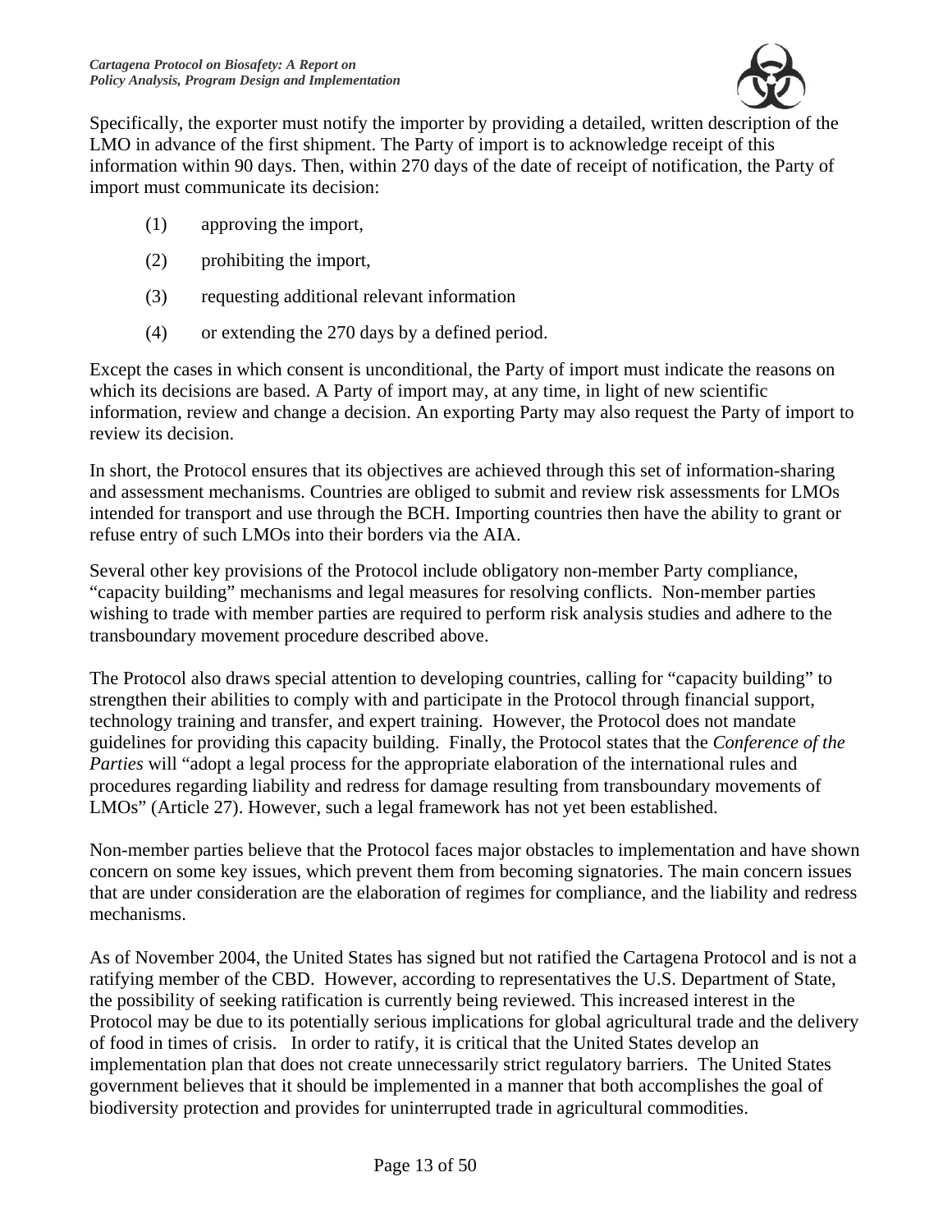Specifically, the exporter must notify the importer by providing a detailed, written description of the LMO in advance of the first shipment. The Party of import is to acknowledge receipt of this information within 90 days. Then, within 270 days of the date of receipt of notification, the Party of import must communicate its decision:

(1) approving the import,

(2) prohibiting the import,

(3) requesting additional relevant information

(4) or extending the 270 days by a defined period.

Except the cases in which consent is unconditional, the Party of import must indicate the reasons on which its decisions are based. A Party of import may, at any time, in light of new scientific information, review and change a decision. An exporting Party may also request the Party of import to review its decision.

In short, the Protocol ensures that its objectives are achieved through this set of information-sharing and assessment mechanisms. Countries are obliged to submit and review risk assessments for LMOs intended for transport and use through the BCH. Importing countries then have the ability to grant or refuse entry of such LMOs into their borders via the AIA.

Several other key provisions of the Protocol include obligatory non-member Party compliance, "capacity building" mechanisms and legal measures for resolving conflicts. Non-member parties wishing to trade with member parties are required to perform risk analysis studies and adhere to the transboundary movement procedure described above.

The Protocol also draws special attention to developing countries, calling for "capacity building" to strengthen their abilities to comply with and participate in the Protocol through financial support, technology training and transfer, and expert training. However, the Protocol does not mandate guidelines for providing this capacity building. Finally, the Protocol states that the *Conference of the Parties* will "adopt a legal process for the appropriate elaboration of the international rules and procedures regarding liability and redress for damage resulting from transboundary movements of LMOs" (Article 27). However, such a legal framework has not yet been established.

Non-member parties believe that the Protocol faces major obstacles to implementation and have shown concern on some key issues, which prevent them from becoming signatories. The main concern issues that are under consideration are the elaboration of regimes for compliance, and the liability and redress mechanisms.

As of November 2004, the United States has signed but not ratified the Cartagena Protocol and is not a ratifying member of the CBD. However, according to representatives the U.S. Department of State, the possibility of seeking ratification is currently being reviewed. This increased interest in the Protocol may be due to its potentially serious implications for global agricultural trade and the delivery of food in times of crisis. In order to ratify, it is critical that the United States develop an implementation plan that does not create unnecessarily strict regulatory barriers. The United States government believes that it should be implemented in a manner that both accomplishes the goal of biodiversity protection and provides for uninterrupted trade in agricultural commodities.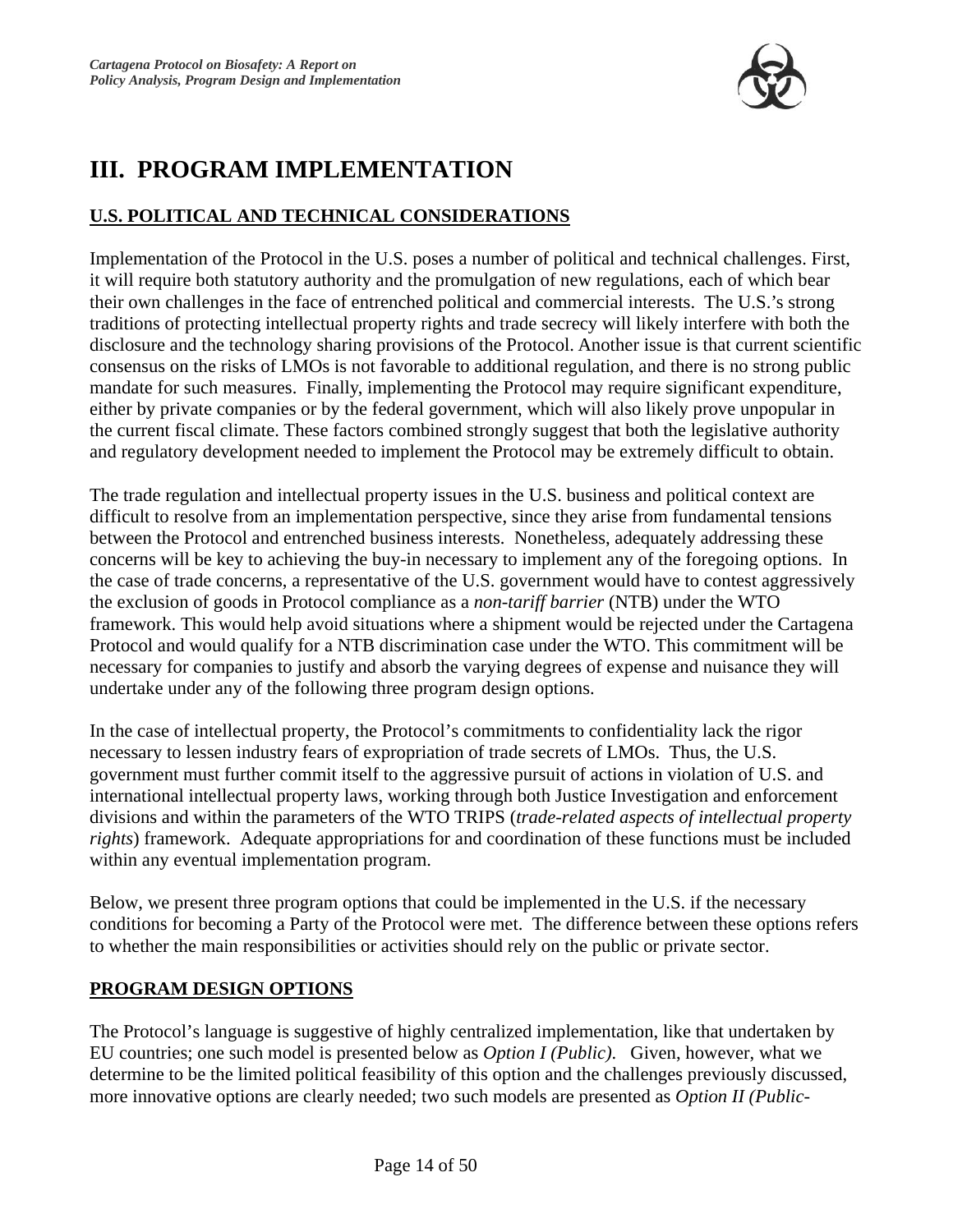# III. PROGRAM IMPLEMENTATION

## U.S. POLITICAL AND TECHNICAL CONSIDERATIONS

Implementation of the Protocol in the U.S. poses a number of political and technical challenges. First, it will require both statutory authority and the promulgation of new regulations, each of which bear their own challenges in the face of entrenched political and commercial interests. The U.S.'s strong traditions of protecting intellectual property rights and trade secrecy will likely interfere with both the disclosure and the technology sharing provisions of the Protocol. Another issue is that current scientific consensus on the risks of LMOs is not favorable to additional regulation, and there is no strong public mandate for such measures. Finally, implementing the Protocol may require significant expenditure, either by private companies or by the federal government, which will also likely prove unpopular in the current fiscal climate. These factors combined strongly suggest that both the legislative authority and regulatory development needed to implement the Protocol may be extremely difficult to obtain.

The trade regulation and intellectual property issues in the U.S. business and political context are difficult to resolve from an implementation perspective, since they arise from fundamental tensions between the Protocol and entrenched business interests. Nonetheless, adequately addressing these concerns will be key to achieving the buy-in necessary to implement any of the foregoing options. In the case of trade concerns, a representative of the U.S. government would have to contest aggressively the exclusion of goods in Protocol compliance as a *non-tariff barrier* (NTB) under the WTO framework. This would help avoid situations where a shipment would be rejected under the Cartagena Protocol and would qualify for a NTB discrimination case under the WTO. This commitment will be necessary for companies to justify and absorb the varying degrees of expense and nuisance they will undertake under any of the following three program design options.

In the case of intellectual property, the Protocol's commitments to confidentiality lack the rigor necessary to lessen industry fears of expropriation of trade secrets of LMOs. Thus, the U.S. government must further commit itself to the aggressive pursuit of actions in violation of U.S. and international intellectual property laws, working through both Justice Investigation and enforcement divisions and within the parameters of the WTO TRIPS (*trade-related aspects of intellectual property rights*) framework. Adequate appropriations for and coordination of these functions must be included within any eventual implementation program.

Below, we present three program options that could be implemented in the U.S. if the necessary conditions for becoming a Party of the Protocol were met. The difference between these options refers to whether the main responsibilities or activities should rely on the public or private sector.

## PROGRAM DESIGN OPTIONS

The Protocol's language is suggestive of highly centralized implementation, like that undertaken by EU countries; one such model is presented below as *Option I (Public).* Given, however, what we determine to be the limited political feasibility of this option and the challenges previously discussed, more innovative options are clearly needed; two such models are presented as *Option II (Public-*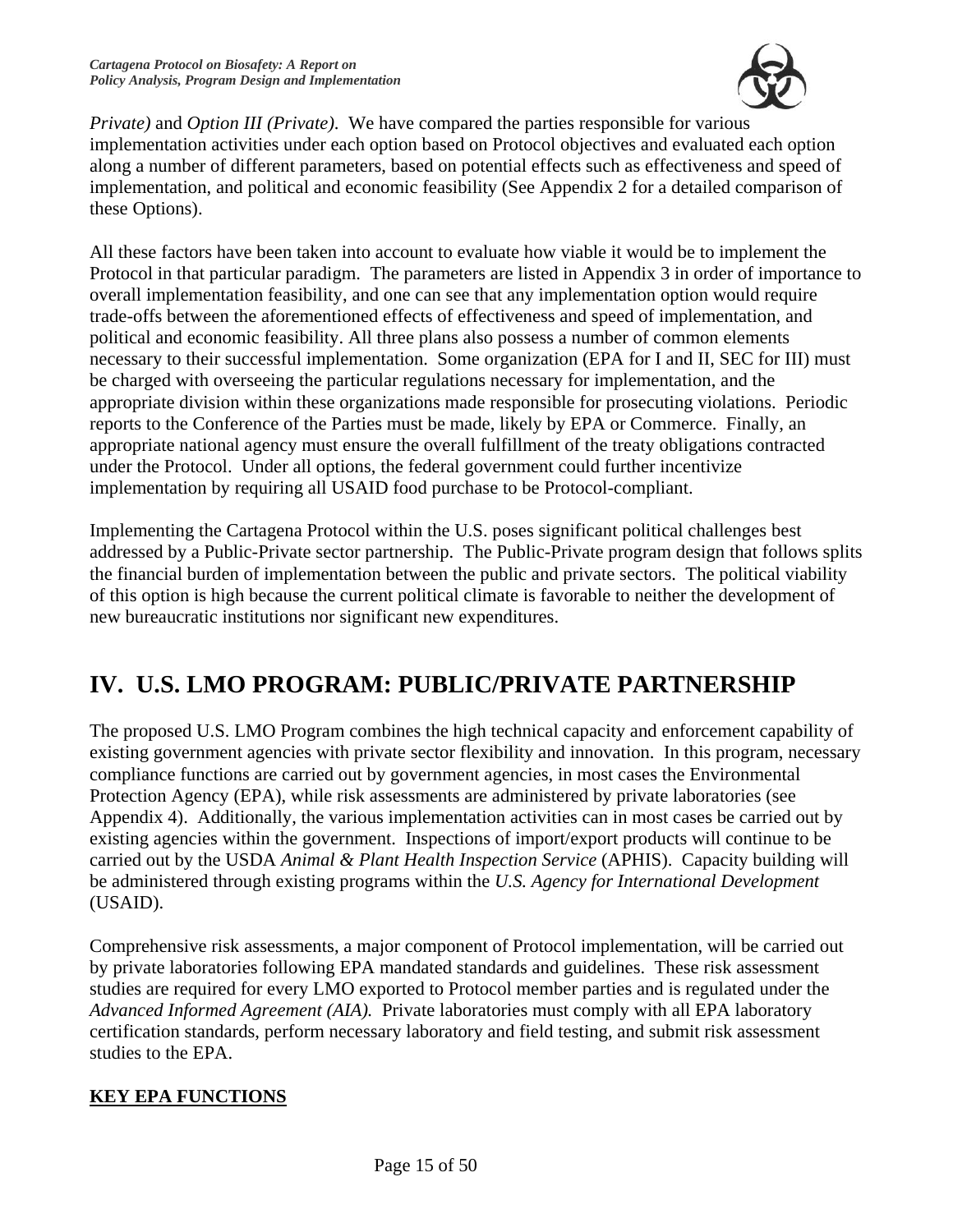*Private)* and *Option III (Private)*. We have compared the parties responsible for various implementation activities under each option based on Protocol objectives and evaluated each option along a number of different parameters, based on potential effects such as effectiveness and speed of implementation, and political and economic feasibility (See Appendix 2 for a detailed comparison of these Options).

All these factors have been taken into account to evaluate how viable it would be to implement the Protocol in that particular paradigm. The parameters are listed in Appendix 3 in order of importance to overall implementation feasibility, and one can see that any implementation option would require trade-offs between the aforementioned effects of effectiveness and speed of implementation, and political and economic feasibility. All three plans also possess a number of common elements necessary to their successful implementation. Some organization (EPA for I and II, SEC for III) must be charged with overseeing the particular regulations necessary for implementation, and the appropriate division within these organizations made responsible for prosecuting violations. Periodic reports to the Conference of the Parties must be made, likely by EPA or Commerce. Finally, an appropriate national agency must ensure the overall fulfillment of the treaty obligations contracted under the Protocol. Under all options, the federal government could further incentivize implementation by requiring all USAID food purchase to be Protocol-compliant.

Implementing the Cartagena Protocol within the U.S. poses significant political challenges best addressed by a Public-Private sector partnership. The Public-Private program design that follows splits the financial burden of implementation between the public and private sectors. The political viability of this option is high because the current political climate is favorable to neither the development of new bureaucratic institutions nor significant new expenditures.

# IV. U.S. LMO PROGRAM: PUBLIC/PRIVATE PARTNERSHIP

The proposed U.S. LMO Program combines the high technical capacity and enforcement capability of existing government agencies with private sector flexibility and innovation. In this program, necessary compliance functions are carried out by government agencies, in most cases the Environmental Protection Agency (EPA), while risk assessments are administered by private laboratories (see Appendix 4). Additionally, the various implementation activities can in most cases be carried out by existing agencies within the government. Inspections of import/export products will continue to be carried out by the USDA *Animal & Plant Health Inspection Service* (APHIS). Capacity building will be administered through existing programs within the *U.S. Agency for International Development* (USAID).

Comprehensive risk assessments, a major component of Protocol implementation, will be carried out by private laboratories following EPA mandated standards and guidelines. These risk assessment studies are required for every LMO exported to Protocol member parties and is regulated under the *Advanced Informed Agreement (AIA).* Private laboratories must comply with all EPA laboratory certification standards, perform necessary laboratory and field testing, and submit risk assessment studies to the EPA.

**KEY EPA FUNCTIONS**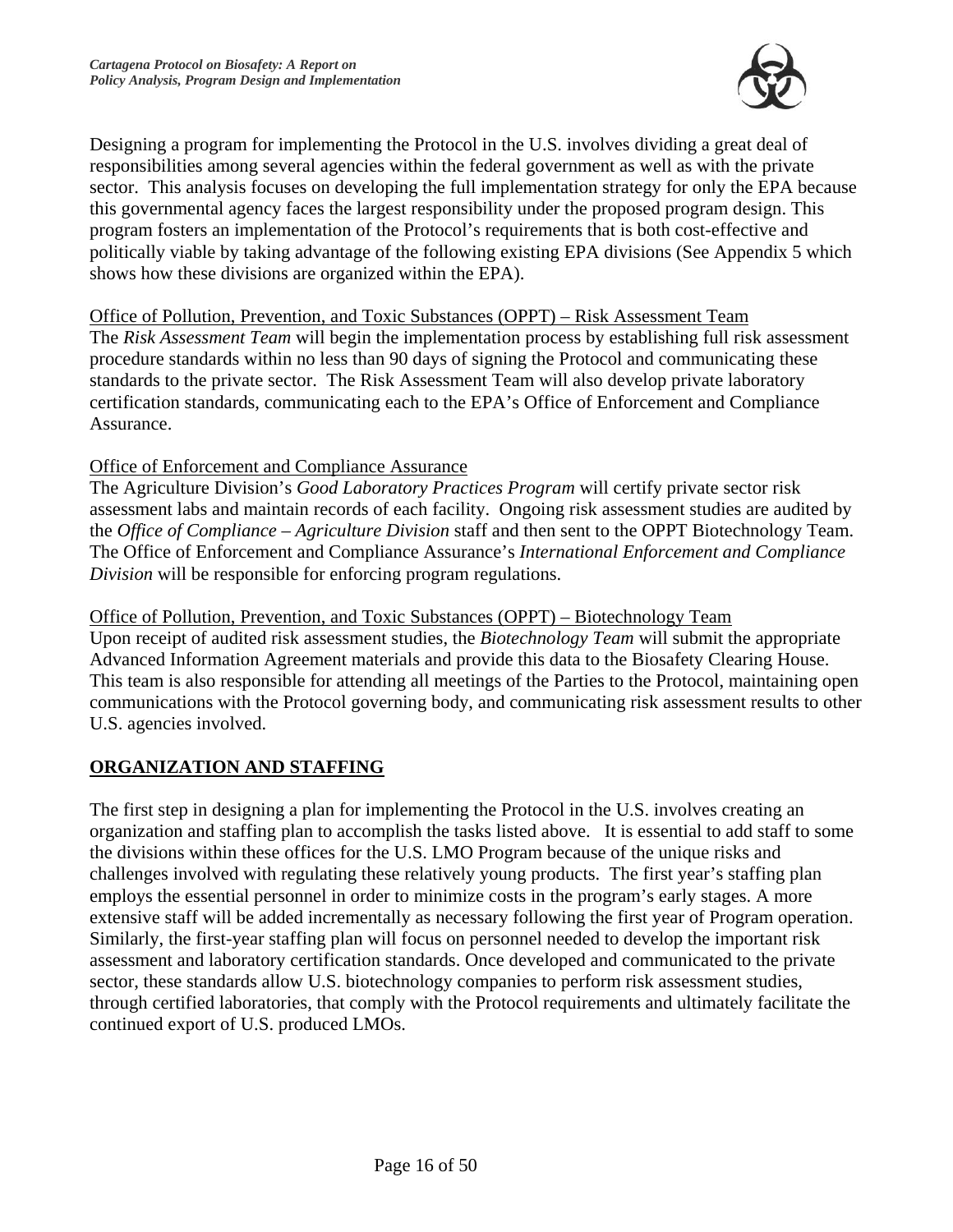Designing a program for implementing the Protocol in the U.S. involves dividing a great deal of responsibilities among several agencies within the federal government as well as with the private sector. This analysis focuses on developing the full implementation strategy for only the EPA because this governmental agency faces the largest responsibility under the proposed program design. This program fosters an implementation of the Protocol's requirements that is both cost-effective and politically viable by taking advantage of the following existing EPA divisions (See Appendix 5 which shows how these divisions are organized within the EPA).

Office of Pollution, Prevention, and Toxic Substances (OPPT) – Risk Assessment Team

The *Risk Assessment Team* will begin the implementation process by establishing full risk assessment procedure standards within no less than 90 days of signing the Protocol and communicating these standards to the private sector. The Risk Assessment Team will also develop private laboratory certification standards, communicating each to the EPA's Office of Enforcement and Compliance Assurance.

Office of Enforcement and Compliance Assurance

The Agriculture Division's *Good Laboratory Practices Program* will certify private sector risk assessment labs and maintain records of each facility. Ongoing risk assessment studies are audited by the *Office of Compliance – Agriculture Division* staff and then sent to the OPPT Biotechnology Team. The Office of Enforcement and Compliance Assurance's *International Enforcement and Compliance Division* will be responsible for enforcing program regulations.

Office of Pollution, Prevention, and Toxic Substances (OPPT) – Biotechnology Team

Upon receipt of audited risk assessment studies, the *Biotechnology Team* will submit the appropriate Advanced Information Agreement materials and provide this data to the Biosafety Clearing House. This team is also responsible for attending all meetings of the Parties to the Protocol, maintaining open communications with the Protocol governing body, and communicating risk assessment results to other U.S. agencies involved.

## ORGANIZATION AND STAFFING

The first step in designing a plan for implementing the Protocol in the U.S. involves creating an organization and staffing plan to accomplish the tasks listed above. It is essential to add staff to some the divisions within these offices for the U.S. LMO Program because of the unique risks and challenges involved with regulating these relatively young products. The first year's staffing plan employs the essential personnel in order to minimize costs in the program's early stages. A more extensive staff will be added incrementally as necessary following the first year of Program operation. Similarly, the first-year staffing plan will focus on personnel needed to develop the important risk assessment and laboratory certification standards. Once developed and communicated to the private sector, these standards allow U.S. biotechnology companies to perform risk assessment studies, through certified laboratories, that comply with the Protocol requirements and ultimately facilitate the continued export of U.S. produced LMOs.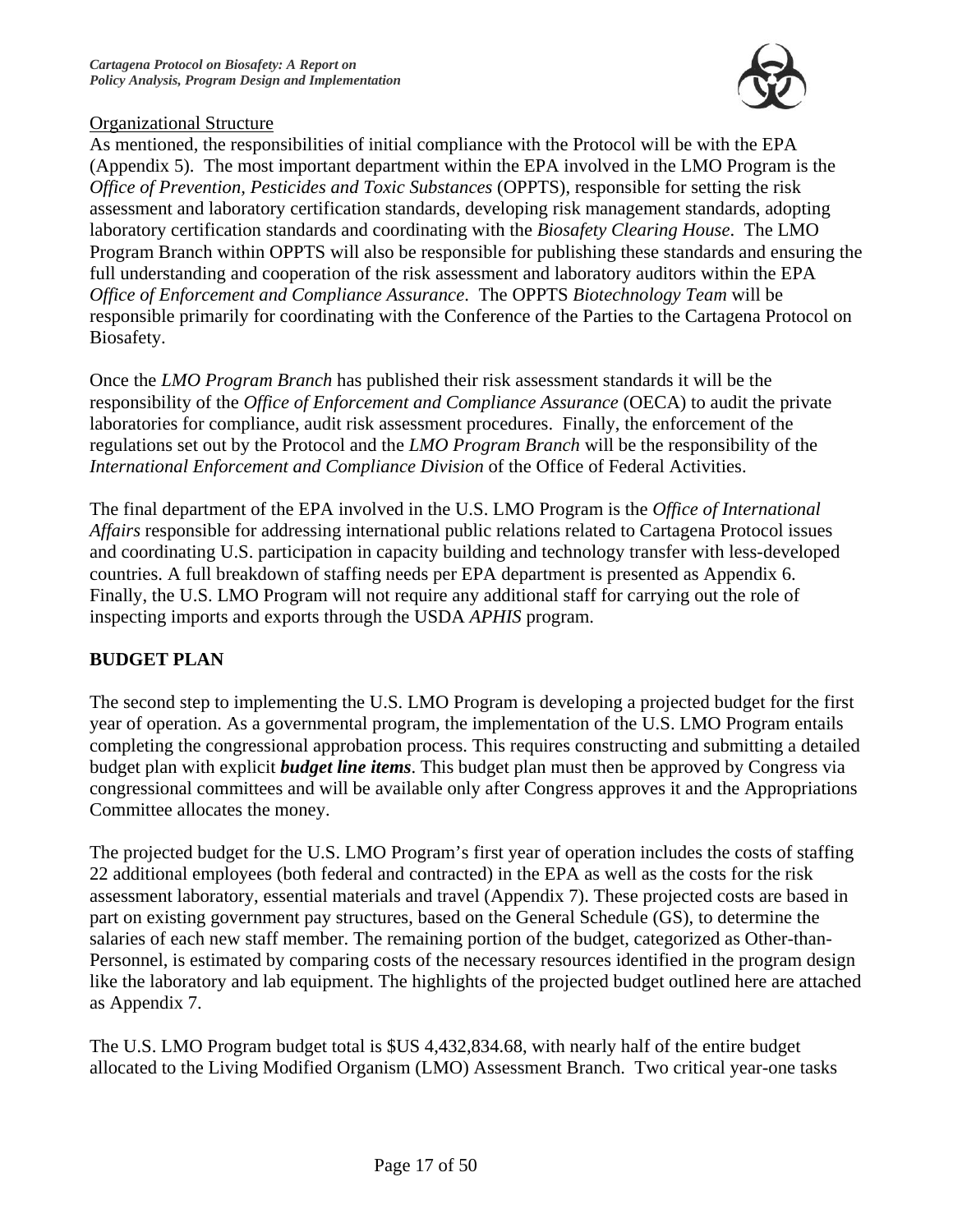Organizational Structure

As mentioned, the responsibilities of initial compliance with the Protocol will be with the EPA (Appendix 5). The most important department within the EPA involved in the LMO Program is the *Office of Prevention, Pesticides and Toxic Substances* (OPPTS), responsible for setting the risk assessment and laboratory certification standards, developing risk management standards, adopting laboratory certification standards and coordinating with the *Biosafety Clearing House*. The LMO Program Branch within OPPTS will also be responsible for publishing these standards and ensuring the full understanding and cooperation of the risk assessment and laboratory auditors within the EPA *Office of Enforcement and Compliance Assurance*. The OPPTS *Biotechnology Team* will be responsible primarily for coordinating with the Conference of the Parties to the Cartagena Protocol on Biosafety.

Once the *LMO Program Branch* has published their risk assessment standards it will be the responsibility of the *Office of Enforcement and Compliance Assurance* (OECA) to audit the private laboratories for compliance, audit risk assessment procedures. Finally, the enforcement of the regulations set out by the Protocol and the *LMO Program Branch* will be the responsibility of the *International Enforcement and Compliance Division* of the Office of Federal Activities.

The final department of the EPA involved in the U.S. LMO Program is the *Office of International Affairs* responsible for addressing international public relations related to Cartagena Protocol issues and coordinating U.S. participation in capacity building and technology transfer with less-developed countries. A full breakdown of staffing needs per EPA department is presented as Appendix 6. Finally, the U.S. LMO Program will not require any additional staff for carrying out the role of inspecting imports and exports through the USDA *APHIS* program.

## BUDGET PLAN

The second step to implementing the U.S. LMO Program is developing a projected budget for the first year of operation. As a governmental program, the implementation of the U.S. LMO Program entails completing the congressional approbation process. This requires constructing and submitting a detailed budget plan with explicit ***budget line items***. This budget plan must then be approved by Congress via congressional committees and will be available only after Congress approves it and the Appropriations Committee allocates the money.

The projected budget for the U.S. LMO Program's first year of operation includes the costs of staffing 22 additional employees (both federal and contracted) in the EPA as well as the costs for the risk assessment laboratory, essential materials and travel (Appendix 7). These projected costs are based in part on existing government pay structures, based on the General Schedule (GS), to determine the salaries of each new staff member. The remaining portion of the budget, categorized as Other-than-Personnel, is estimated by comparing costs of the necessary resources identified in the program design like the laboratory and lab equipment. The highlights of the projected budget outlined here are attached as Appendix 7.

The U.S. LMO Program budget total is $US 4,432,834.68, with nearly half of the entire budget allocated to the Living Modified Organism (LMO) Assessment Branch. Two critical year-one tasks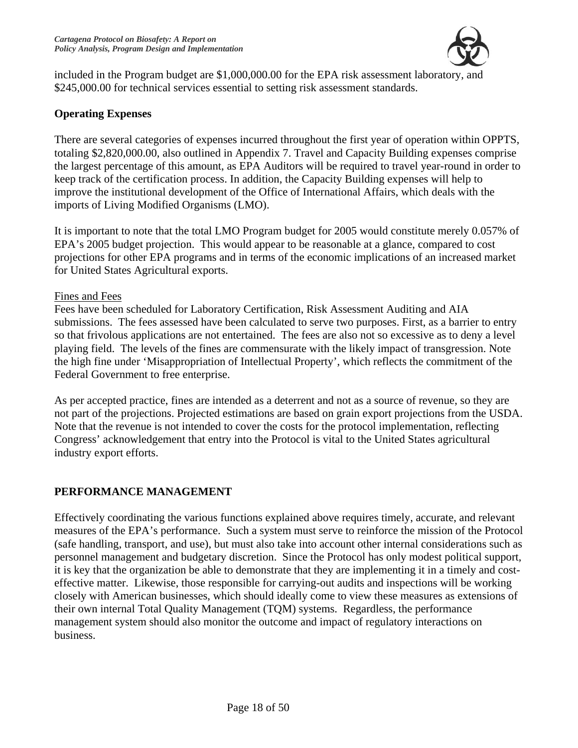included in the Program budget are $1,000,000.00 for the EPA risk assessment laboratory, and $245,000.00 for technical services essential to setting risk assessment standards.

### Operating Expenses

There are several categories of expenses incurred throughout the first year of operation within OPPTS, totaling $2,820,000.00, also outlined in Appendix 7. Travel and Capacity Building expenses comprise the largest percentage of this amount, as EPA Auditors will be required to travel year-round in order to keep track of the certification process. In addition, the Capacity Building expenses will help to improve the institutional development of the Office of International Affairs, which deals with the imports of Living Modified Organisms (LMO).

It is important to note that the total LMO Program budget for 2005 would constitute merely 0.057% of EPA's 2005 budget projection. This would appear to be reasonable at a glance, compared to cost projections for other EPA programs and in terms of the economic implications of an increased market for United States Agricultural exports.

<u>Fines and Fees</u>

Fees have been scheduled for Laboratory Certification, Risk Assessment Auditing and AIA submissions. The fees assessed have been calculated to serve two purposes. First, as a barrier to entry so that frivolous applications are not entertained. The fees are also not so excessive as to deny a level playing field. The levels of the fines are commensurate with the likely impact of transgression. Note the high fine under 'Misappropriation of Intellectual Property', which reflects the commitment of the Federal Government to free enterprise.

As per accepted practice, fines are intended as a deterrent and not as a source of revenue, so they are not part of the projections. Projected estimations are based on grain export projections from the USDA. Note that the revenue is not intended to cover the costs for the protocol implementation, reflecting Congress' acknowledgement that entry into the Protocol is vital to the United States agricultural industry export efforts.

## PERFORMANCE MANAGEMENT

Effectively coordinating the various functions explained above requires timely, accurate, and relevant measures of the EPA's performance. Such a system must serve to reinforce the mission of the Protocol (safe handling, transport, and use), but must also take into account other internal considerations such as personnel management and budgetary discretion. Since the Protocol has only modest political support, it is key that the organization be able to demonstrate that they are implementing it in a timely and cost-effective matter. Likewise, those responsible for carrying-out audits and inspections will be working closely with American businesses, which should ideally come to view these measures as extensions of their own internal Total Quality Management (TQM) systems. Regardless, the performance management system should also monitor the outcome and impact of regulatory interactions on business.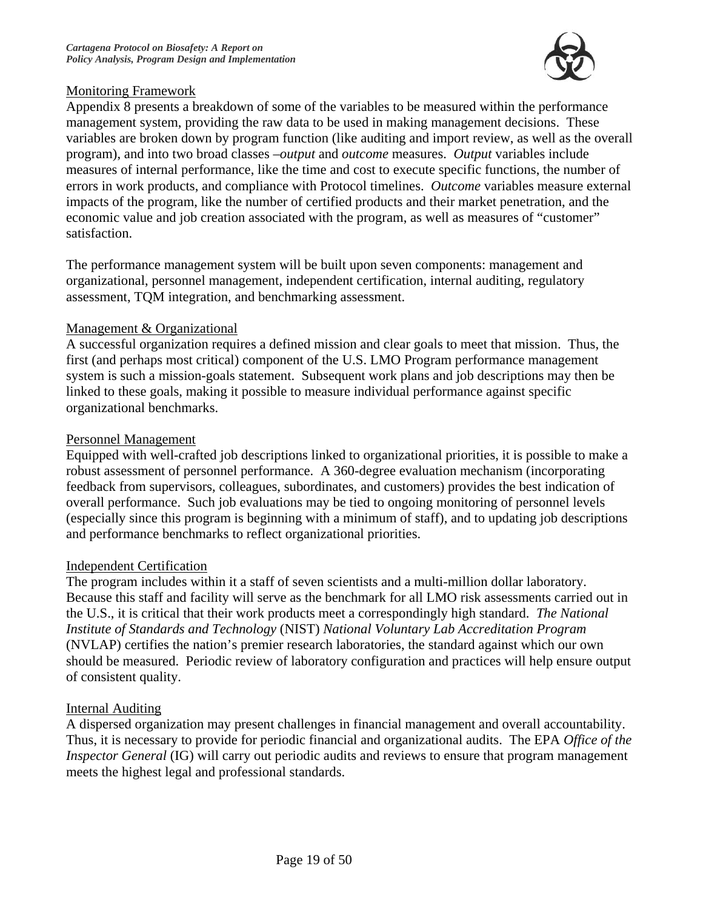## Monitoring Framework

Appendix 8 presents a breakdown of some of the variables to be measured within the performance management system, providing the raw data to be used in making management decisions. These variables are broken down by program function (like auditing and import review, as well as the overall program), and into two broad classes –*output* and *outcome* measures. *Output* variables include measures of internal performance, like the time and cost to execute specific functions, the number of errors in work products, and compliance with Protocol timelines. *Outcome* variables measure external impacts of the program, like the number of certified products and their market penetration, and the economic value and job creation associated with the program, as well as measures of "customer" satisfaction.

The performance management system will be built upon seven components: management and organizational, personnel management, independent certification, internal auditing, regulatory assessment, TQM integration, and benchmarking assessment.

## Management & Organizational

A successful organization requires a defined mission and clear goals to meet that mission. Thus, the first (and perhaps most critical) component of the U.S. LMO Program performance management system is such a mission-goals statement. Subsequent work plans and job descriptions may then be linked to these goals, making it possible to measure individual performance against specific organizational benchmarks.

## Personnel Management

Equipped with well-crafted job descriptions linked to organizational priorities, it is possible to make a robust assessment of personnel performance. A 360-degree evaluation mechanism (incorporating feedback from supervisors, colleagues, subordinates, and customers) provides the best indication of overall performance. Such job evaluations may be tied to ongoing monitoring of personnel levels (especially since this program is beginning with a minimum of staff), and to updating job descriptions and performance benchmarks to reflect organizational priorities.

## Independent Certification

The program includes within it a staff of seven scientists and a multi-million dollar laboratory. Because this staff and facility will serve as the benchmark for all LMO risk assessments carried out in the U.S., it is critical that their work products meet a correspondingly high standard. *The National Institute of Standards and Technology* (NIST) *National Voluntary Lab Accreditation Program* (NVLAP) certifies the nation's premier research laboratories, the standard against which our own should be measured. Periodic review of laboratory configuration and practices will help ensure output of consistent quality.

## Internal Auditing

A dispersed organization may present challenges in financial management and overall accountability. Thus, it is necessary to provide for periodic financial and organizational audits. The EPA *Office of the Inspector General* (IG) will carry out periodic audits and reviews to ensure that program management meets the highest legal and professional standards.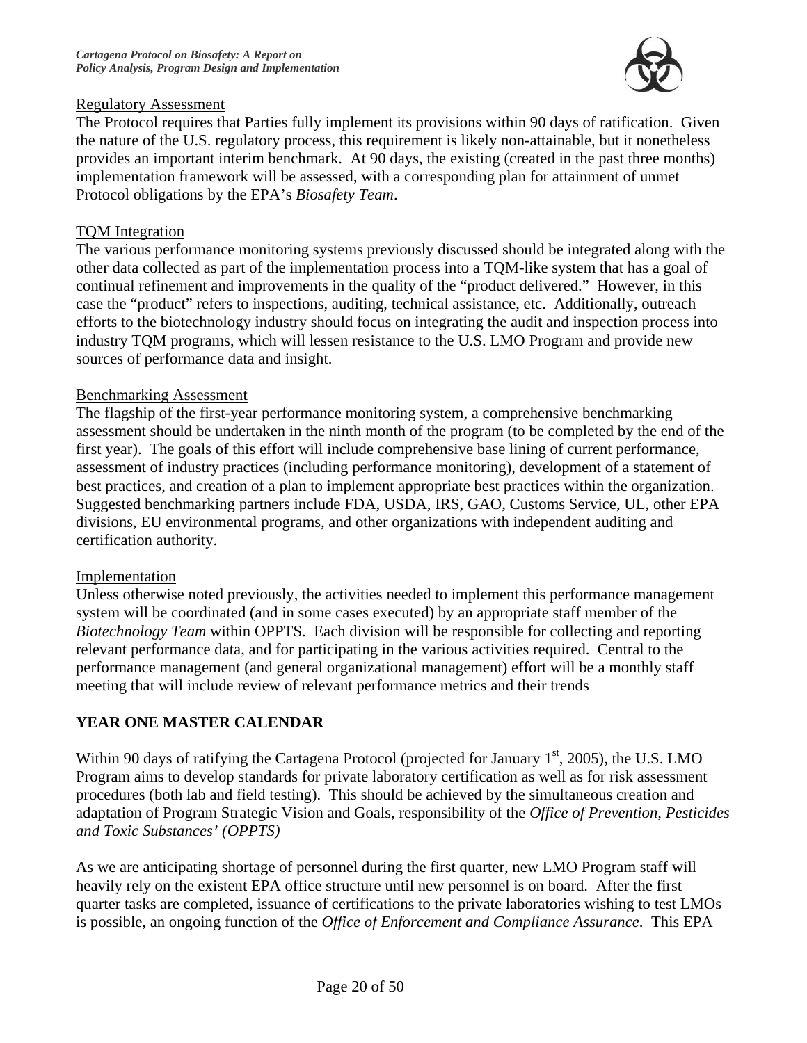Regulatory Assessment

The Protocol requires that Parties fully implement its provisions within 90 days of ratification. Given the nature of the U.S. regulatory process, this requirement is likely non-attainable, but it nonetheless provides an important interim benchmark. At 90 days, the existing (created in the past three months) implementation framework will be assessed, with a corresponding plan for attainment of unmet Protocol obligations by the EPA's *Biosafety Team*.

TQM Integration

The various performance monitoring systems previously discussed should be integrated along with the other data collected as part of the implementation process into a TQM-like system that has a goal of continual refinement and improvements in the quality of the "product delivered." However, in this case the "product" refers to inspections, auditing, technical assistance, etc. Additionally, outreach efforts to the biotechnology industry should focus on integrating the audit and inspection process into industry TQM programs, which will lessen resistance to the U.S. LMO Program and provide new sources of performance data and insight.

Benchmarking Assessment

The flagship of the first-year performance monitoring system, a comprehensive benchmarking assessment should be undertaken in the ninth month of the program (to be completed by the end of the first year). The goals of this effort will include comprehensive base lining of current performance, assessment of industry practices (including performance monitoring), development of a statement of best practices, and creation of a plan to implement appropriate best practices within the organization. Suggested benchmarking partners include FDA, USDA, IRS, GAO, Customs Service, UL, other EPA divisions, EU environmental programs, and other organizations with independent auditing and certification authority.

Implementation

Unless otherwise noted previously, the activities needed to implement this performance management system will be coordinated (and in some cases executed) by an appropriate staff member of the *Biotechnology Team* within OPPTS. Each division will be responsible for collecting and reporting relevant performance data, and for participating in the various activities required. Central to the performance management (and general organizational management) effort will be a monthly staff meeting that will include review of relevant performance metrics and their trends

## YEAR ONE MASTER CALENDAR

Within 90 days of ratifying the Cartagena Protocol (projected for January 1st, 2005), the U.S. LMO Program aims to develop standards for private laboratory certification as well as for risk assessment procedures (both lab and field testing). This should be achieved by the simultaneous creation and adaptation of Program Strategic Vision and Goals, responsibility of the *Office of Prevention, Pesticides and Toxic Substances' (OPPTS)*

As we are anticipating shortage of personnel during the first quarter, new LMO Program staff will heavily rely on the existent EPA office structure until new personnel is on board. After the first quarter tasks are completed, issuance of certifications to the private laboratories wishing to test LMOs is possible, an ongoing function of the *Office of Enforcement and Compliance Assurance*. This EPA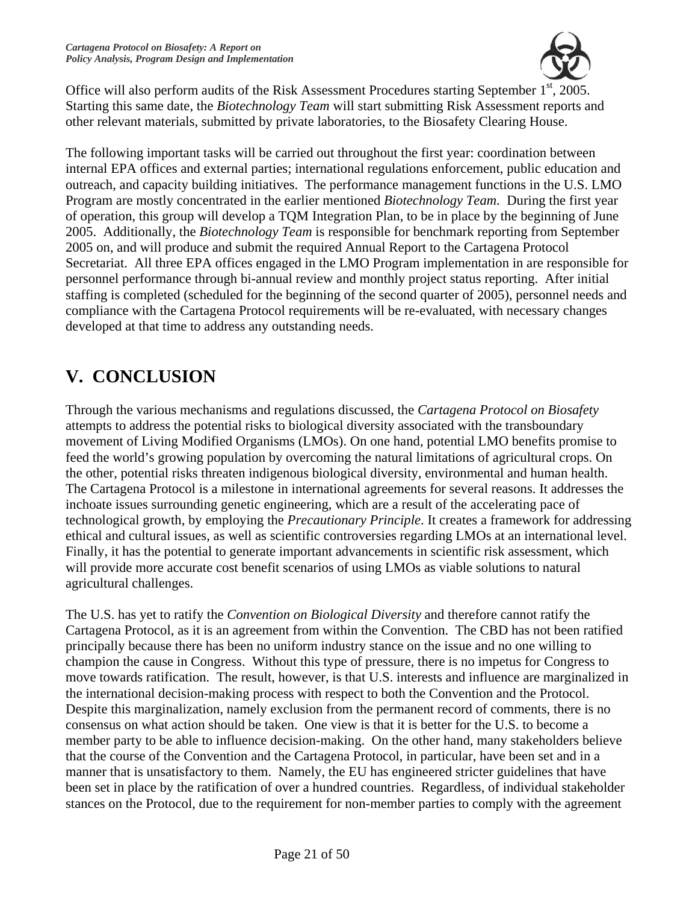Office will also perform audits of the Risk Assessment Procedures starting September 1st, 2005. Starting this same date, the *Biotechnology Team* will start submitting Risk Assessment reports and other relevant materials, submitted by private laboratories, to the Biosafety Clearing House.

The following important tasks will be carried out throughout the first year: coordination between internal EPA offices and external parties; international regulations enforcement, public education and outreach, and capacity building initiatives. The performance management functions in the U.S. LMO Program are mostly concentrated in the earlier mentioned *Biotechnology Team*. During the first year of operation, this group will develop a TQM Integration Plan, to be in place by the beginning of June 2005. Additionally, the *Biotechnology Team* is responsible for benchmark reporting from September 2005 on, and will produce and submit the required Annual Report to the Cartagena Protocol Secretariat. All three EPA offices engaged in the LMO Program implementation in are responsible for personnel performance through bi-annual review and monthly project status reporting. After initial staffing is completed (scheduled for the beginning of the second quarter of 2005), personnel needs and compliance with the Cartagena Protocol requirements will be re-evaluated, with necessary changes developed at that time to address any outstanding needs.

# V. CONCLUSION

Through the various mechanisms and regulations discussed, the *Cartagena Protocol on Biosafety* attempts to address the potential risks to biological diversity associated with the transboundary movement of Living Modified Organisms (LMOs). On one hand, potential LMO benefits promise to feed the world's growing population by overcoming the natural limitations of agricultural crops. On the other, potential risks threaten indigenous biological diversity, environmental and human health. The Cartagena Protocol is a milestone in international agreements for several reasons. It addresses the inchoate issues surrounding genetic engineering, which are a result of the accelerating pace of technological growth, by employing the *Precautionary Principle*. It creates a framework for addressing ethical and cultural issues, as well as scientific controversies regarding LMOs at an international level. Finally, it has the potential to generate important advancements in scientific risk assessment, which will provide more accurate cost benefit scenarios of using LMOs as viable solutions to natural agricultural challenges.

The U.S. has yet to ratify the *Convention on Biological Diversity* and therefore cannot ratify the Cartagena Protocol, as it is an agreement from within the Convention. The CBD has not been ratified principally because there has been no uniform industry stance on the issue and no one willing to champion the cause in Congress. Without this type of pressure, there is no impetus for Congress to move towards ratification. The result, however, is that U.S. interests and influence are marginalized in the international decision-making process with respect to both the Convention and the Protocol. Despite this marginalization, namely exclusion from the permanent record of comments, there is no consensus on what action should be taken. One view is that it is better for the U.S. to become a member party to be able to influence decision-making. On the other hand, many stakeholders believe that the course of the Convention and the Cartagena Protocol, in particular, have been set and in a manner that is unsatisfactory to them. Namely, the EU has engineered stricter guidelines that have been set in place by the ratification of over a hundred countries. Regardless, of individual stakeholder stances on the Protocol, due to the requirement for non-member parties to comply with the agreement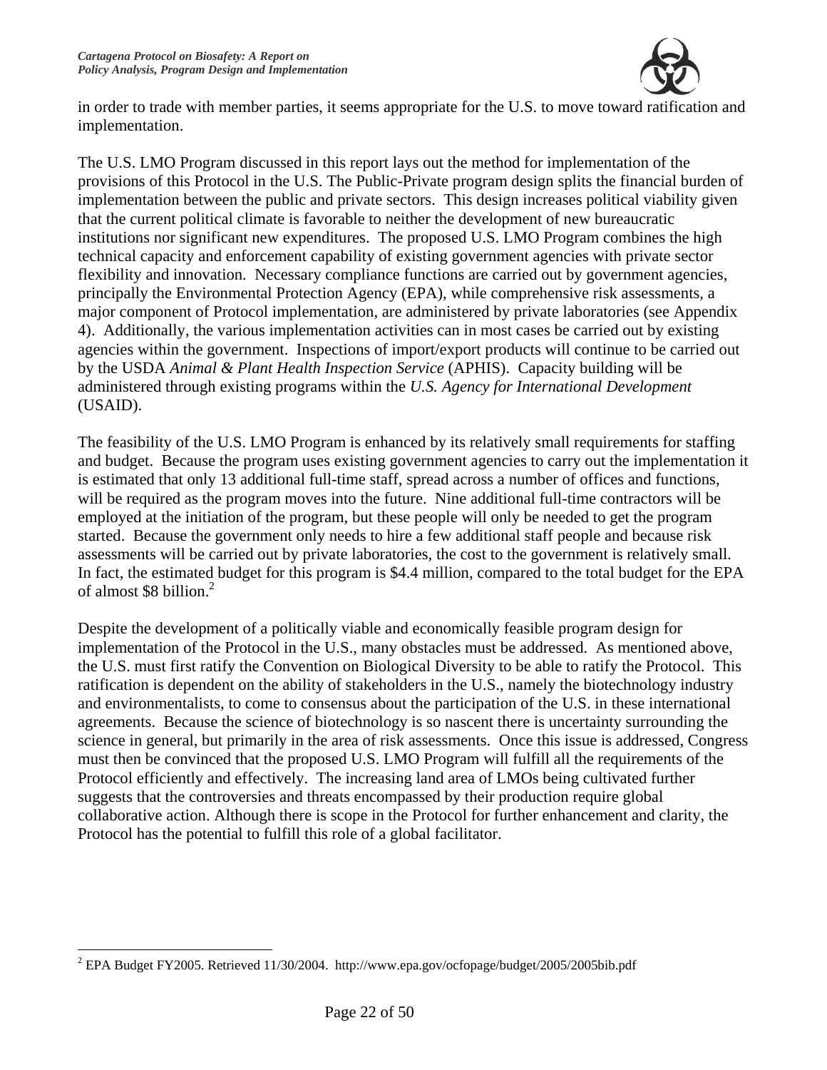in order to trade with member parties, it seems appropriate for the U.S. to move toward ratification and implementation.

The U.S. LMO Program discussed in this report lays out the method for implementation of the provisions of this Protocol in the U.S. The Public-Private program design splits the financial burden of implementation between the public and private sectors. This design increases political viability given that the current political climate is favorable to neither the development of new bureaucratic institutions nor significant new expenditures. The proposed U.S. LMO Program combines the high technical capacity and enforcement capability of existing government agencies with private sector flexibility and innovation. Necessary compliance functions are carried out by government agencies, principally the Environmental Protection Agency (EPA), while comprehensive risk assessments, a major component of Protocol implementation, are administered by private laboratories (see Appendix 4). Additionally, the various implementation activities can in most cases be carried out by existing agencies within the government. Inspections of import/export products will continue to be carried out by the USDA *Animal & Plant Health Inspection Service* (APHIS). Capacity building will be administered through existing programs within the *U.S. Agency for International Development* (USAID).

The feasibility of the U.S. LMO Program is enhanced by its relatively small requirements for staffing and budget. Because the program uses existing government agencies to carry out the implementation it is estimated that only 13 additional full-time staff, spread across a number of offices and functions, will be required as the program moves into the future. Nine additional full-time contractors will be employed at the initiation of the program, but these people will only be needed to get the program started. Because the government only needs to hire a few additional staff people and because risk assessments will be carried out by private laboratories, the cost to the government is relatively small. In fact, the estimated budget for this program is $4.4 million, compared to the total budget for the EPA of almost $8 billion.[2]

Despite the development of a politically viable and economically feasible program design for implementation of the Protocol in the U.S., many obstacles must be addressed. As mentioned above, the U.S. must first ratify the Convention on Biological Diversity to be able to ratify the Protocol. This ratification is dependent on the ability of stakeholders in the U.S., namely the biotechnology industry and environmentalists, to come to consensus about the participation of the U.S. in these international agreements. Because the science of biotechnology is so nascent there is uncertainty surrounding the science in general, but primarily in the area of risk assessments. Once this issue is addressed, Congress must then be convinced that the proposed U.S. LMO Program will fulfill all the requirements of the Protocol efficiently and effectively. The increasing land area of LMOs being cultivated further suggests that the controversies and threats encompassed by their production require global collaborative action. Although there is scope in the Protocol for further enhancement and clarity, the Protocol has the potential to fulfill this role of a global facilitator.

---

[2] EPA Budget FY2005. Retrieved 11/30/2004. http://www.epa.gov/ocfopage/budget/2005/2005bib.pdf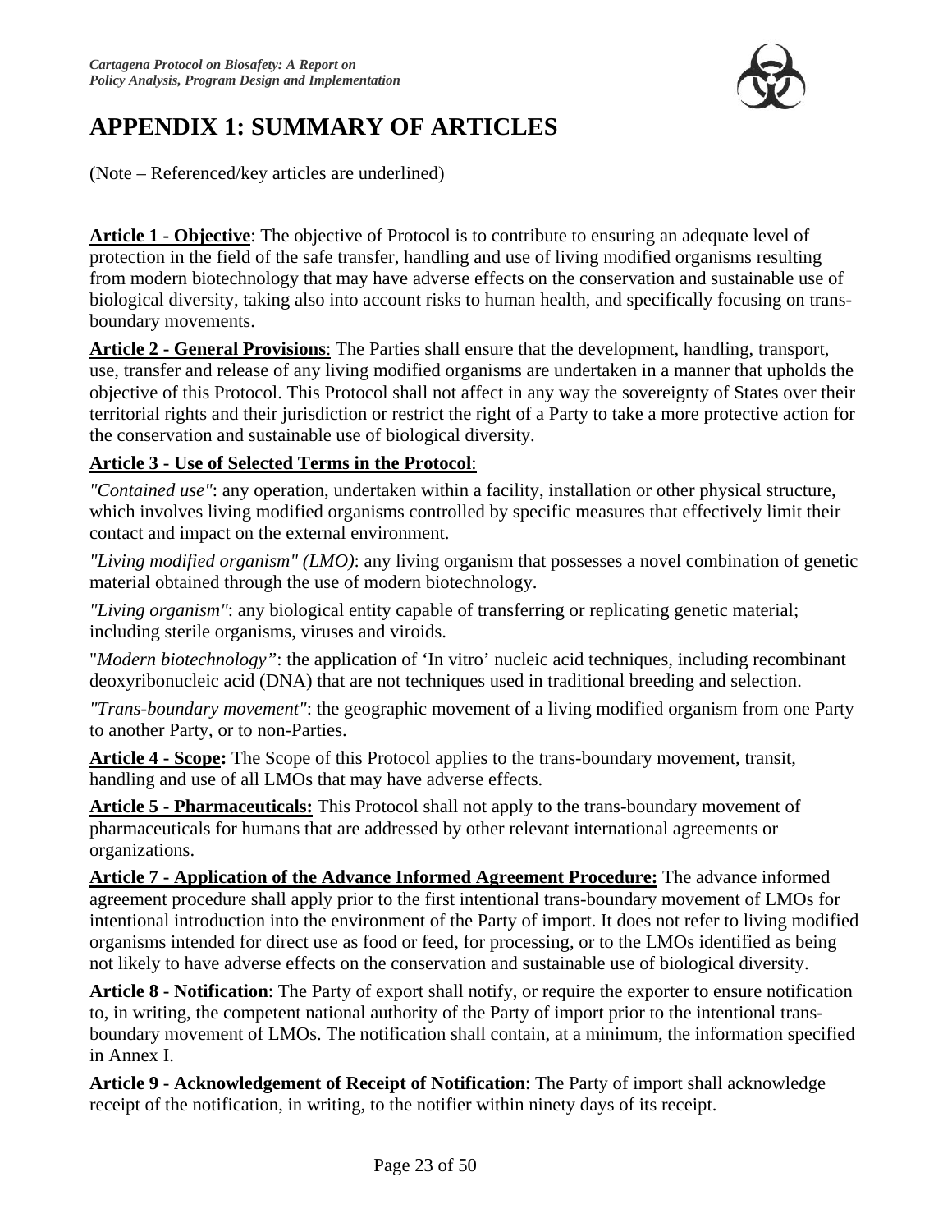# APPENDIX 1: SUMMARY OF ARTICLES

(Note – Referenced/key articles are underlined)

**Article 1 - Objective**: The objective of Protocol is to contribute to ensuring an adequate level of protection in the field of the safe transfer, handling and use of living modified organisms resulting from modern biotechnology that may have adverse effects on the conservation and sustainable use of biological diversity, taking also into account risks to human health, and specifically focusing on trans-boundary movements.

**Article 2 - General Provisions**: The Parties shall ensure that the development, handling, transport, use, transfer and release of any living modified organisms are undertaken in a manner that upholds the objective of this Protocol. This Protocol shall not affect in any way the sovereignty of States over their territorial rights and their jurisdiction or restrict the right of a Party to take a more protective action for the conservation and sustainable use of biological diversity.

**Article 3 - Use of Selected Terms in the Protocol**:

*"Contained use"*: any operation, undertaken within a facility, installation or other physical structure, which involves living modified organisms controlled by specific measures that effectively limit their contact and impact on the external environment.

*"Living modified organism" (LMO)*: any living organism that possesses a novel combination of genetic material obtained through the use of modern biotechnology.

*"Living organism"*: any biological entity capable of transferring or replicating genetic material; including sterile organisms, viruses and viroids.

"*Modern biotechnology"*: the application of 'In vitro' nucleic acid techniques, including recombinant deoxyribonucleic acid (DNA) that are not techniques used in traditional breeding and selection.

*"Trans-boundary movement"*: the geographic movement of a living modified organism from one Party to another Party, or to non-Parties.

**Article 4 - Scope:** The Scope of this Protocol applies to the trans-boundary movement, transit, handling and use of all LMOs that may have adverse effects.

**Article 5 - Pharmaceuticals:** This Protocol shall not apply to the trans-boundary movement of pharmaceuticals for humans that are addressed by other relevant international agreements or organizations.

**Article 7 - Application of the Advance Informed Agreement Procedure:** The advance informed agreement procedure shall apply prior to the first intentional trans-boundary movement of LMOs for intentional introduction into the environment of the Party of import. It does not refer to living modified organisms intended for direct use as food or feed, for processing, or to the LMOs identified as being not likely to have adverse effects on the conservation and sustainable use of biological diversity.

**Article 8 - Notification**: The Party of export shall notify, or require the exporter to ensure notification to, in writing, the competent national authority of the Party of import prior to the intentional trans-boundary movement of LMOs. The notification shall contain, at a minimum, the information specified in Annex I.

**Article 9 - Acknowledgement of Receipt of Notification**: The Party of import shall acknowledge receipt of the notification, in writing, to the notifier within ninety days of its receipt.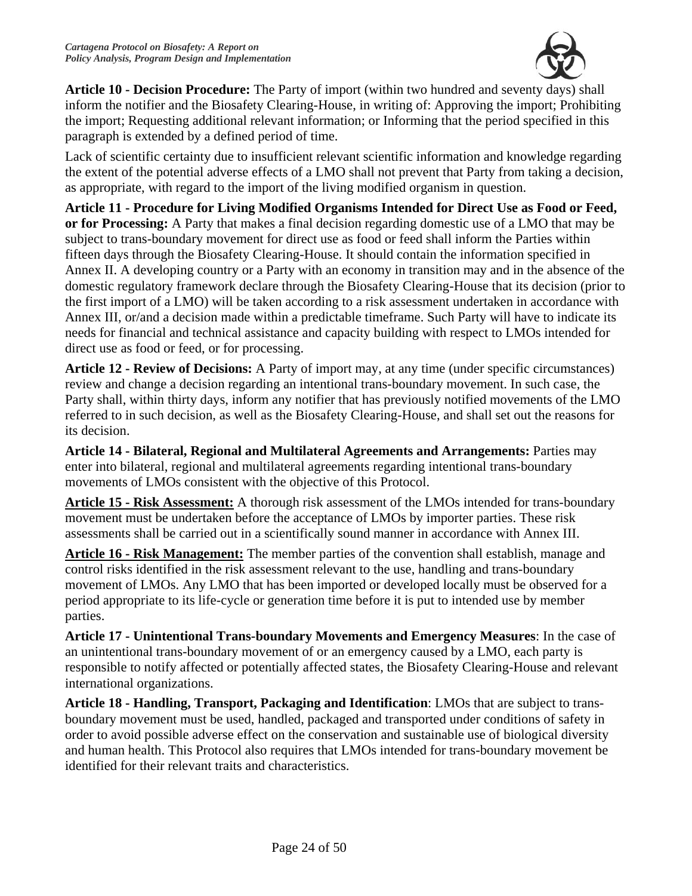**Article 10 - Decision Procedure:** The Party of import (within two hundred and seventy days) shall inform the notifier and the Biosafety Clearing-House, in writing of: Approving the import; Prohibiting the import; Requesting additional relevant information; or Informing that the period specified in this paragraph is extended by a defined period of time.

Lack of scientific certainty due to insufficient relevant scientific information and knowledge regarding the extent of the potential adverse effects of a LMO shall not prevent that Party from taking a decision, as appropriate, with regard to the import of the living modified organism in question.

**Article 11 - Procedure for Living Modified Organisms Intended for Direct Use as Food or Feed, or for Processing:** A Party that makes a final decision regarding domestic use of a LMO that may be subject to trans-boundary movement for direct use as food or feed shall inform the Parties within fifteen days through the Biosafety Clearing-House. It should contain the information specified in Annex II. A developing country or a Party with an economy in transition may and in the absence of the domestic regulatory framework declare through the Biosafety Clearing-House that its decision (prior to the first import of a LMO) will be taken according to a risk assessment undertaken in accordance with Annex III, or/and a decision made within a predictable timeframe. Such Party will have to indicate its needs for financial and technical assistance and capacity building with respect to LMOs intended for direct use as food or feed, or for processing.

**Article 12 - Review of Decisions:** A Party of import may, at any time (under specific circumstances) review and change a decision regarding an intentional trans-boundary movement. In such case, the Party shall, within thirty days, inform any notifier that has previously notified movements of the LMO referred to in such decision, as well as the Biosafety Clearing-House, and shall set out the reasons for its decision.

**Article 14 - Bilateral, Regional and Multilateral Agreements and Arrangements:** Parties may enter into bilateral, regional and multilateral agreements regarding intentional trans-boundary movements of LMOs consistent with the objective of this Protocol.

**Article 15 - Risk Assessment:** A thorough risk assessment of the LMOs intended for trans-boundary movement must be undertaken before the acceptance of LMOs by importer parties. These risk assessments shall be carried out in a scientifically sound manner in accordance with Annex III.

**Article 16 - Risk Management:** The member parties of the convention shall establish, manage and control risks identified in the risk assessment relevant to the use, handling and trans-boundary movement of LMOs. Any LMO that has been imported or developed locally must be observed for a period appropriate to its life-cycle or generation time before it is put to intended use by member parties.

**Article 17 - Unintentional Trans-boundary Movements and Emergency Measures**: In the case of an unintentional trans-boundary movement of or an emergency caused by a LMO, each party is responsible to notify affected or potentially affected states, the Biosafety Clearing-House and relevant international organizations.

**Article 18 - Handling, Transport, Packaging and Identification**: LMOs that are subject to trans-boundary movement must be used, handled, packaged and transported under conditions of safety in order to avoid possible adverse effect on the conservation and sustainable use of biological diversity and human health. This Protocol also requires that LMOs intended for trans-boundary movement be identified for their relevant traits and characteristics.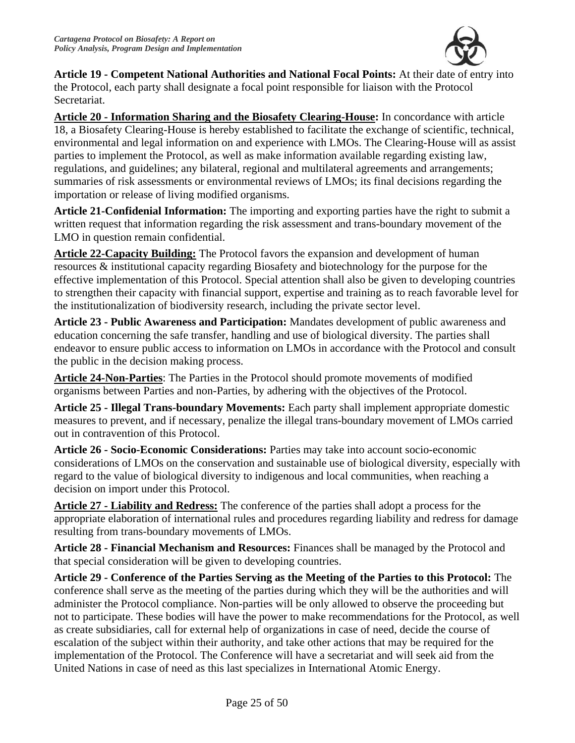**Article 19 - Competent National Authorities and National Focal Points:** At their date of entry into the Protocol, each party shall designate a focal point responsible for liaison with the Protocol Secretariat.

**Article 20 - Information Sharing and the Biosafety Clearing-House:** In concordance with article 18, a Biosafety Clearing-House is hereby established to facilitate the exchange of scientific, technical, environmental and legal information on and experience with LMOs. The Clearing-House will as assist parties to implement the Protocol, as well as make information available regarding existing law, regulations, and guidelines; any bilateral, regional and multilateral agreements and arrangements; summaries of risk assessments or environmental reviews of LMOs; its final decisions regarding the importation or release of living modified organisms.

**Article 21-Confidenial Information:** The importing and exporting parties have the right to submit a written request that information regarding the risk assessment and trans-boundary movement of the LMO in question remain confidential.

**Article 22-Capacity Building:** The Protocol favors the expansion and development of human resources & institutional capacity regarding Biosafety and biotechnology for the purpose for the effective implementation of this Protocol. Special attention shall also be given to developing countries to strengthen their capacity with financial support, expertise and training as to reach favorable level for the institutionalization of biodiversity research, including the private sector level.

**Article 23 - Public Awareness and Participation:** Mandates development of public awareness and education concerning the safe transfer, handling and use of biological diversity. The parties shall endeavor to ensure public access to information on LMOs in accordance with the Protocol and consult the public in the decision making process.

**Article 24-Non-Parties**: The Parties in the Protocol should promote movements of modified organisms between Parties and non-Parties, by adhering with the objectives of the Protocol.

**Article 25 - Illegal Trans-boundary Movements:** Each party shall implement appropriate domestic measures to prevent, and if necessary, penalize the illegal trans-boundary movement of LMOs carried out in contravention of this Protocol.

**Article 26 - Socio-Economic Considerations:** Parties may take into account socio-economic considerations of LMOs on the conservation and sustainable use of biological diversity, especially with regard to the value of biological diversity to indigenous and local communities, when reaching a decision on import under this Protocol.

**Article 27 - Liability and Redress:** The conference of the parties shall adopt a process for the appropriate elaboration of international rules and procedures regarding liability and redress for damage resulting from trans-boundary movements of LMOs.

**Article 28 - Financial Mechanism and Resources:** Finances shall be managed by the Protocol and that special consideration will be given to developing countries.

**Article 29 - Conference of the Parties Serving as the Meeting of the Parties to this Protocol:** The conference shall serve as the meeting of the parties during which they will be the authorities and will administer the Protocol compliance. Non-parties will be only allowed to observe the proceeding but not to participate. These bodies will have the power to make recommendations for the Protocol, as well as create subsidiaries, call for external help of organizations in case of need, decide the course of escalation of the subject within their authority, and take other actions that may be required for the implementation of the Protocol. The Conference will have a secretariat and will seek aid from the United Nations in case of need as this last specializes in International Atomic Energy.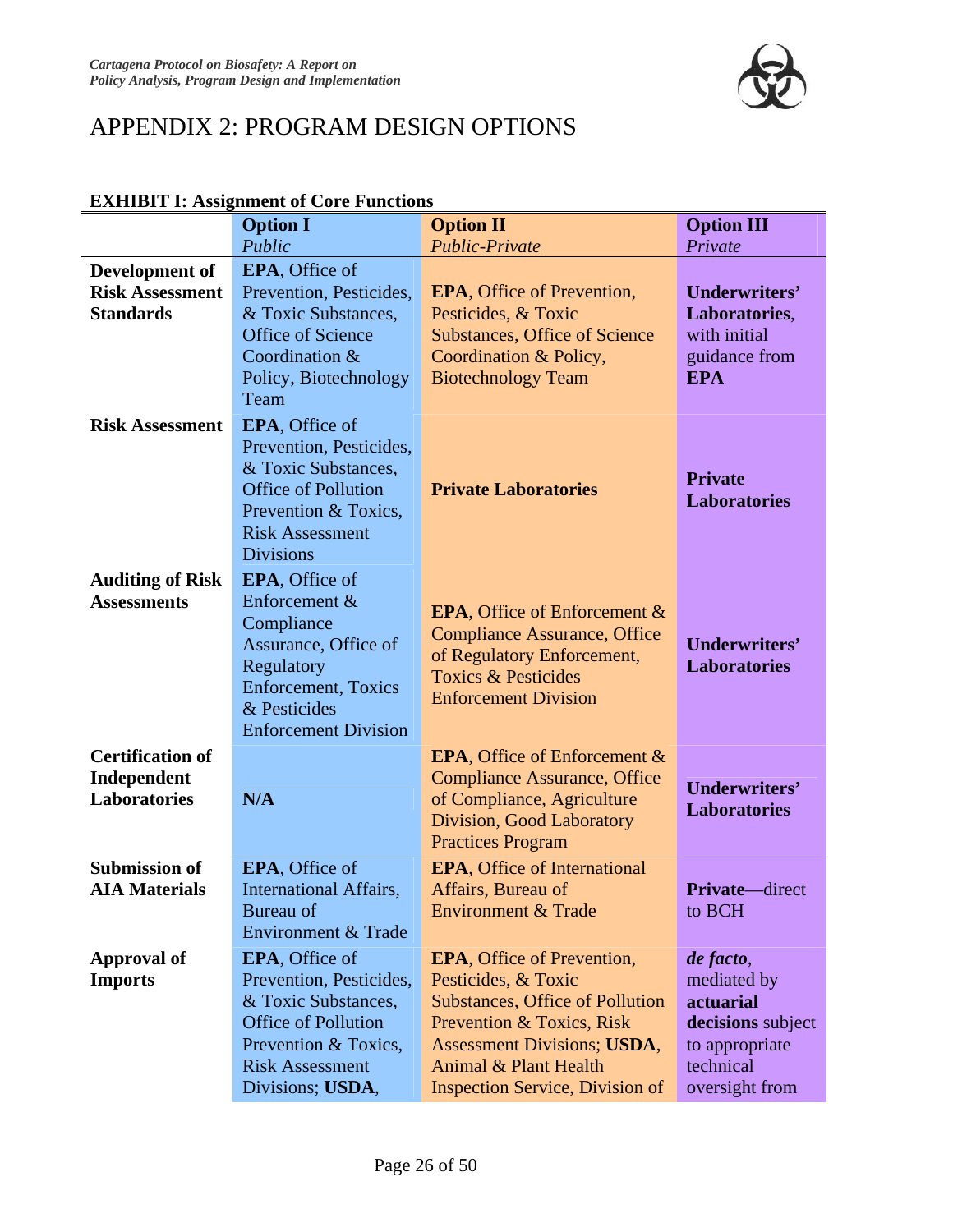# APPENDIX 2: PROGRAM DESIGN OPTIONS

**EXHIBIT I: Assignment of Core Functions**

| | **Option I** *Public* | **Option II** *Public-Private* | **Option III** *Private* |
|---|---|---|---|
| **Development of Risk Assessment Standards** | **EPA**, Office of Prevention, Pesticides, & Toxic Substances, Office of Science Coordination & Policy, Biotechnology Team | **EPA**, Office of Prevention, Pesticides, & Toxic Substances, Office of Science Coordination & Policy, Biotechnology Team | **Underwriters' Laboratories**, with initial guidance from **EPA** |
| **Risk Assessment** | **EPA**, Office of Prevention, Pesticides, & Toxic Substances, Office of Pollution Prevention & Toxics, Risk Assessment Divisions | **Private Laboratories** | **Private Laboratories** |
| **Auditing of Risk Assessments** | **EPA**, Office of Enforcement & Compliance Assurance, Office of Regulatory Enforcement, Toxics & Pesticides Enforcement Division | **EPA**, Office of Enforcement & Compliance Assurance, Office of Regulatory Enforcement, Toxics & Pesticides Enforcement Division | **Underwriters' Laboratories** |
| **Certification of Independent Laboratories** | **N/A** | **EPA**, Office of Enforcement & Compliance Assurance, Office of Compliance, Agriculture Division, Good Laboratory Practices Program | **Underwriters' Laboratories** |
| **Submission of AIA Materials** | **EPA**, Office of International Affairs, Bureau of Environment & Trade | **EPA**, Office of International Affairs, Bureau of Environment & Trade | **Private**—direct to BCH |
| **Approval of Imports** | **EPA**, Office of Prevention, Pesticides, & Toxic Substances, Office of Pollution Prevention & Toxics, Risk Assessment Divisions; **USDA**, | **EPA**, Office of Prevention, Pesticides, & Toxic Substances, Office of Pollution Prevention & Toxics, Risk Assessment Divisions; **USDA**, Animal & Plant Health Inspection Service, Division of | ***de facto***, mediated by **actuarial decisions** subject to appropriate technical oversight from |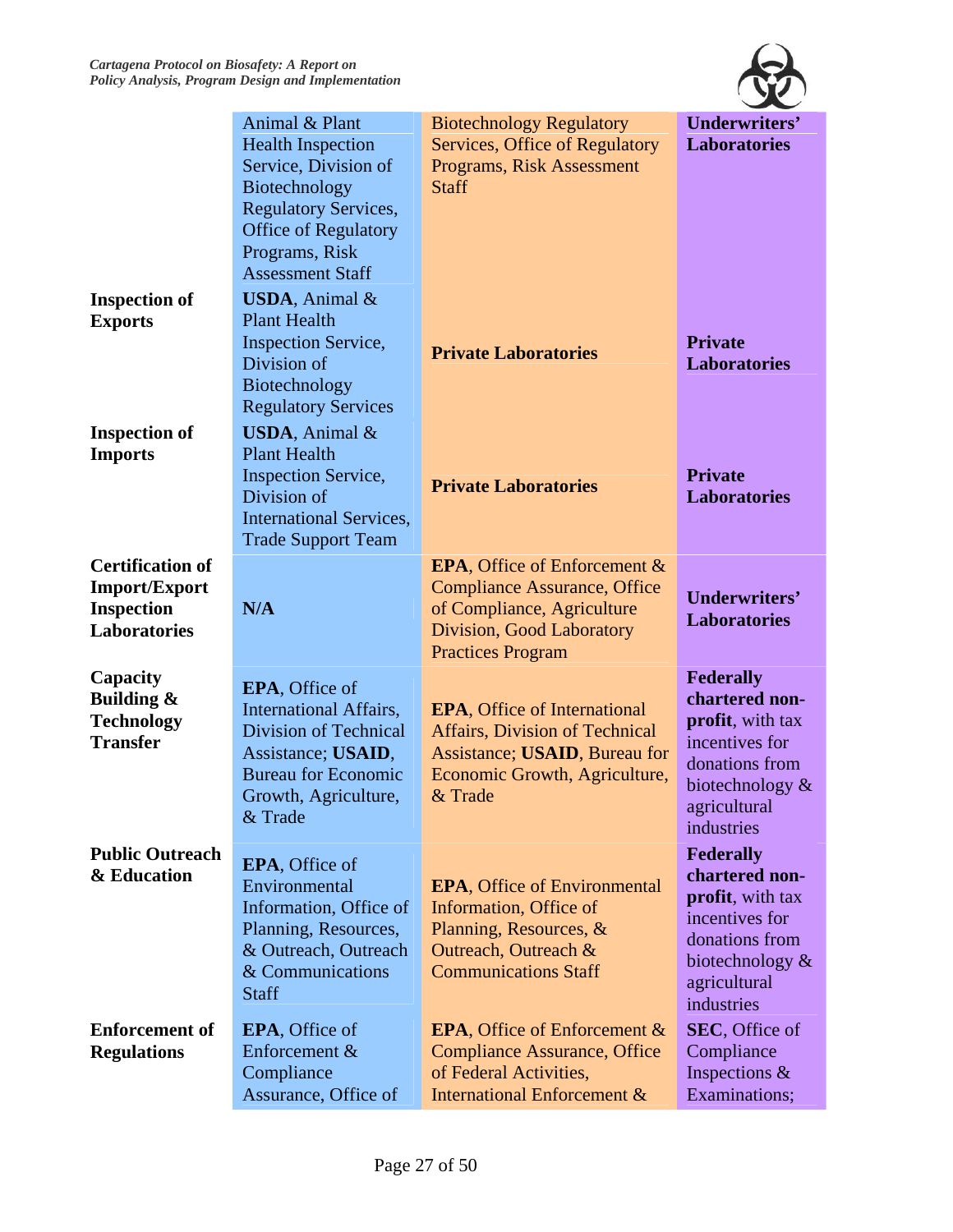| | | | |
|---|---|---|---|
| | Animal & Plant Health Inspection Service, Division of Biotechnology Regulatory Services, Office of Regulatory Programs, Risk Assessment Staff | Biotechnology Regulatory Services, Office of Regulatory Programs, Risk Assessment Staff | **Underwriters' Laboratories** |
| **Inspection of Exports** | **USDA**, Animal & Plant Health Inspection Service, Division of Biotechnology Regulatory Services | **Private Laboratories** | **Private Laboratories** |
| **Inspection of Imports** | **USDA**, Animal & Plant Health Inspection Service, Division of International Services, Trade Support Team | **Private Laboratories** | **Private Laboratories** |
| **Certification of Import/Export Inspection Laboratories** | **N/A** | **EPA**, Office of Enforcement & Compliance Assurance, Office of Compliance, Agriculture Division, Good Laboratory Practices Program | **Underwriters' Laboratories** |
| **Capacity Building & Technology Transfer** | **EPA**, Office of International Affairs, Division of Technical Assistance; **USAID**, Bureau for Economic Growth, Agriculture, & Trade | **EPA**, Office of International Affairs, Division of Technical Assistance; **USAID**, Bureau for Economic Growth, Agriculture, & Trade | **Federally chartered non-profit**, with tax incentives for donations from biotechnology & agricultural industries |
| **Public Outreach & Education** | **EPA**, Office of Environmental Information, Office of Planning, Resources, & Outreach, Outreach & Communications Staff | **EPA**, Office of Environmental Information, Office of Planning, Resources, & Outreach, Outreach & Communications Staff | **Federally chartered non-profit**, with tax incentives for donations from biotechnology & agricultural industries |
| **Enforcement of Regulations** | **EPA**, Office of Enforcement & Compliance Assurance, Office of | **EPA**, Office of Enforcement & Compliance Assurance, Office of Federal Activities, International Enforcement & | **SEC**, Office of Compliance Inspections & Examinations; |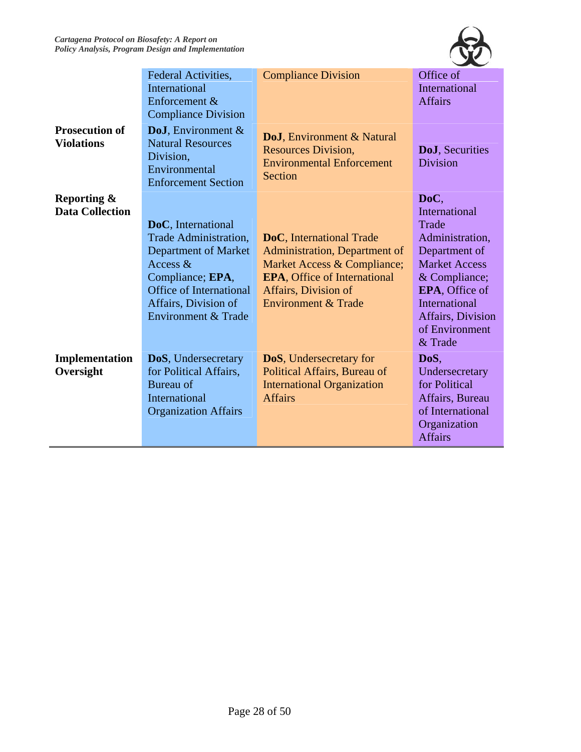| | | | |
|---|---|---|---|
| | Federal Activities, International Enforcement & Compliance Division | Compliance Division | Office of International Affairs |
| **Prosecution of Violations** | **DoJ**, Environment & Natural Resources Division, Environmental Enforcement Section | **DoJ**, Environment & Natural Resources Division, Environmental Enforcement Section | **DoJ**, Securities Division |
| **Reporting & Data Collection** | **DoC**, International Trade Administration, Department of Market Access & Compliance; **EPA**, Office of International Affairs, Division of Environment & Trade | **DoC**, International Trade Administration, Department of Market Access & Compliance; **EPA**, Office of International Affairs, Division of Environment & Trade | **DoC**, International Trade Administration, Department of Market Access & Compliance; **EPA**, Office of International Affairs, Division of Environment & Trade |
| **Implementation Oversight** | **DoS**, Undersecretary for Political Affairs, Bureau of International Organization Affairs | **DoS**, Undersecretary for Political Affairs, Bureau of International Organization Affairs | **DoS**, Undersecretary for Political Affairs, Bureau of International Organization Affairs |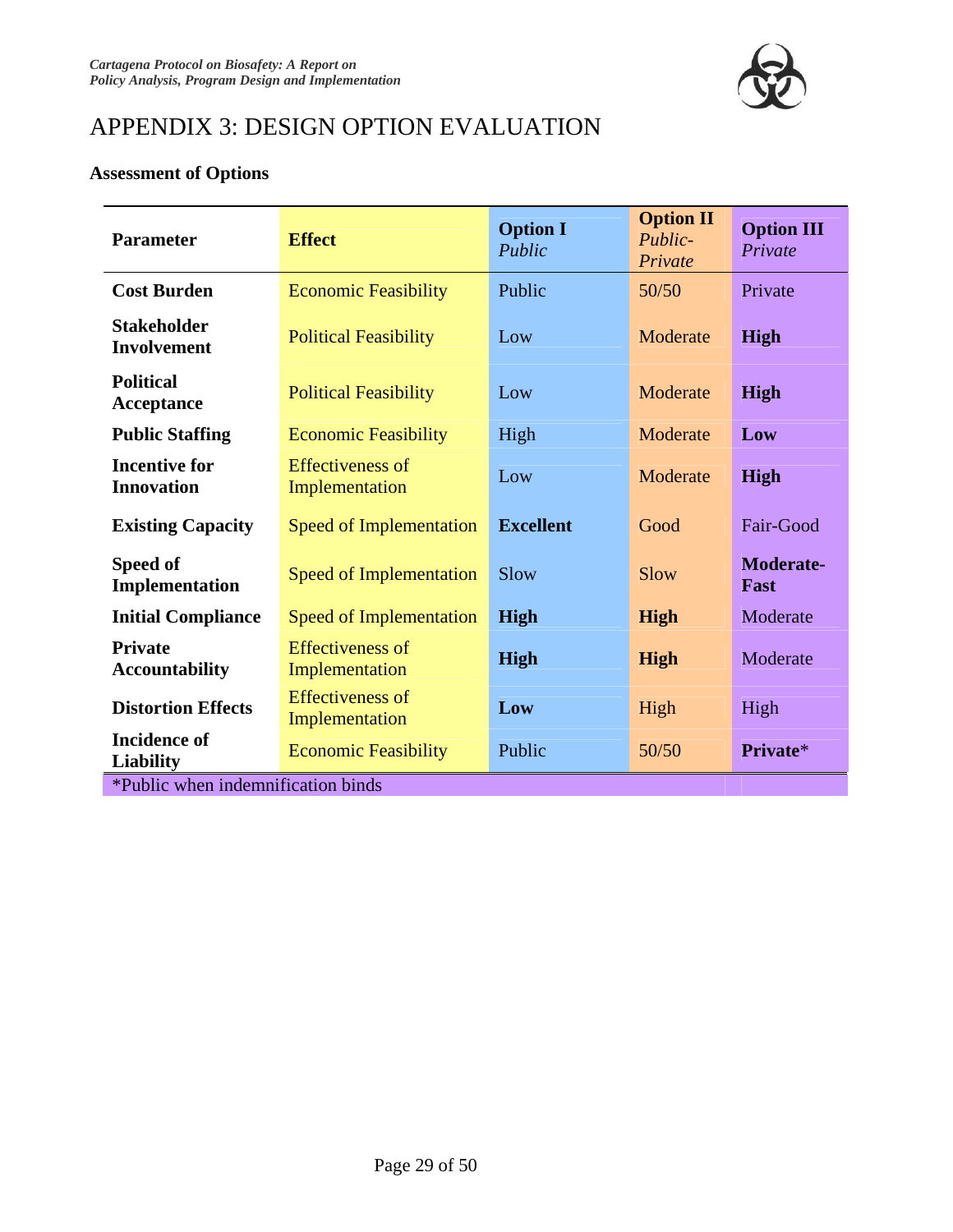# APPENDIX 3: DESIGN OPTION EVALUATION

**Assessment of Options**

| Parameter | Effect | **Option I** *Public* | **Option II** *Public-Private* | **Option III** *Private* |
|---|---|---|---|---|
| **Cost Burden** | Economic Feasibility | Public | 50/50 | Private |
| **Stakeholder Involvement** | Political Feasibility | Low | Moderate | **High** |
| **Political Acceptance** | Political Feasibility | Low | Moderate | **High** |
| **Public Staffing** | Economic Feasibility | High | Moderate | **Low** |
| **Incentive for Innovation** | Effectiveness of Implementation | Low | Moderate | **High** |
| **Existing Capacity** | Speed of Implementation | **Excellent** | Good | Fair-Good |
| **Speed of Implementation** | Speed of Implementation | Slow | Slow | **Moderate-Fast** |
| **Initial Compliance** | Speed of Implementation | **High** | **High** | Moderate |
| **Private Accountability** | Effectiveness of Implementation | **High** | **High** | Moderate |
| **Distortion Effects** | Effectiveness of Implementation | **Low** | High | High |
| **Incidence of Liability** | Economic Feasibility | Public | 50/50 | **Private***|

*Public when indemnification binds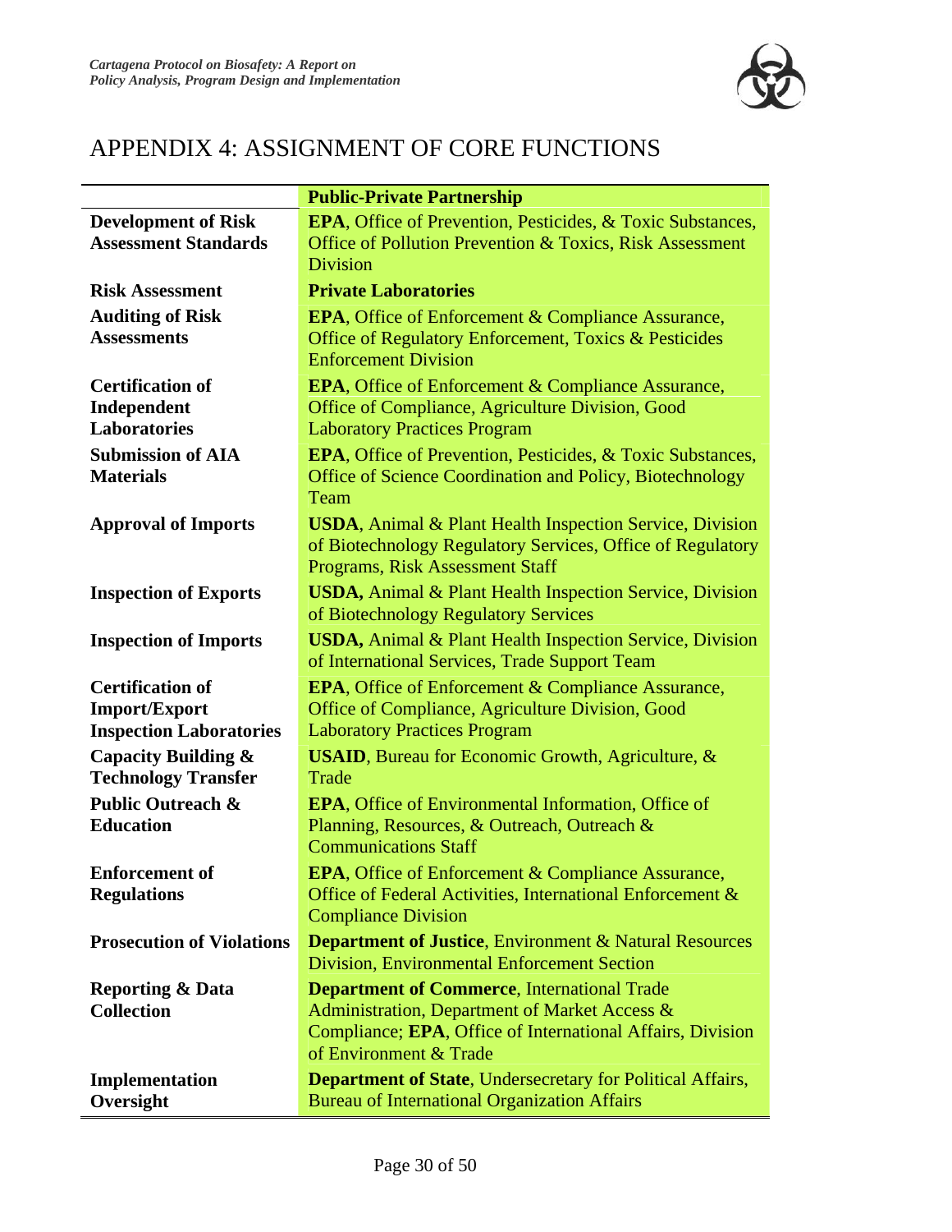# APPENDIX 4: ASSIGNMENT OF CORE FUNCTIONS

| | **Public-Private Partnership** |
|---|---|
| **Development of Risk Assessment Standards** | **EPA**, Office of Prevention, Pesticides, & Toxic Substances, Office of Pollution Prevention & Toxics, Risk Assessment Division |
| **Risk Assessment** | **Private Laboratories** |
| **Auditing of Risk Assessments** | **EPA**, Office of Enforcement & Compliance Assurance, Office of Regulatory Enforcement, Toxics & Pesticides Enforcement Division |
| **Certification of Independent Laboratories** | **EPA**, Office of Enforcement & Compliance Assurance, Office of Compliance, Agriculture Division, Good Laboratory Practices Program |
| **Submission of AIA Materials** | **EPA**, Office of Prevention, Pesticides, & Toxic Substances, Office of Science Coordination and Policy, Biotechnology Team |
| **Approval of Imports** | **USDA**, Animal & Plant Health Inspection Service, Division of Biotechnology Regulatory Services, Office of Regulatory Programs, Risk Assessment Staff |
| **Inspection of Exports** | **USDA,** Animal & Plant Health Inspection Service, Division of Biotechnology Regulatory Services |
| **Inspection of Imports** | **USDA,** Animal & Plant Health Inspection Service, Division of International Services, Trade Support Team |
| **Certification of Import/Export Inspection Laboratories** | **EPA**, Office of Enforcement & Compliance Assurance, Office of Compliance, Agriculture Division, Good Laboratory Practices Program |
| **Capacity Building & Technology Transfer** | **USAID**, Bureau for Economic Growth, Agriculture, & Trade |
| **Public Outreach & Education** | **EPA**, Office of Environmental Information, Office of Planning, Resources, & Outreach, Outreach & Communications Staff |
| **Enforcement of Regulations** | **EPA**, Office of Enforcement & Compliance Assurance, Office of Federal Activities, International Enforcement & Compliance Division |
| **Prosecution of Violations** | **Department of Justice**, Environment & Natural Resources Division, Environmental Enforcement Section |
| **Reporting & Data Collection** | **Department of Commerce**, International Trade Administration, Department of Market Access & Compliance; **EPA**, Office of International Affairs, Division of Environment & Trade |
| **Implementation Oversight** | **Department of State**, Undersecretary for Political Affairs, Bureau of International Organization Affairs |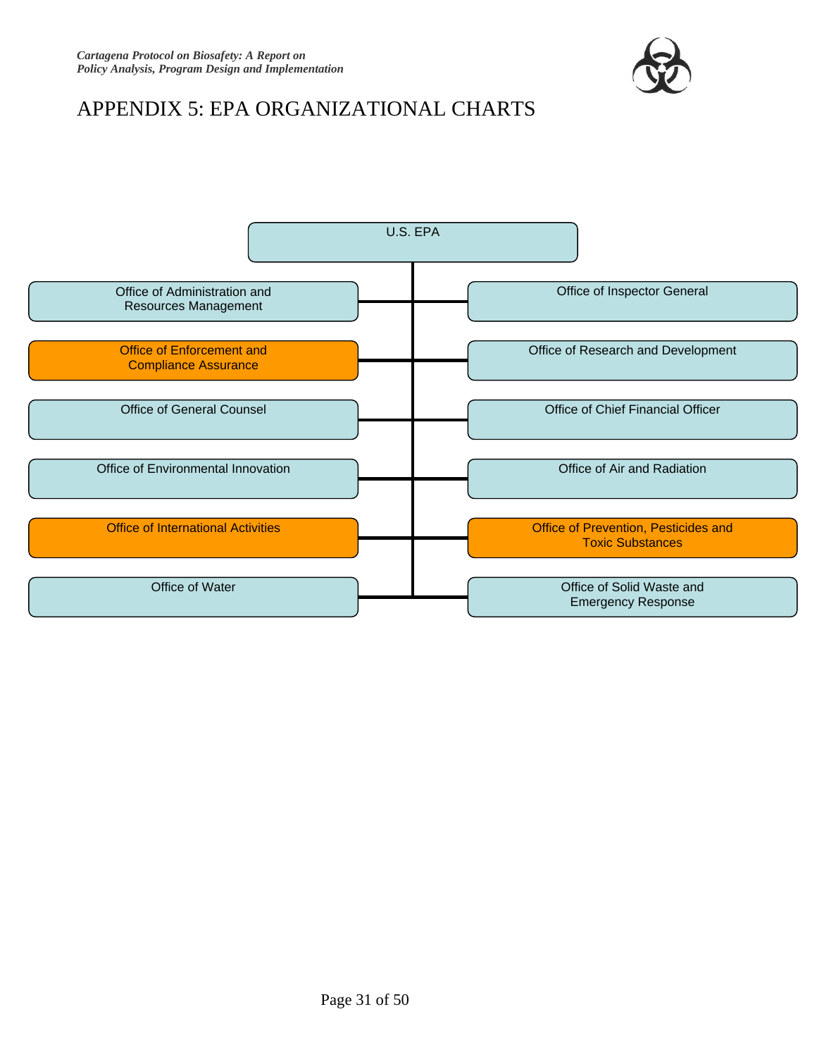# APPENDIX 5: EPA ORGANIZATIONAL CHARTS

U.S. EPA

- Office of Administration and Resources Management
- Office of Inspector General
- Office of Enforcement and Compliance Assurance
- Office of Research and Development
- Office of General Counsel
- Office of Chief Financial Officer
- Office of Environmental Innovation
- Office of Air and Radiation
- Office of International Activities
- Office of Prevention, Pesticides and Toxic Substances
- Office of Water
- Office of Solid Waste and Emergency Response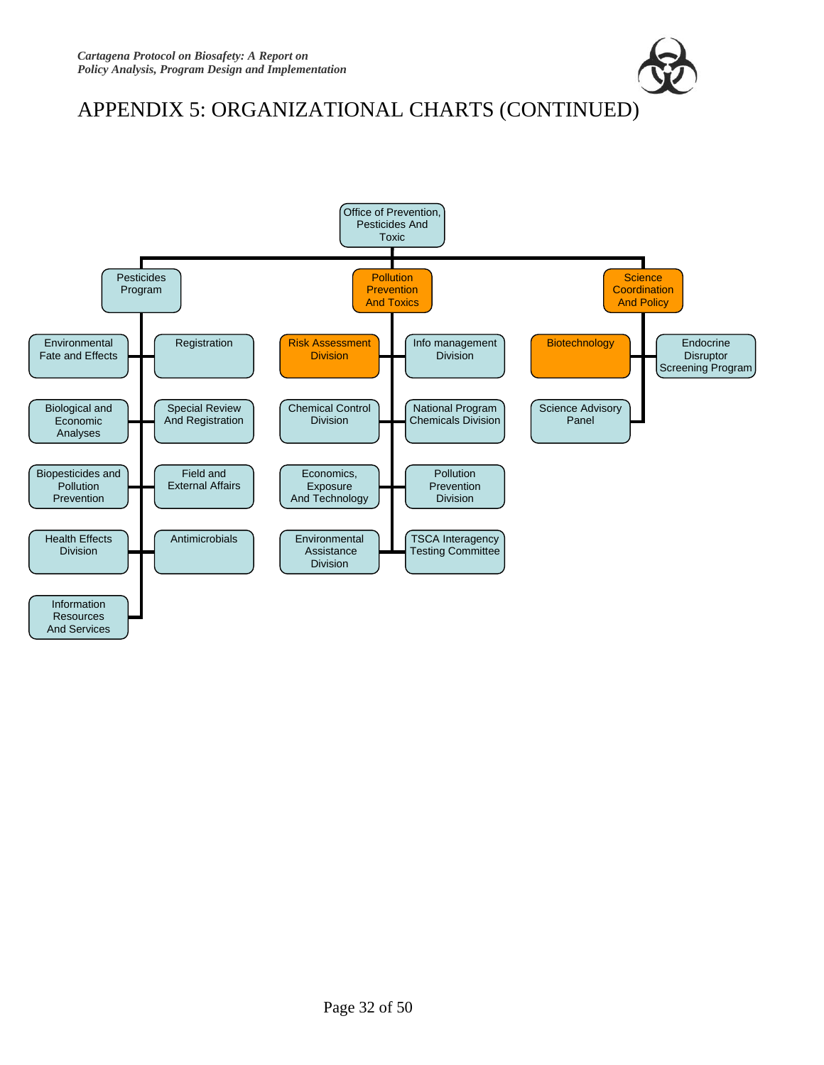# APPENDIX 5: ORGANIZATIONAL CHARTS (CONTINUED)

- Office of Prevention, Pesticides And Toxic
  - Pesticides Program
    - Environmental Fate and Effects
    - Registration
    - Biological and Economic Analyses
    - Special Review And Registration
    - Biopesticides and Pollution Prevention
    - Field and External Affairs
    - Health Effects Division
    - Antimicrobials
    - Information Resources And Services
  - Pollution Prevention And Toxics
    - Risk Assessment Division
    - Info management Division
    - Chemical Control Division
    - National Program Chemicals Division
    - Economics, Exposure And Technology
    - Pollution Prevention Division
    - Environmental Assistance Division
    - TSCA Interagency Testing Committee
  - Science Coordination And Policy
    - Biotechnology
    - Endocrine Disruptor Screening Program
    - Science Advisory Panel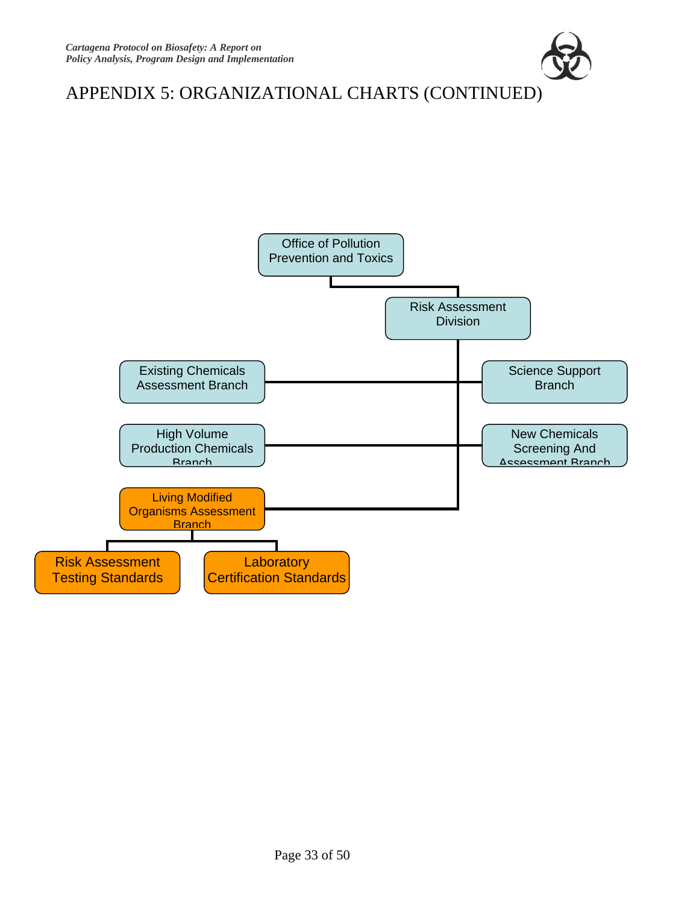# APPENDIX 5: ORGANIZATIONAL CHARTS (CONTINUED)

- Office of Pollution Prevention and Toxics
  - Risk Assessment Division
    - Existing Chemicals Assessment Branch
    - Science Support Branch
    - High Volume Production Chemicals Branch
    - New Chemicals Screening And Assessment Branch
    - Living Modified Organisms Assessment Branch
      - Risk Assessment Testing Standards
      - Laboratory Certification Standards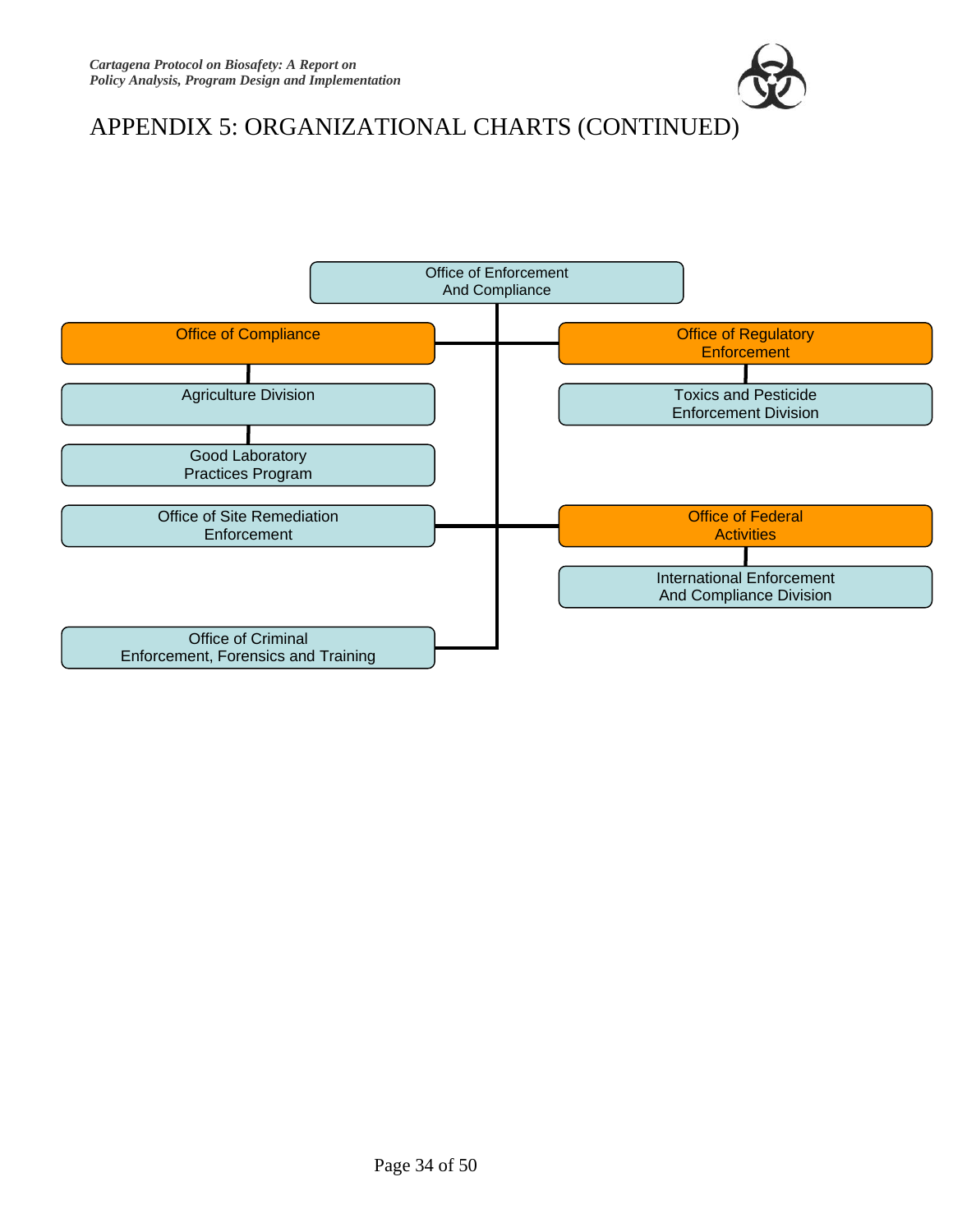# APPENDIX 5: ORGANIZATIONAL CHARTS (CONTINUED)

- Office of Enforcement And Compliance
  - Office of Compliance
    - Agriculture Division
      - Good Laboratory Practices Program
  - Office of Regulatory Enforcement
    - Toxics and Pesticide Enforcement Division
  - Office of Site Remediation Enforcement
  - Office of Federal Activities
    - International Enforcement And Compliance Division
  - Office of Criminal Enforcement, Forensics and Training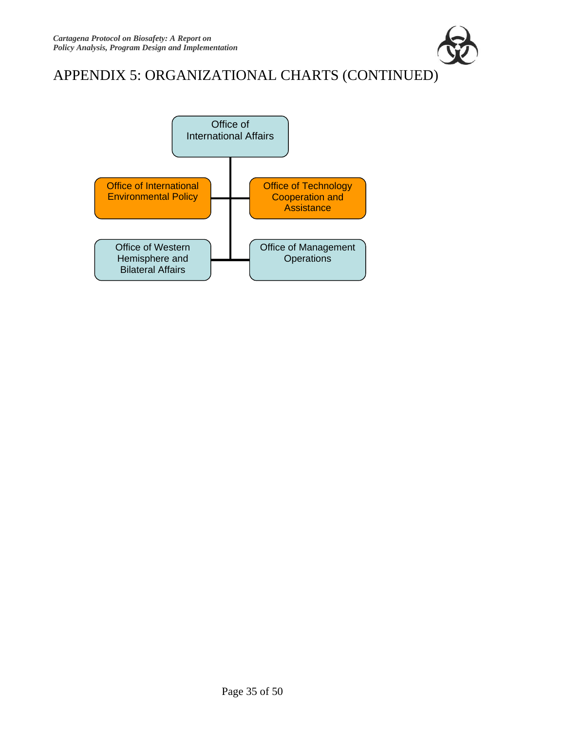# APPENDIX 5: ORGANIZATIONAL CHARTS (CONTINUED)

- Office of International Affairs
  - Office of International Environmental Policy
  - Office of Technology Cooperation and Assistance
  - Office of Western Hemisphere and Bilateral Affairs
  - Office of Management Operations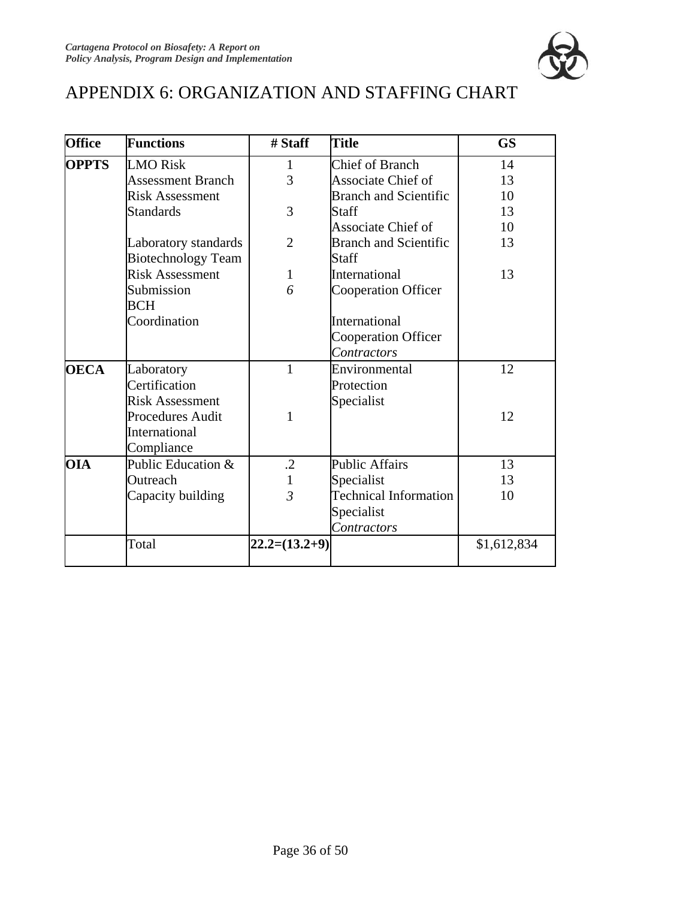# APPENDIX 6: ORGANIZATION AND STAFFING CHART

| Office | Functions | # Staff | Title | GS |
|---|---|---|---|---|
| **OPPTS** | LMO Risk Assessment Branch<br>Risk Assessment Standards<br><br>Laboratory standards<br>Biotechnology Team<br>Risk Assessment Submission<br>BCH Coordination | 1<br>3<br><br>3<br><br>2<br><br>1<br>*6* | Chief of Branch<br>Associate Chief of Branch and Scientific Staff<br>Associate Chief of Branch and Scientific Staff<br>International Cooperation Officer<br><br>International Cooperation Officer<br>*Contractors* | 14<br>13<br>10<br>13<br>10<br>13<br><br>13 |
| **OECA** | Laboratory Certification<br>Risk Assessment Procedures Audit<br>International Compliance | 1<br><br><br>1 | Environmental Protection Specialist | 12<br><br><br>12 |
| **OIA** | Public Education & Outreach<br>Capacity building | .2<br>1<br>*3* | Public Affairs Specialist<br>Technical Information Specialist<br>*Contractors* | 13<br>13<br>10 |
| | Total | **22.2=(13.2+9)** | | $1,612,834 |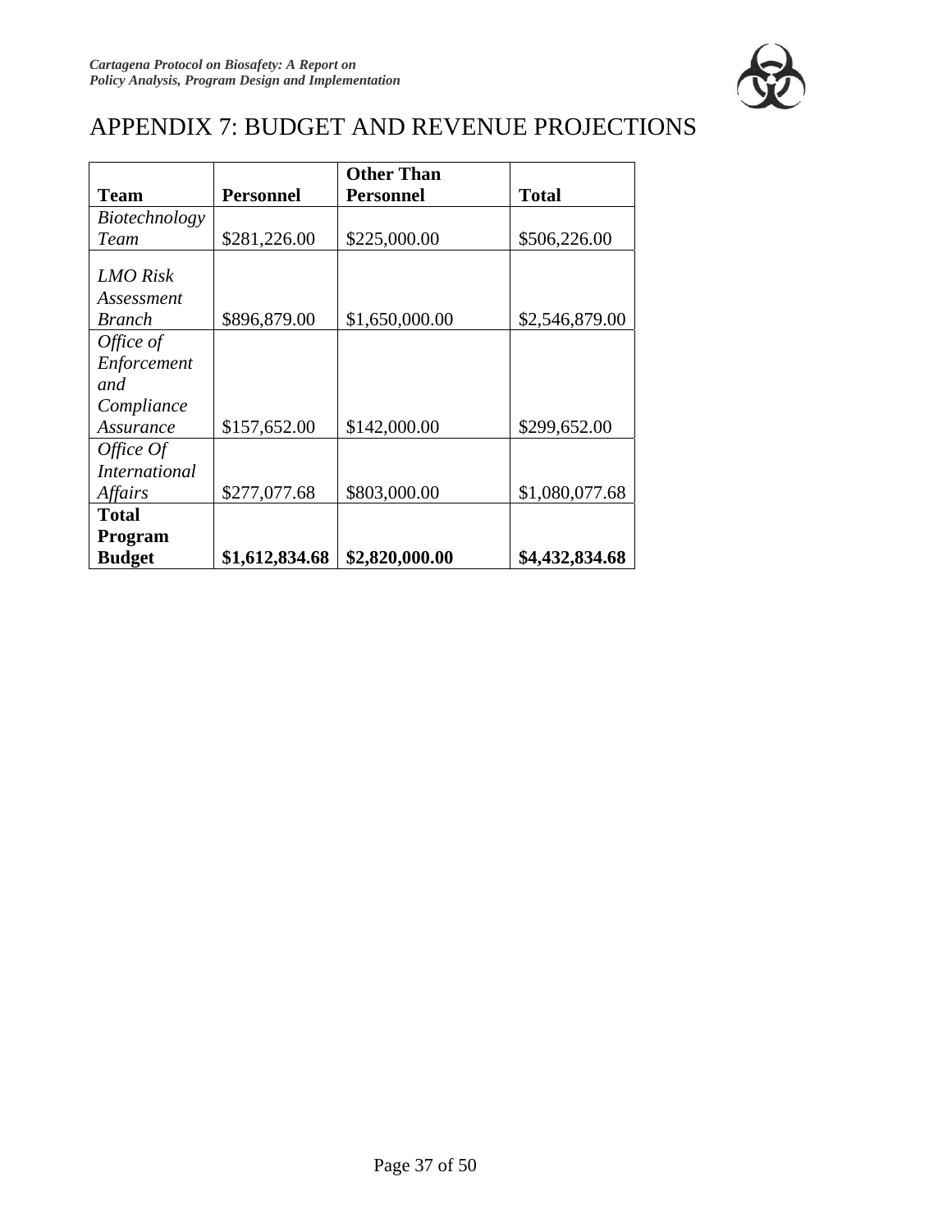# APPENDIX 7: BUDGET AND REVENUE PROJECTIONS

| Team | Personnel | Other Than Personnel | Total |
|---|---|---|---|
| *Biotechnology Team* | $281,226.00 | $225,000.00 | $506,226.00 |
| *LMO Risk Assessment Branch* | $896,879.00 | $1,650,000.00 | $2,546,879.00 |
| *Office of Enforcement and Compliance Assurance* | $157,652.00 | $142,000.00 | $299,652.00 |
| *Office Of International Affairs* | $277,077.68 | $803,000.00 | $1,080,077.68 |
| **Total Program Budget** | **$1,612,834.68** | **$2,820,000.00** | **$4,432,834.68** |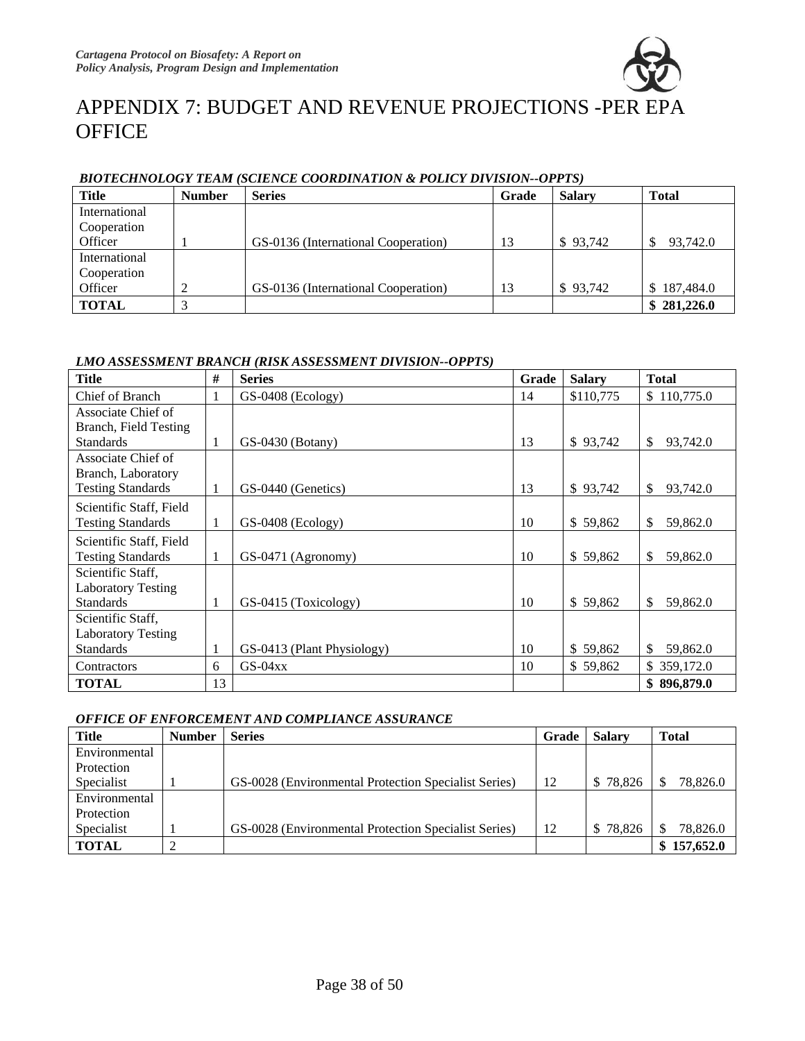# APPENDIX 7: BUDGET AND REVENUE PROJECTIONS -PER EPA OFFICE

***BIOTECHNOLOGY TEAM (SCIENCE COORDINATION & POLICY DIVISION--OPPTS)***

| Title | Number | Series | Grade | Salary | Total |
|---|---|---|---|---|---|
| International Cooperation Officer | 1 | GS-0136 (International Cooperation) | 13 | $ 93,742 | $ 93,742.0 |
| International Cooperation Officer | 2 | GS-0136 (International Cooperation) | 13 | $ 93,742 | $ 187,484.0 |
| **TOTAL** | 3 | | | | **$ 281,226.0** |

***LMO ASSESSMENT BRANCH (RISK ASSESSMENT DIVISION--OPPTS)***

| Title | # | Series | Grade | Salary | Total |
|---|---|---|---|---|---|
| Chief of Branch | 1 | GS-0408 (Ecology) | 14 | $110,775 | $ 110,775.0 |
| Associate Chief of Branch, Field Testing Standards | 1 | GS-0430 (Botany) | 13 | $ 93,742 | $ 93,742.0 |
| Associate Chief of Branch, Laboratory Testing Standards | 1 | GS-0440 (Genetics) | 13 | $ 93,742 | $ 93,742.0 |
| Scientific Staff, Field Testing Standards | 1 | GS-0408 (Ecology) | 10 | $ 59,862 | $ 59,862.0 |
| Scientific Staff, Field Testing Standards | 1 | GS-0471 (Agronomy) | 10 | $ 59,862 | $ 59,862.0 |
| Scientific Staff, Laboratory Testing Standards | 1 | GS-0415 (Toxicology) | 10 | $ 59,862 | $ 59,862.0 |
| Scientific Staff, Laboratory Testing Standards | 1 | GS-0413 (Plant Physiology) | 10 | $ 59,862 | $ 59,862.0 |
| Contractors | 6 | GS-04xx | 10 | $ 59,862 | $ 359,172.0 |
| **TOTAL** | 13 | | | | **$ 896,879.0** |

***OFFICE OF ENFORCEMENT AND COMPLIANCE ASSURANCE***

| Title | Number | Series | Grade | Salary | Total |
|---|---|---|---|---|---|
| Environmental Protection Specialist | 1 | GS-0028 (Environmental Protection Specialist Series) | 12 | $ 78,826 | $ 78,826.0 |
| Environmental Protection Specialist | 1 | GS-0028 (Environmental Protection Specialist Series) | 12 | $ 78,826 | $ 78,826.0 |
| **TOTAL** | 2 | | | | **$ 157,652.0** |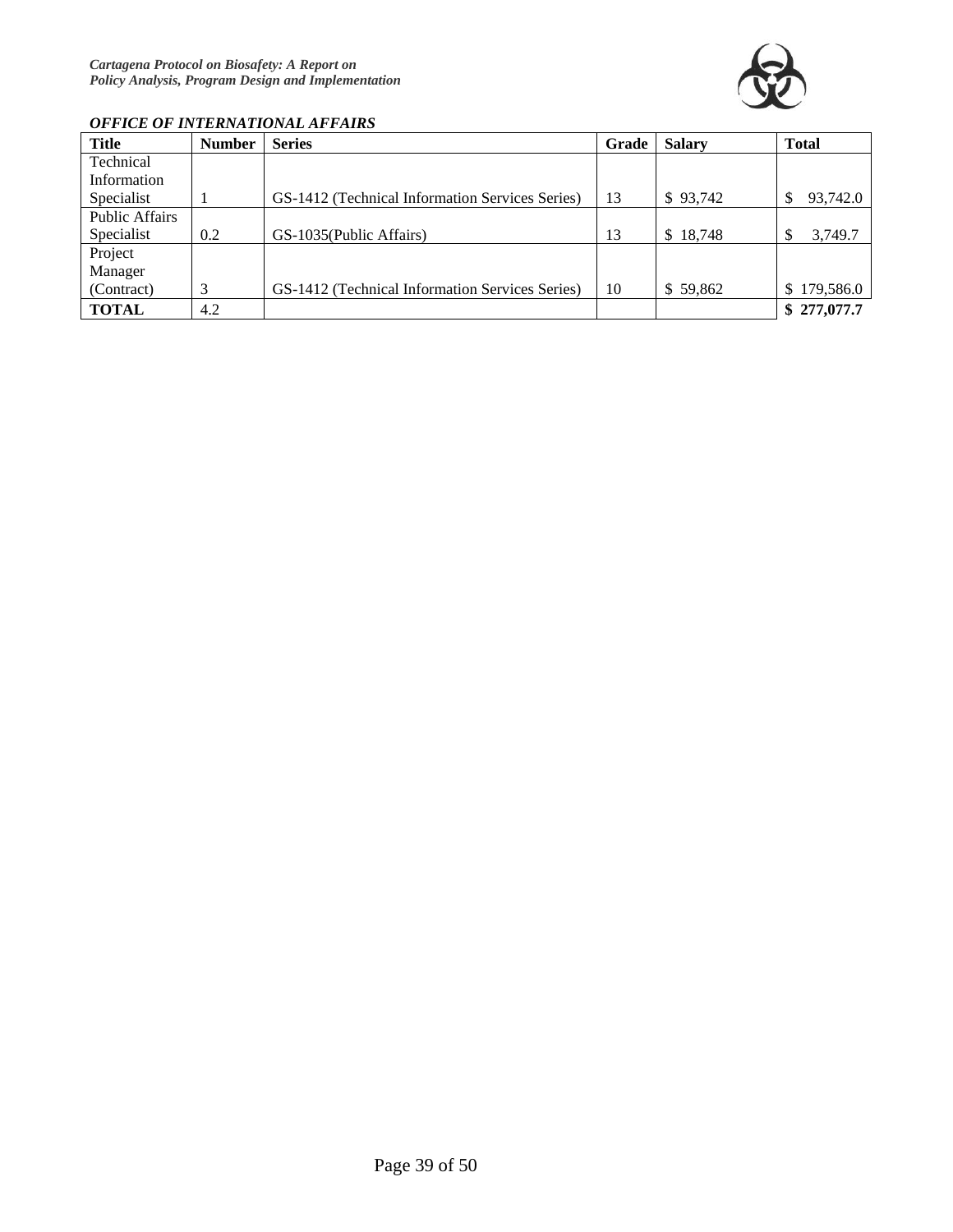***OFFICE OF INTERNATIONAL AFFAIRS***

| **Title** | **Number** | **Series** | **Grade** | **Salary** | **Total** |
|---|---|---|---|---|---|
| Technical Information Specialist | 1 | GS-1412 (Technical Information Services Series) | 13 | $ 93,742 | $ 93,742.0 |
| Public Affairs Specialist | 0.2 | GS-1035(Public Affairs) | 13 | $ 18,748 | $ 3,749.7 |
| Project Manager (Contract) | 3 | GS-1412 (Technical Information Services Series) | 10 | $ 59,862 | $ 179,586.0 |
| **TOTAL** | 4.2 | | | | **$ 277,077.7** |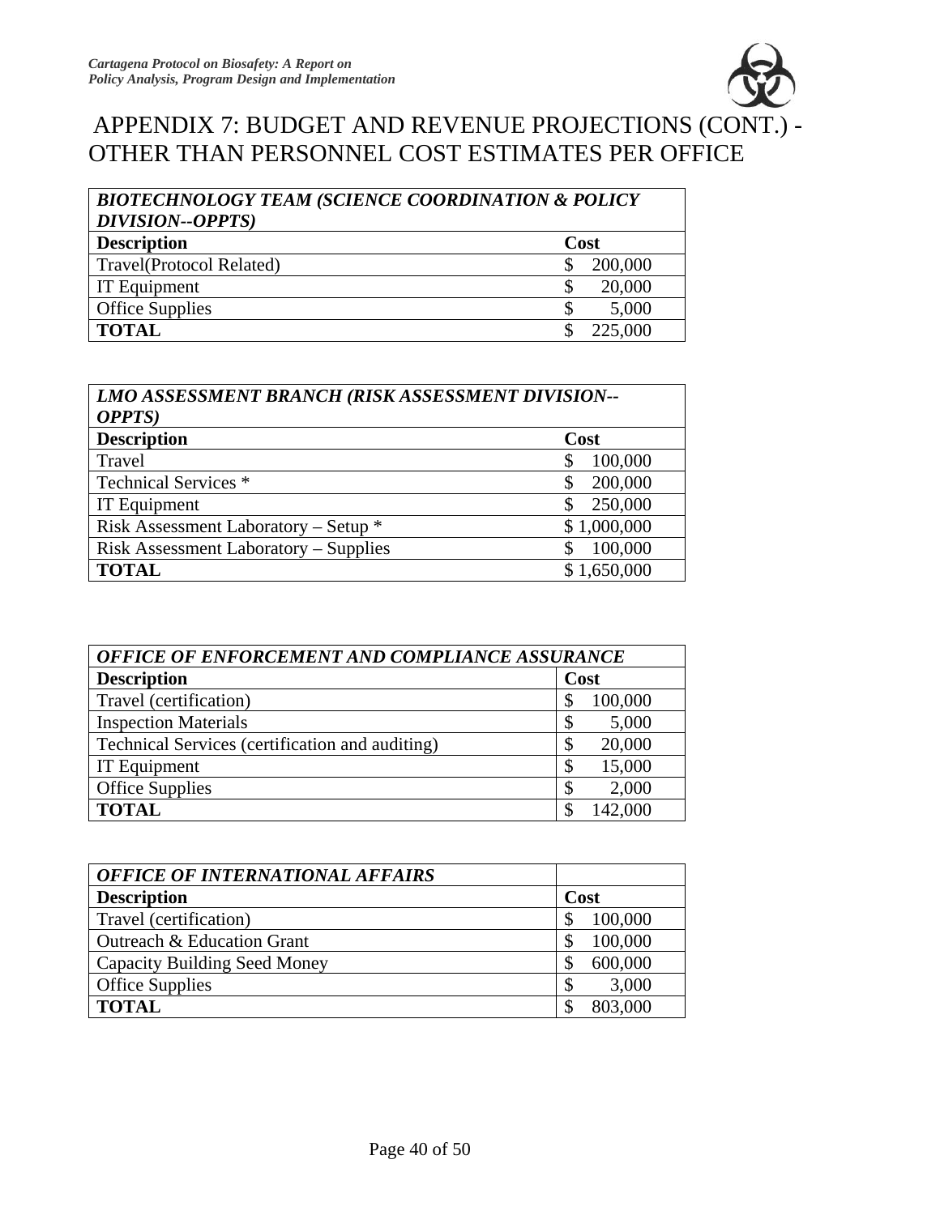# APPENDIX 7: BUDGET AND REVENUE PROJECTIONS (CONT.) - OTHER THAN PERSONNEL COST ESTIMATES PER OFFICE

| ***BIOTECHNOLOGY TEAM (SCIENCE COORDINATION & POLICY DIVISION--OPPTS)*** | |
|---|---|
| **Description** | **Cost** |
| Travel(Protocol Related) | $ 200,000 |
| IT Equipment | $ 20,000 |
| Office Supplies | $ 5,000 |
| **TOTAL** | $ 225,000 |

| ***LMO ASSESSMENT BRANCH (RISK ASSESSMENT DIVISION--OPPTS)*** | |
|---|---|
| **Description** | **Cost** |
| Travel | $ 100,000 |
| Technical Services * | $ 200,000 |
| IT Equipment | $ 250,000 |
| Risk Assessment Laboratory – Setup * | $ 1,000,000 |
| Risk Assessment Laboratory – Supplies | $ 100,000 |
| **TOTAL** | $ 1,650,000 |

| ***OFFICE OF ENFORCEMENT AND COMPLIANCE ASSURANCE*** | |
|---|---|
| **Description** | **Cost** |
| Travel (certification) | $ 100,000 |
| Inspection Materials | $ 5,000 |
| Technical Services (certification and auditing) | $ 20,000 |
| IT Equipment | $ 15,000 |
| Office Supplies | $ 2,000 |
| **TOTAL** | $ 142,000 |

| ***OFFICE OF INTERNATIONAL AFFAIRS*** | |
|---|---|
| **Description** | **Cost** |
| Travel (certification) | $ 100,000 |
| Outreach & Education Grant | $ 100,000 |
| Capacity Building Seed Money | $ 600,000 |
| Office Supplies | $ 3,000 |
| **TOTAL** | $ 803,000 |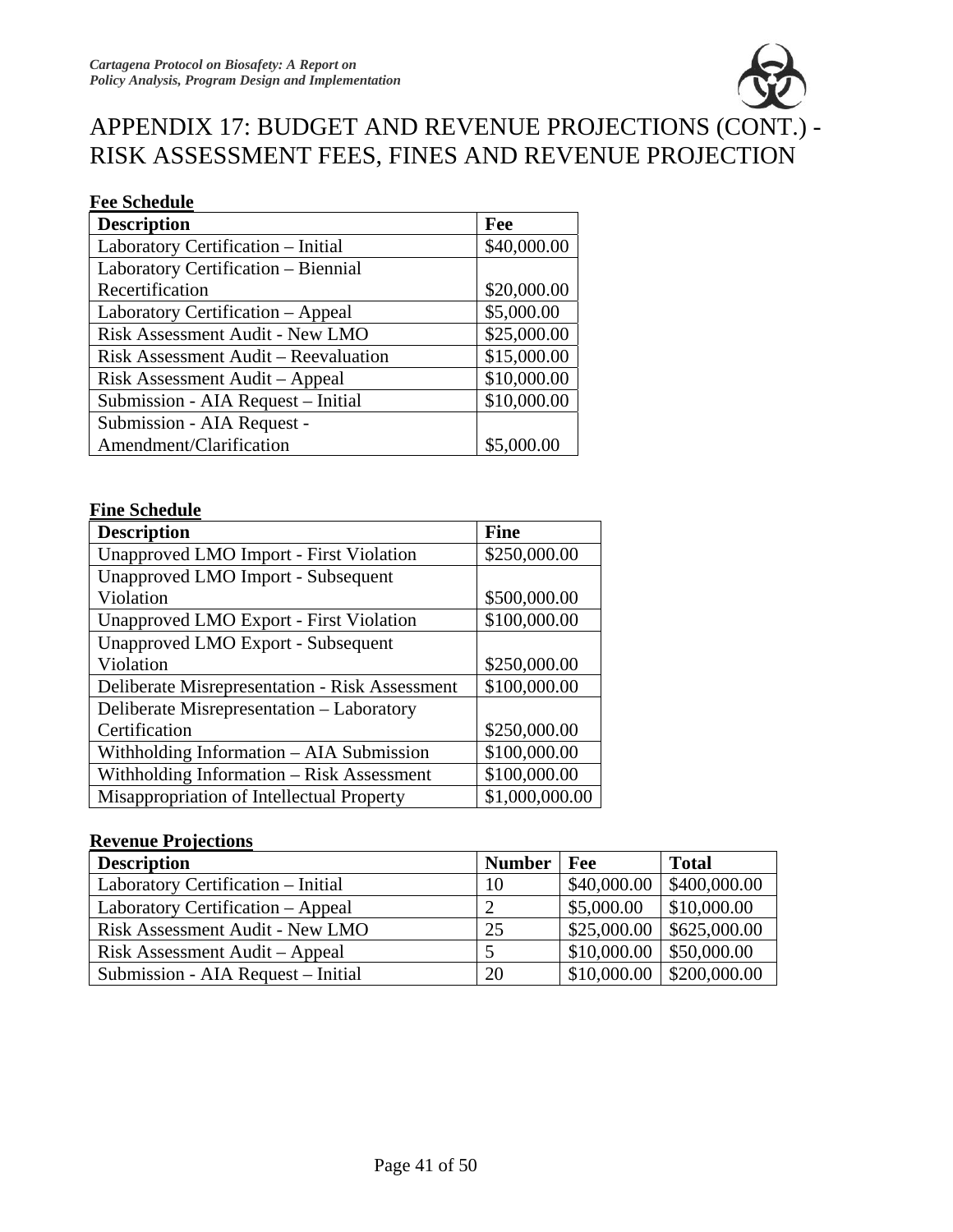# APPENDIX 17: BUDGET AND REVENUE PROJECTIONS (CONT.) - RISK ASSESSMENT FEES, FINES AND REVENUE PROJECTION

**Fee Schedule**

| Description | Fee |
|---|---|
| Laboratory Certification – Initial | $40,000.00 |
| Laboratory Certification – Biennial Recertification | $20,000.00 |
| Laboratory Certification – Appeal | $5,000.00 |
| Risk Assessment Audit - New LMO | $25,000.00 |
| Risk Assessment Audit – Reevaluation | $15,000.00 |
| Risk Assessment Audit – Appeal | $10,000.00 |
| Submission - AIA Request – Initial | $10,000.00 |
| Submission - AIA Request - Amendment/Clarification | $5,000.00 |

**Fine Schedule**

| Description | Fine |
|---|---|
| Unapproved LMO Import - First Violation | $250,000.00 |
| Unapproved LMO Import - Subsequent Violation | $500,000.00 |
| Unapproved LMO Export - First Violation | $100,000.00 |
| Unapproved LMO Export - Subsequent Violation | $250,000.00 |
| Deliberate Misrepresentation - Risk Assessment | $100,000.00 |
| Deliberate Misrepresentation – Laboratory Certification | $250,000.00 |
| Withholding Information – AIA Submission | $100,000.00 |
| Withholding Information – Risk Assessment | $100,000.00 |
| Misappropriation of Intellectual Property | $1,000,000.00 |

**Revenue Projections**

| Description | Number | Fee | Total |
|---|---|---|---|
| Laboratory Certification – Initial | 10 | $40,000.00 | $400,000.00 |
| Laboratory Certification – Appeal | 2 | $5,000.00 | $10,000.00 |
| Risk Assessment Audit - New LMO | 25 | $25,000.00 | $625,000.00 |
| Risk Assessment Audit – Appeal | 5 | $10,000.00 | $50,000.00 |
| Submission - AIA Request – Initial | 20 | $10,000.00 | $200,000.00 |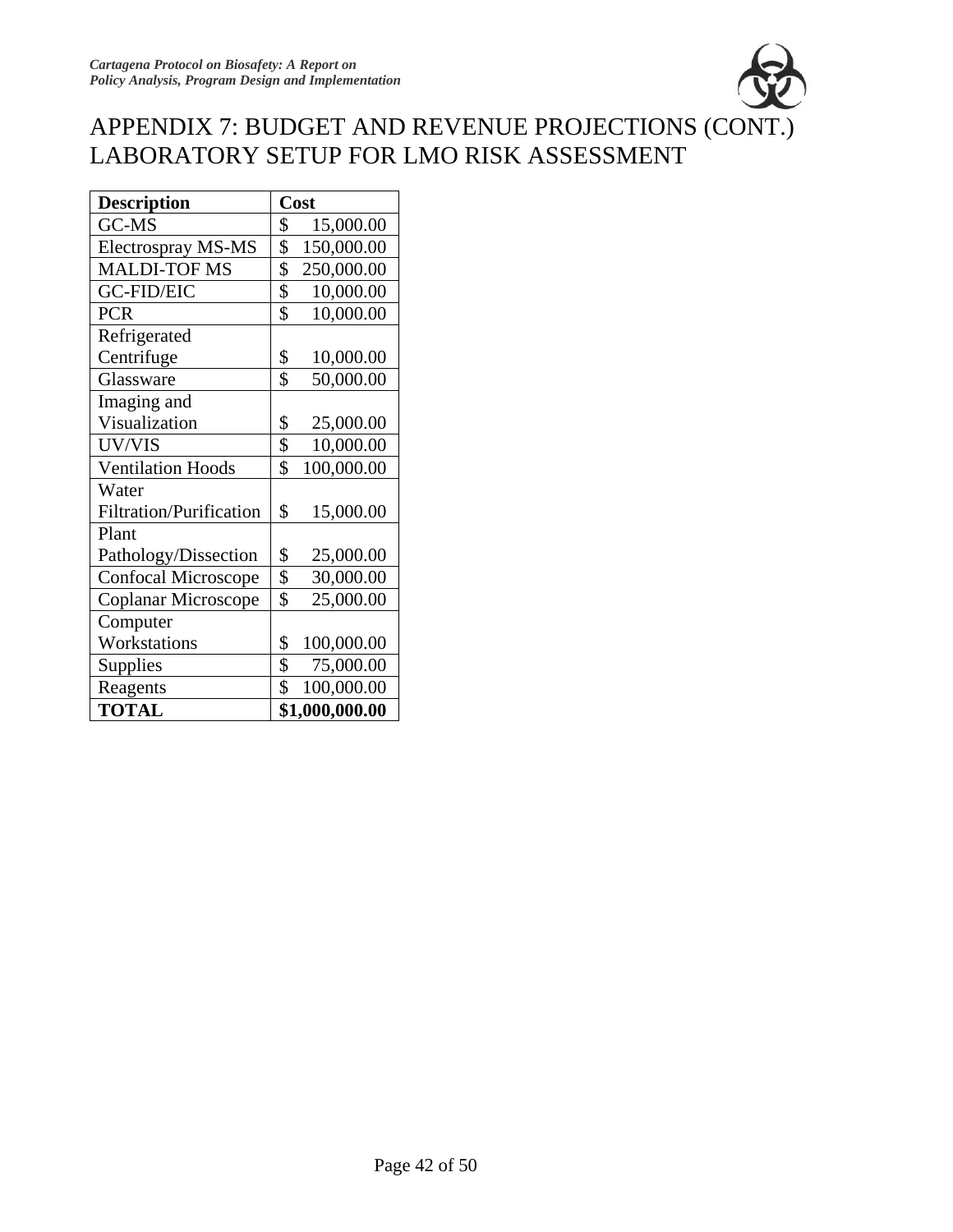# APPENDIX 7: BUDGET AND REVENUE PROJECTIONS (CONT.) LABORATORY SETUP FOR LMO RISK ASSESSMENT

| Description | Cost |
|---|---|
| GC-MS | $ 15,000.00 |
| Electrospray MS-MS | $ 150,000.00 |
| MALDI-TOF MS | $ 250,000.00 |
| GC-FID/EIC | $ 10,000.00 |
| PCR | $ 10,000.00 |
| Refrigerated Centrifuge | $ 10,000.00 |
| Glassware | $ 50,000.00 |
| Imaging and Visualization | $ 25,000.00 |
| UV/VIS | $ 10,000.00 |
| Ventilation Hoods | $ 100,000.00 |
| Water Filtration/Purification | $ 15,000.00 |
| Plant Pathology/Dissection | $ 25,000.00 |
| Confocal Microscope | $ 30,000.00 |
| Coplanar Microscope | $ 25,000.00 |
| Computer Workstations | $ 100,000.00 |
| Supplies | $ 75,000.00 |
| Reagents | $ 100,000.00 |
| **TOTAL** | **$1,000,000.00** |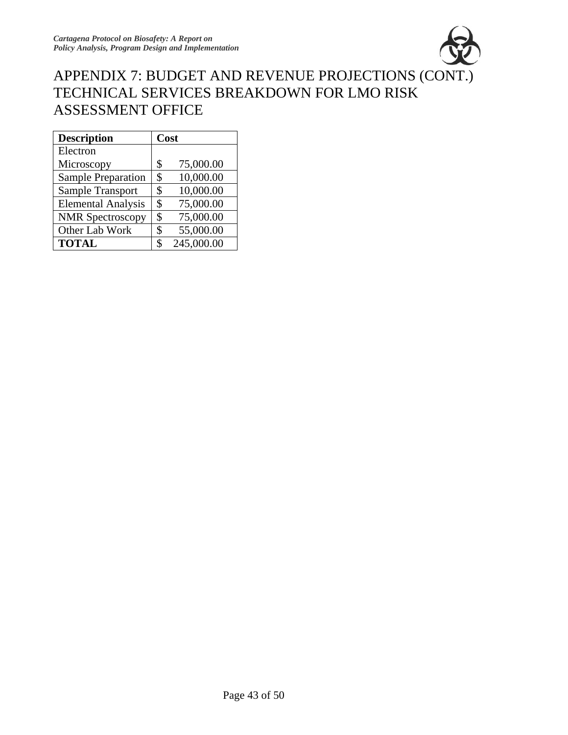# APPENDIX 7: BUDGET AND REVENUE PROJECTIONS (CONT.) TECHNICAL SERVICES BREAKDOWN FOR LMO RISK ASSESSMENT OFFICE

| **Description** | **Cost** |
|---|---|
| Electron Microscopy | $ 75,000.00 |
| Sample Preparation | $ 10,000.00 |
| Sample Transport | $ 10,000.00 |
| Elemental Analysis | $ 75,000.00 |
| NMR Spectroscopy | $ 75,000.00 |
| Other Lab Work | $ 55,000.00 |
| **TOTAL** | $ 245,000.00 |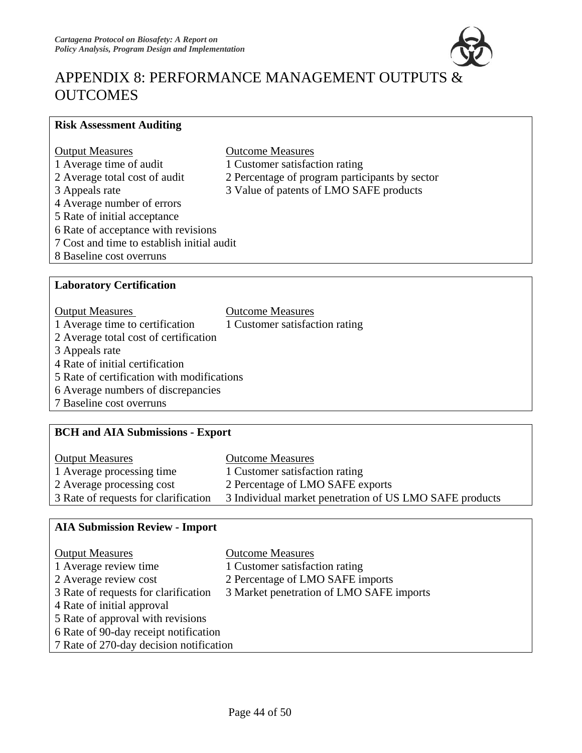# APPENDIX 8: PERFORMANCE MANAGEMENT OUTPUTS & OUTCOMES

**Risk Assessment Auditing**

| Output Measures | Outcome Measures |
|---|---|
| 1 Average time of audit | 1 Customer satisfaction rating |
| 2 Average total cost of audit | 2 Percentage of program participants by sector |
| 3 Appeals rate | 3 Value of patents of LMO SAFE products |
| 4 Average number of errors | |
| 5 Rate of initial acceptance | |
| 6 Rate of acceptance with revisions | |
| 7 Cost and time to establish initial audit | |
| 8 Baseline cost overruns | |

**Laboratory Certification**

| Output Measures | Outcome Measures |
|---|---|
| 1 Average time to certification | 1 Customer satisfaction rating |
| 2 Average total cost of certification | |
| 3 Appeals rate | |
| 4 Rate of initial certification | |
| 5 Rate of certification with modifications | |
| 6 Average numbers of discrepancies | |
| 7 Baseline cost overruns | |

**BCH and AIA Submissions - Export**

| Output Measures | Outcome Measures |
|---|---|
| 1 Average processing time | 1 Customer satisfaction rating |
| 2 Average processing cost | 2 Percentage of LMO SAFE exports |
| 3 Rate of requests for clarification | 3 Individual market penetration of US LMO SAFE products |

**AIA Submission Review - Import**

| Output Measures | Outcome Measures |
|---|---|
| 1 Average review time | 1 Customer satisfaction rating |
| 2 Average review cost | 2 Percentage of LMO SAFE imports |
| 3 Rate of requests for clarification | 3 Market penetration of LMO SAFE imports |
| 4 Rate of initial approval | |
| 5 Rate of approval with revisions | |
| 6 Rate of 90-day receipt notification | |
| 7 Rate of 270-day decision notification | |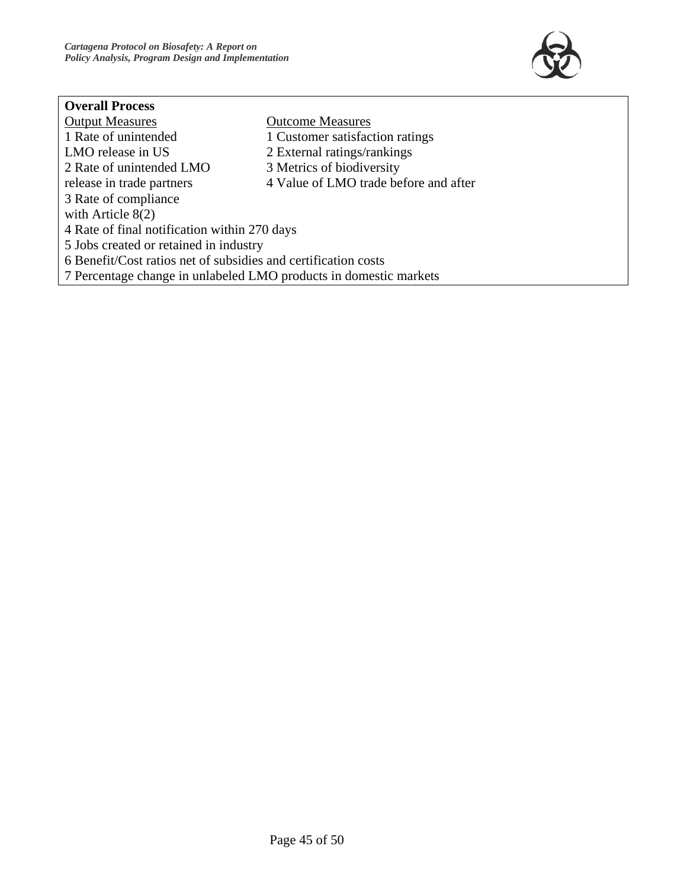**Overall Process**

| Output Measures | Outcome Measures |
| --- | --- |
| 1 Rate of unintended LMO release in US | 1 Customer satisfaction ratings |
| 2 Rate of unintended LMO release in trade partners | 2 External ratings/rankings |
| 3 Rate of compliance with Article 8(2) | 3 Metrics of biodiversity |
| 4 Rate of final notification within 270 days | 4 Value of LMO trade before and after |
| 5 Jobs created or retained in industry | |
| 6 Benefit/Cost ratios net of subsidies and certification costs | |
| 7 Percentage change in unlabeled LMO products in domestic markets | |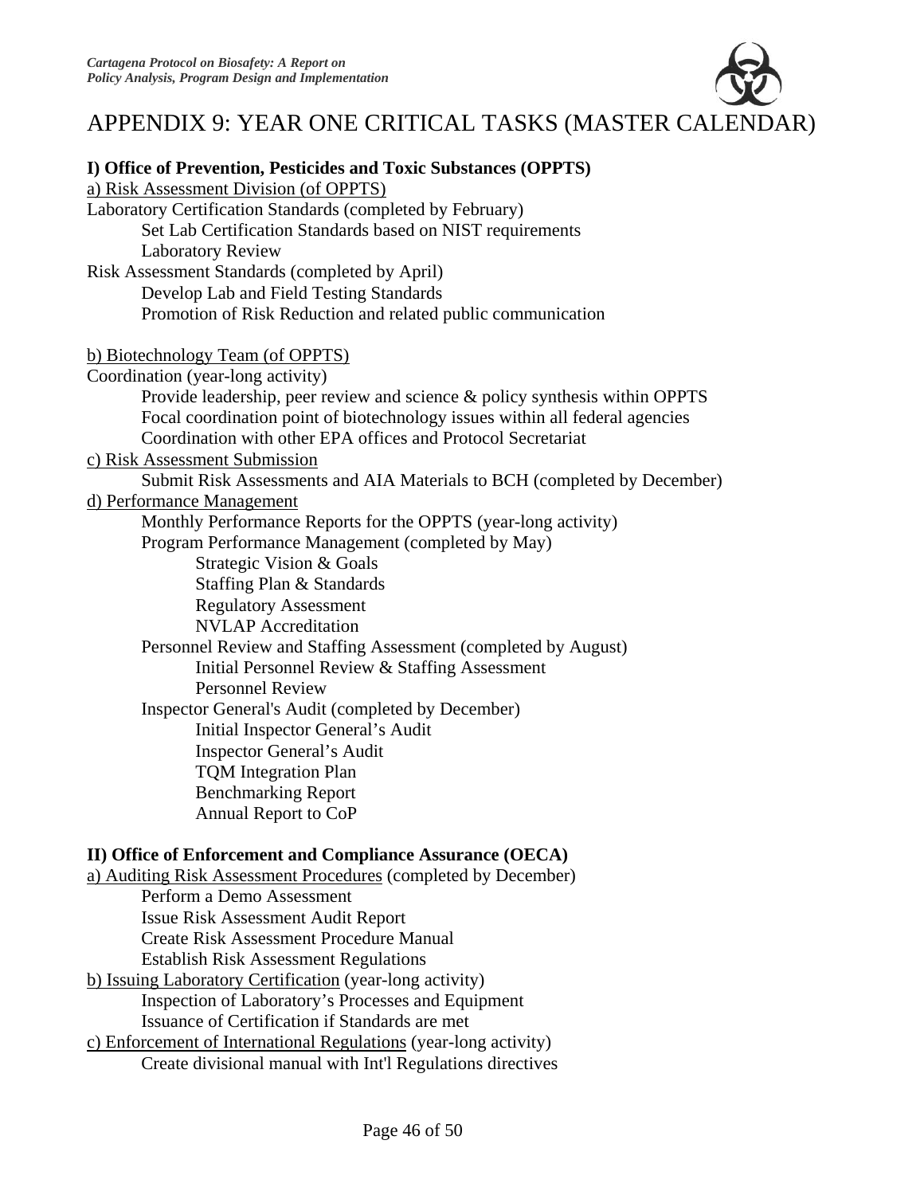# APPENDIX 9: YEAR ONE CRITICAL TASKS (MASTER CALENDAR)

**I) Office of Prevention, Pesticides and Toxic Substances (OPPTS)**

<u>a) Risk Assessment Division (of OPPTS)</u>

Laboratory Certification Standards (completed by February)

- Set Lab Certification Standards based on NIST requirements
- Laboratory Review

Risk Assessment Standards (completed by April)

- Develop Lab and Field Testing Standards
- Promotion of Risk Reduction and related public communication

<u>b) Biotechnology Team (of OPPTS)</u>

Coordination (year-long activity)

- Provide leadership, peer review and science & policy synthesis within OPPTS
- Focal coordination point of biotechnology issues within all federal agencies
- Coordination with other EPA offices and Protocol Secretariat

<u>c) Risk Assessment Submission</u>

- Submit Risk Assessments and AIA Materials to BCH (completed by December)

<u>d) Performance Management</u>

- Monthly Performance Reports for the OPPTS (year-long activity)
- Program Performance Management (completed by May)
  - Strategic Vision & Goals
  - Staffing Plan & Standards
  - Regulatory Assessment
  - NVLAP Accreditation
- Personnel Review and Staffing Assessment (completed by August)
  - Initial Personnel Review & Staffing Assessment
  - Personnel Review
- Inspector General's Audit (completed by December)
  - Initial Inspector General's Audit
  - Inspector General's Audit
  - TQM Integration Plan
  - Benchmarking Report
  - Annual Report to CoP

**II) Office of Enforcement and Compliance Assurance (OECA)**

<u>a) Auditing Risk Assessment Procedures</u> (completed by December)

- Perform a Demo Assessment
- Issue Risk Assessment Audit Report
- Create Risk Assessment Procedure Manual
- Establish Risk Assessment Regulations

<u>b) Issuing Laboratory Certification</u> (year-long activity)

- Inspection of Laboratory's Processes and Equipment
- Issuance of Certification if Standards are met

<u>c) Enforcement of International Regulations</u> (year-long activity)

- Create divisional manual with Int'l Regulations directives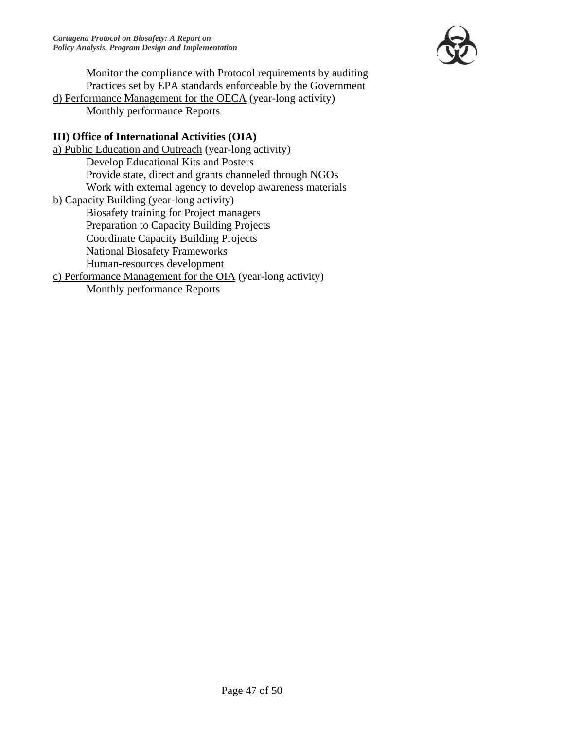Monitor the compliance with Protocol requirements by auditing
Practices set by EPA standards enforceable by the Government

d) Performance Management for the OECA (year-long activity)
Monthly performance Reports

**III) Office of International Activities (OIA)**

a) Public Education and Outreach (year-long activity)
Develop Educational Kits and Posters
Provide state, direct and grants channeled through NGOs
Work with external agency to develop awareness materials

b) Capacity Building (year-long activity)
Biosafety training for Project managers
Preparation to Capacity Building Projects
Coordinate Capacity Building Projects
National Biosafety Frameworks
Human-resources development

c) Performance Management for the OIA (year-long activity)
Monthly performance Reports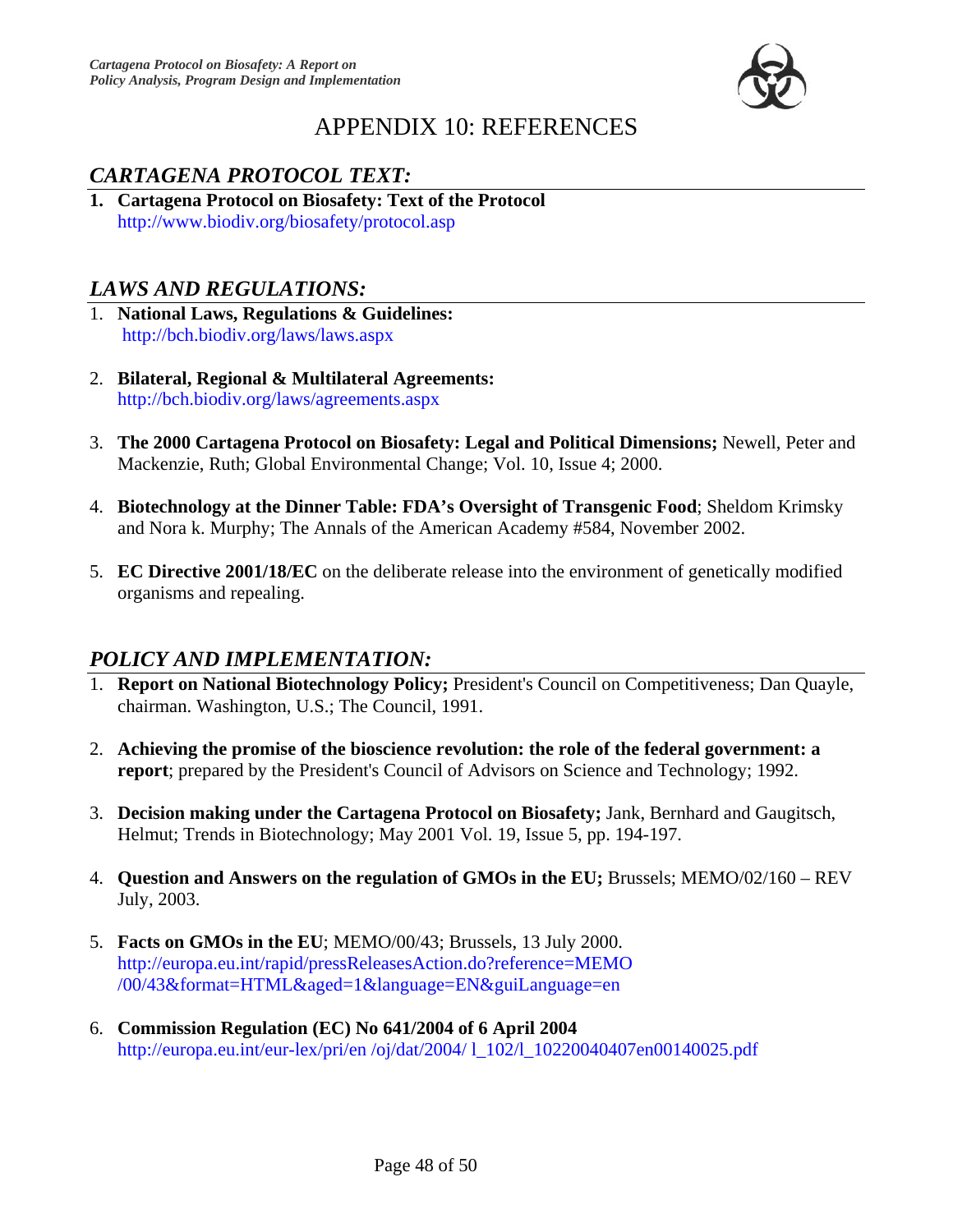# APPENDIX 10: REFERENCES

## *CARTAGENA PROTOCOL TEXT:*

1. **Cartagena Protocol on Biosafety: Text of the Protocol**
   http://www.biodiv.org/biosafety/protocol.asp

## *LAWS AND REGULATIONS:*

1. **National Laws, Regulations & Guidelines:**
   http://bch.biodiv.org/laws/laws.aspx

2. **Bilateral, Regional & Multilateral Agreements:**
   http://bch.biodiv.org/laws/agreements.aspx

3. **The 2000 Cartagena Protocol on Biosafety: Legal and Political Dimensions;** Newell, Peter and Mackenzie, Ruth; Global Environmental Change; Vol. 10, Issue 4; 2000.

4. **Biotechnology at the Dinner Table: FDA's Oversight of Transgenic Food**; Sheldom Krimsky and Nora k. Murphy; The Annals of the American Academy #584, November 2002.

5. **EC Directive 2001/18/EC** on the deliberate release into the environment of genetically modified organisms and repealing.

## *POLICY AND IMPLEMENTATION:*

1. **Report on National Biotechnology Policy;** President's Council on Competitiveness; Dan Quayle, chairman. Washington, U.S.; The Council, 1991.

2. **Achieving the promise of the bioscience revolution: the role of the federal government: a report**; prepared by the President's Council of Advisors on Science and Technology; 1992.

3. **Decision making under the Cartagena Protocol on Biosafety;** Jank, Bernhard and Gaugitsch, Helmut; Trends in Biotechnology; May 2001 Vol. 19, Issue 5, pp. 194-197.

4. **Question and Answers on the regulation of GMOs in the EU;** Brussels; MEMO/02/160 – REV July, 2003.

5. **Facts on GMOs in the EU**; MEMO/00/43; Brussels, 13 July 2000.
   http://europa.eu.int/rapid/pressReleasesAction.do?reference=MEMO/00/43&format=HTML&aged=1&language=EN&guiLanguage=en

6. **Commission Regulation (EC) No 641/2004 of 6 April 2004**
   http://europa.eu.int/eur-lex/pri/en /oj/dat/2004/ l_102/l_10220040407en00140025.pdf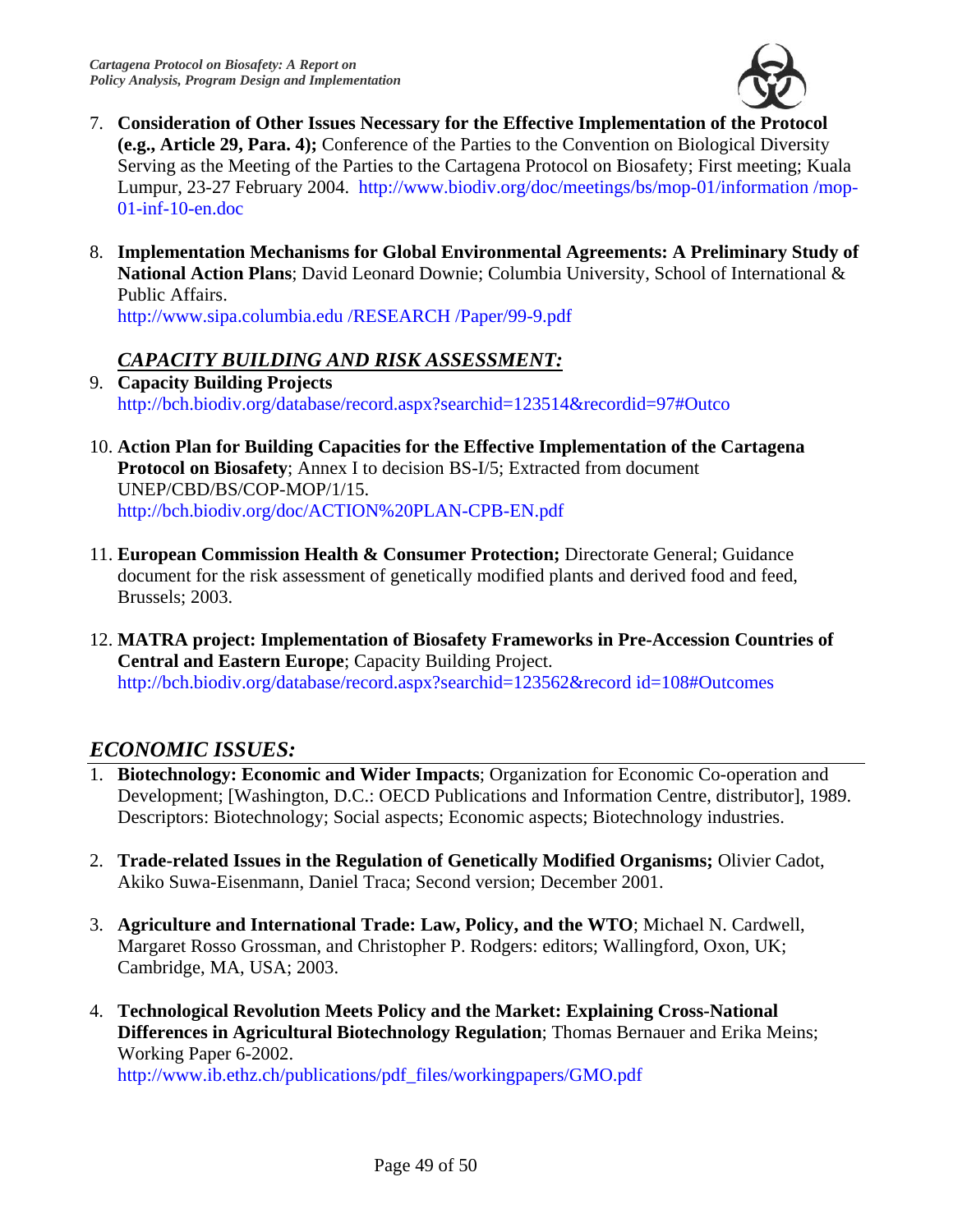7. **Consideration of Other Issues Necessary for the Effective Implementation of the Protocol (e.g., Article 29, Para. 4);** Conference of the Parties to the Convention on Biological Diversity Serving as the Meeting of the Parties to the Cartagena Protocol on Biosafety; First meeting; Kuala Lumpur, 23-27 February 2004. http://www.biodiv.org/doc/meetings/bs/mop-01/information /mop-01-inf-10-en.doc

8. **Implementation Mechanisms for Global Environmental Agreements: A Preliminary Study of National Action Plans**; David Leonard Downie; Columbia University, School of International & Public Affairs.
   http://www.sipa.columbia.edu /RESEARCH /Paper/99-9.pdf

***CAPACITY BUILDING AND RISK ASSESSMENT:***

9. **Capacity Building Projects**
   http://bch.biodiv.org/database/record.aspx?searchid=123514&recordid=97#Outco

10. **Action Plan for Building Capacities for the Effective Implementation of the Cartagena Protocol on Biosafety**; Annex I to decision BS-I/5; Extracted from document UNEP/CBD/BS/COP-MOP/1/15.
    http://bch.biodiv.org/doc/ACTION%20PLAN-CPB-EN.pdf

11. **European Commission Health & Consumer Protection;** Directorate General; Guidance document for the risk assessment of genetically modified plants and derived food and feed, Brussels; 2003.

12. **MATRA project: Implementation of Biosafety Frameworks in Pre-Accession Countries of Central and Eastern Europe**; Capacity Building Project.
    http://bch.biodiv.org/database/record.aspx?searchid=123562&record id=108#Outcomes

## *ECONOMIC ISSUES:*

1. **Biotechnology: Economic and Wider Impacts**; Organization for Economic Co-operation and Development; [Washington, D.C.: OECD Publications and Information Centre, distributor], 1989. Descriptors: Biotechnology; Social aspects; Economic aspects; Biotechnology industries.

2. **Trade-related Issues in the Regulation of Genetically Modified Organisms;** Olivier Cadot, Akiko Suwa-Eisenmann, Daniel Traca; Second version; December 2001.

3. **Agriculture and International Trade: Law, Policy, and the WTO**; Michael N. Cardwell, Margaret Rosso Grossman, and Christopher P. Rodgers: editors; Wallingford, Oxon, UK; Cambridge, MA, USA; 2003.

4. **Technological Revolution Meets Policy and the Market: Explaining Cross-National Differences in Agricultural Biotechnology Regulation**; Thomas Bernauer and Erika Meins; Working Paper 6-2002.
   http://www.ib.ethz.ch/publications/pdf_files/workingpapers/GMO.pdf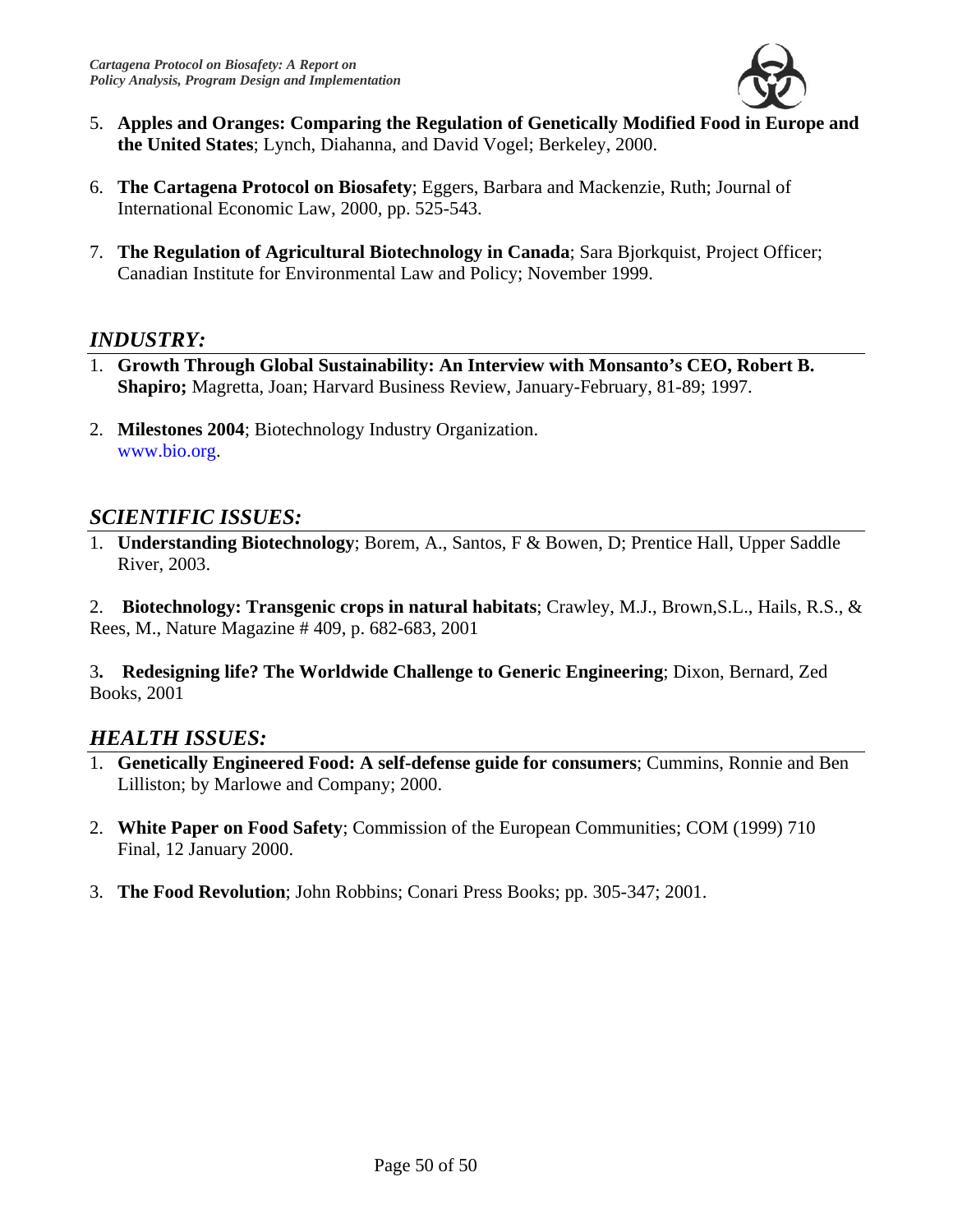5. **Apples and Oranges: Comparing the Regulation of Genetically Modified Food in Europe and the United States**; Lynch, Diahanna, and David Vogel; Berkeley, 2000.

6. **The Cartagena Protocol on Biosafety**; Eggers, Barbara and Mackenzie, Ruth; Journal of International Economic Law, 2000, pp. 525-543.

7. **The Regulation of Agricultural Biotechnology in Canada**; Sara Bjorkquist, Project Officer; Canadian Institute for Environmental Law and Policy; November 1999.

## *INDUSTRY:*

1. **Growth Through Global Sustainability: An Interview with Monsanto's CEO, Robert B. Shapiro;** Magretta, Joan; Harvard Business Review, January-February, 81-89; 1997.

2. **Milestones 2004**; Biotechnology Industry Organization. www.bio.org.

## *SCIENTIFIC ISSUES:*

1. **Understanding Biotechnology**; Borem, A., Santos, F & Bowen, D; Prentice Hall, Upper Saddle River, 2003.

2. **Biotechnology: Transgenic crops in natural habitats**; Crawley, M.J., Brown,S.L., Hails, R.S., & Rees, M., Nature Magazine # 409, p. 682-683, 2001

3. **Redesigning life? The Worldwide Challenge to Generic Engineering**; Dixon, Bernard, Zed Books, 2001

## *HEALTH ISSUES:*

1. **Genetically Engineered Food: A self-defense guide for consumers**; Cummins, Ronnie and Ben Lilliston; by Marlowe and Company; 2000.

2. **White Paper on Food Safety**; Commission of the European Communities; COM (1999) 710 Final, 12 January 2000.

3. **The Food Revolution**; John Robbins; Conari Press Books; pp. 305-347; 2001.